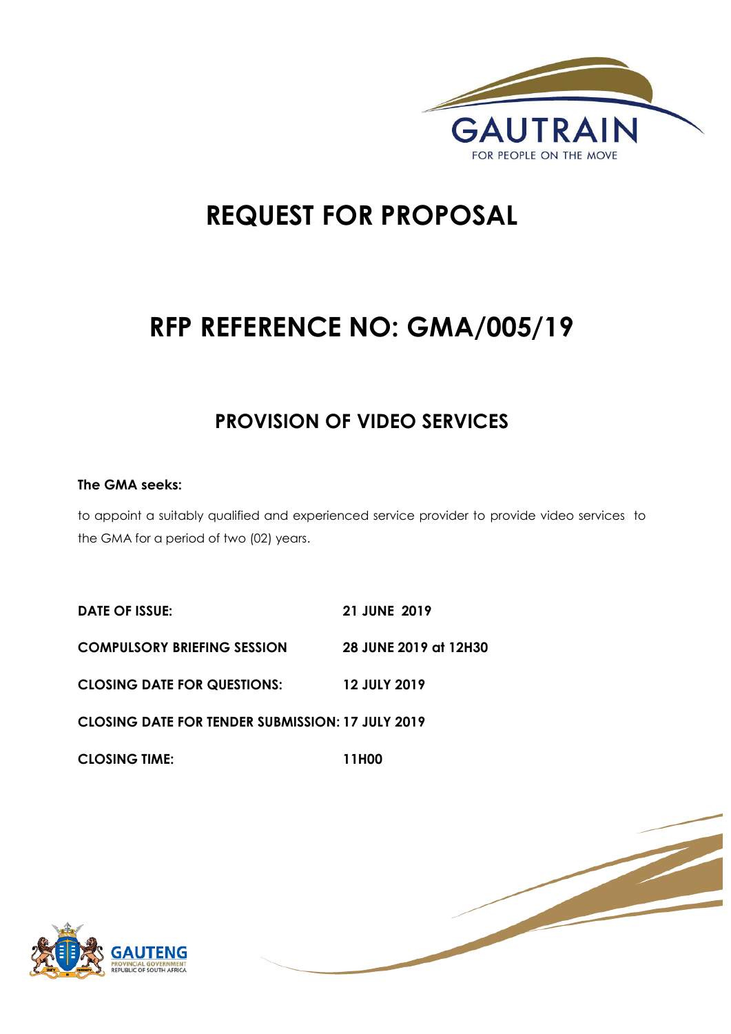# REQUEST FOR PROPOSAL

# RFP REFERENCE NO: GMA/005/19

## PROVISION OF VIDEO SERVICES

**The GMA seeks:**

to appoint a suitably qualified and experienced service provider to provide video services to the GMA for a period of two (02) years.

| | |
|---|---|
| **DATE OF ISSUE:** | **21 JUNE 2019** |
| **COMPULSORY BRIEFING SESSION** | **28 JUNE 2019 at 12H30** |
| **CLOSING DATE FOR QUESTIONS:** | **12 JULY 2019** |
| **CLOSING DATE FOR TENDER SUBMISSION:** | **17 JULY 2019** |
| **CLOSING TIME:** | **11H00** |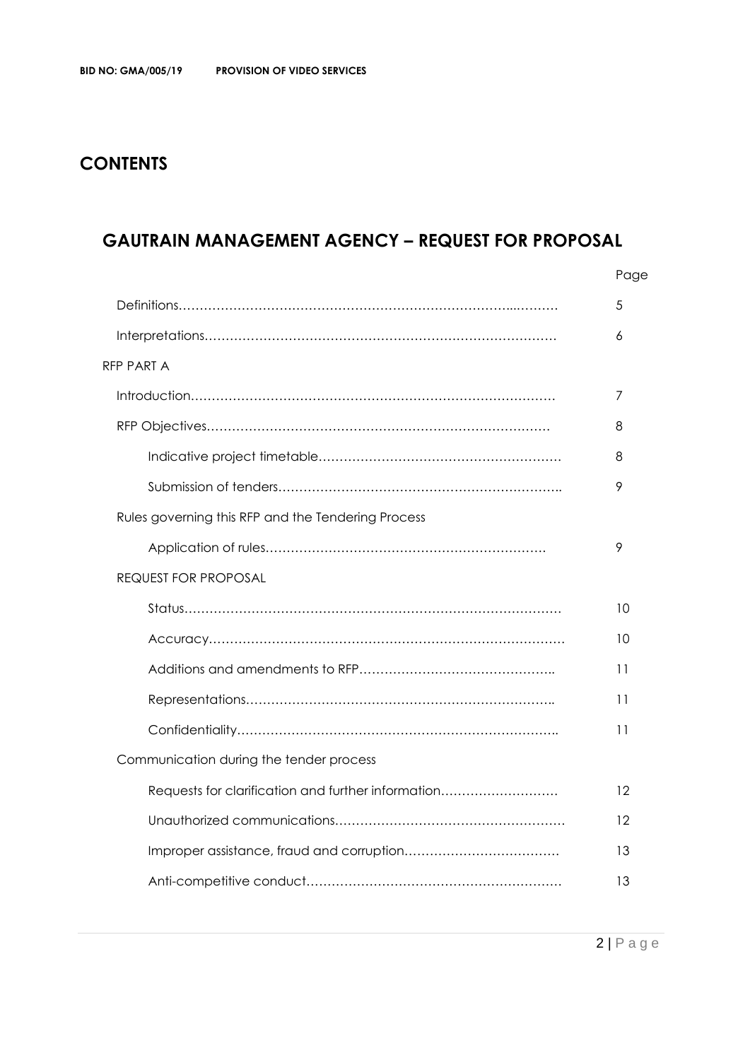# CONTENTS

## GAUTRAIN MANAGEMENT AGENCY – REQUEST FOR PROPOSAL

| | Page |
|---|---|
| Definitions | 5 |
| Interpretations | 6 |
| RFP PART A | |
| Introduction | 7 |
| RFP Objectives | 8 |
| Indicative project timetable | 8 |
| Submission of tenders | 9 |
| Rules governing this RFP and the Tendering Process | |
| Application of rules | 9 |
| REQUEST FOR PROPOSAL | |
| Status | 10 |
| Accuracy | 10 |
| Additions and amendments to RFP | 11 |
| Representations | 11 |
| Confidentiality | 11 |
| Communication during the tender process | |
| Requests for clarification and further information | 12 |
| Unauthorized communications | 12 |
| Improper assistance, fraud and corruption | 13 |
| Anti-competitive conduct | 13 |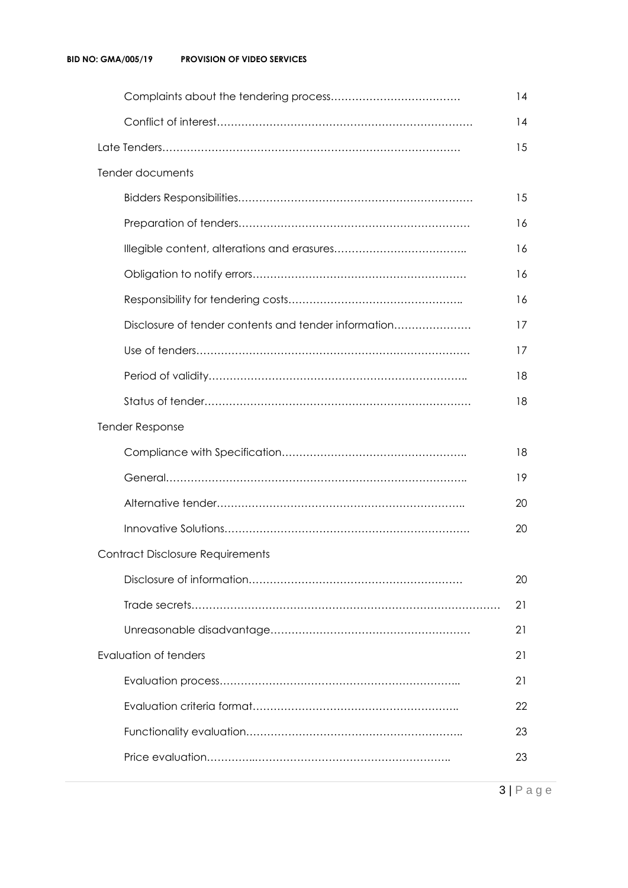| | |
|---|---|
| Complaints about the tendering process………………………………. | 14 |
| Conflict of interest………………………………………………………………. | 14 |
| Late Tenders…………………………………………………………………………. | 15 |
| Tender documents | |
| Bidders Responsibilities…………………………………………………………. | 15 |
| Preparation of tenders………………………………………………………. | 16 |
| Illegible content, alterations and erasures……………………………….. | 16 |
| Obligation to notify errors…………………………………………………… | 16 |
| Responsibility for tendering costs………………………………………….. | 16 |
| Disclosure of tender contents and tender information…………………. | 17 |
| Use of tenders…………………………………………………………………. | 17 |
| Period of validity……………………………………………………………….. | 18 |
| Status of tender………………………………………………………………… | 18 |
| Tender Response | |
| Compliance with Specification…………………………………………….. | 18 |
| General………………………………………………………………………….. | 19 |
| Alternative tender…………………………………………………………….. | 20 |
| Innovative Solutions……………………………………………………………. | 20 |
| Contract Disclosure Requirements | |
| Disclosure of information……………………………………………………. | 20 |
| Trade secrets…………………………………………………………………………. | 21 |
| Unreasonable disadvantage………………………………………………… | 21 |
| Evaluation of tenders | 21 |
| Evaluation process…………………………………………………………….. | 21 |
| Evaluation criteria format………………………………………………….. | 22 |
| Functionality evaluation…………………………………………………….. | 23 |
| Price evaluation…………..……………………………………………….. | 23 |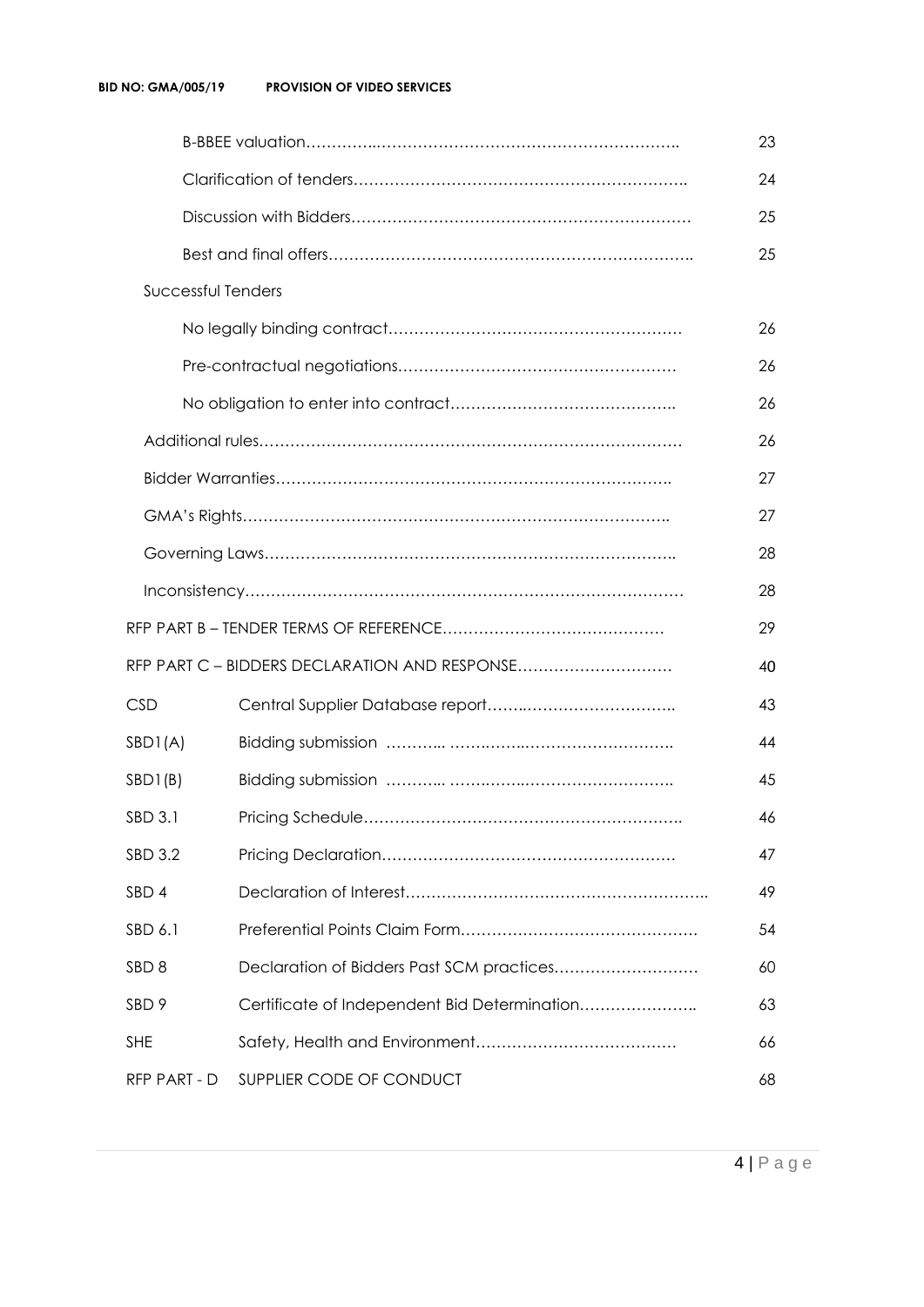| | | |
|---|---|---|
| | B-BBEE valuation……………………………………………………………. | 23 |
| | Clarification of tenders……………………………………………………….. | 24 |
| | Discussion with Bidders…………………………………………………………. | 25 |
| | Best and final offers…………………………………………………………….. | 25 |
| Successful Tenders | | |
| | No legally binding contract………………………………………………… | 26 |
| | Pre-contractual negotiations……………………………………………… | 26 |
| | No obligation to enter into contract…………………………………….. | 26 |
| Additional rules……………………………………………………………………… | | 26 |
| Bidder Warranties………………………………………………………………. | | 27 |
| GMA's Rights……………………………………………………………………….. | | 27 |
| Governing Laws……………………………………………………………………. | | 28 |
| Inconsistency………………………………………………………………………… | | 28 |
| RFP PART B – TENDER TERMS OF REFERENCE…………………………………… | | 29 |
| RFP PART C – BIDDERS DECLARATION AND RESPONSE……………………….. | | 40 |
| CSD | Central Supplier Database report……………………………….. | 43 |
| SBD1(A) | Bidding submission ………... ……………………………………. | 44 |
| SBD1(B) | Bidding submission ………... ……………………………………. | 45 |
| SBD 3.1 | Pricing Schedule……………………………………………………. | 46 |
| SBD 3.2 | Pricing Declaration………………………………………………… | 47 |
| SBD 4 | Declaration of Interest………………………………………………….. | 49 |
| SBD 6.1 | Preferential Points Claim Form……………………………………… | 54 |
| SBD 8 | Declaration of Bidders Past SCM practices……………………… | 60 |
| SBD 9 | Certificate of Independent Bid Determination………………….. | 63 |
| SHE | Safety, Health and Environment……………………………….. | 66 |
| RFP PART - D | SUPPLIER CODE OF CONDUCT | 68 |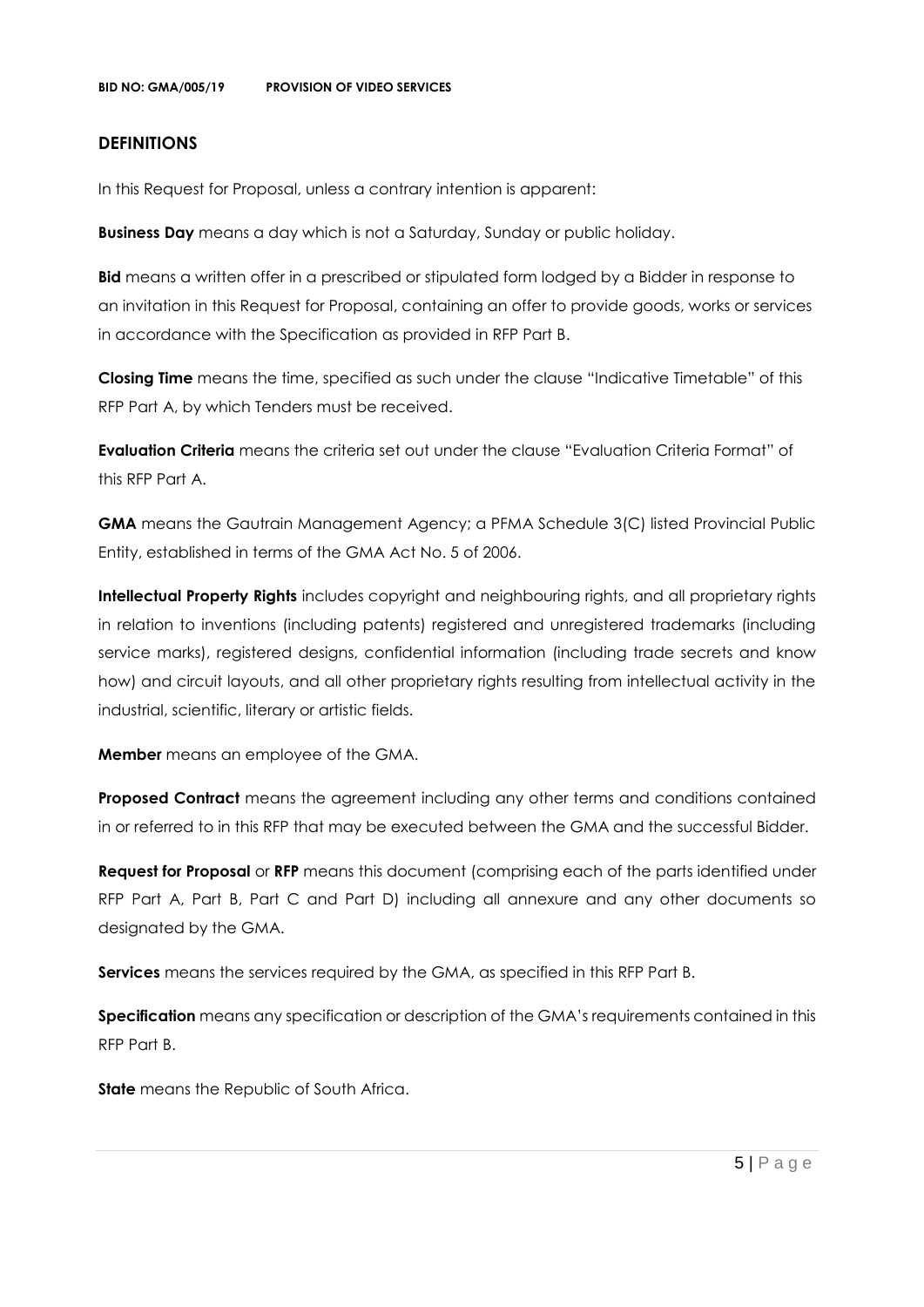## DEFINITIONS

In this Request for Proposal, unless a contrary intention is apparent:

**Business Day** means a day which is not a Saturday, Sunday or public holiday.

**Bid** means a written offer in a prescribed or stipulated form lodged by a Bidder in response to an invitation in this Request for Proposal, containing an offer to provide goods, works or services in accordance with the Specification as provided in RFP Part B.

**Closing Time** means the time, specified as such under the clause "Indicative Timetable" of this RFP Part A, by which Tenders must be received.

**Evaluation Criteria** means the criteria set out under the clause "Evaluation Criteria Format" of this RFP Part A.

**GMA** means the Gautrain Management Agency; a PFMA Schedule 3(C) listed Provincial Public Entity, established in terms of the GMA Act No. 5 of 2006.

**Intellectual Property Rights** includes copyright and neighbouring rights, and all proprietary rights in relation to inventions (including patents) registered and unregistered trademarks (including service marks), registered designs, confidential information (including trade secrets and know how) and circuit layouts, and all other proprietary rights resulting from intellectual activity in the industrial, scientific, literary or artistic fields.

**Member** means an employee of the GMA.

**Proposed Contract** means the agreement including any other terms and conditions contained in or referred to in this RFP that may be executed between the GMA and the successful Bidder.

**Request for Proposal** or **RFP** means this document (comprising each of the parts identified under RFP Part A, Part B, Part C and Part D) including all annexure and any other documents so designated by the GMA.

**Services** means the services required by the GMA, as specified in this RFP Part B.

**Specification** means any specification or description of the GMA's requirements contained in this RFP Part B.

**State** means the Republic of South Africa.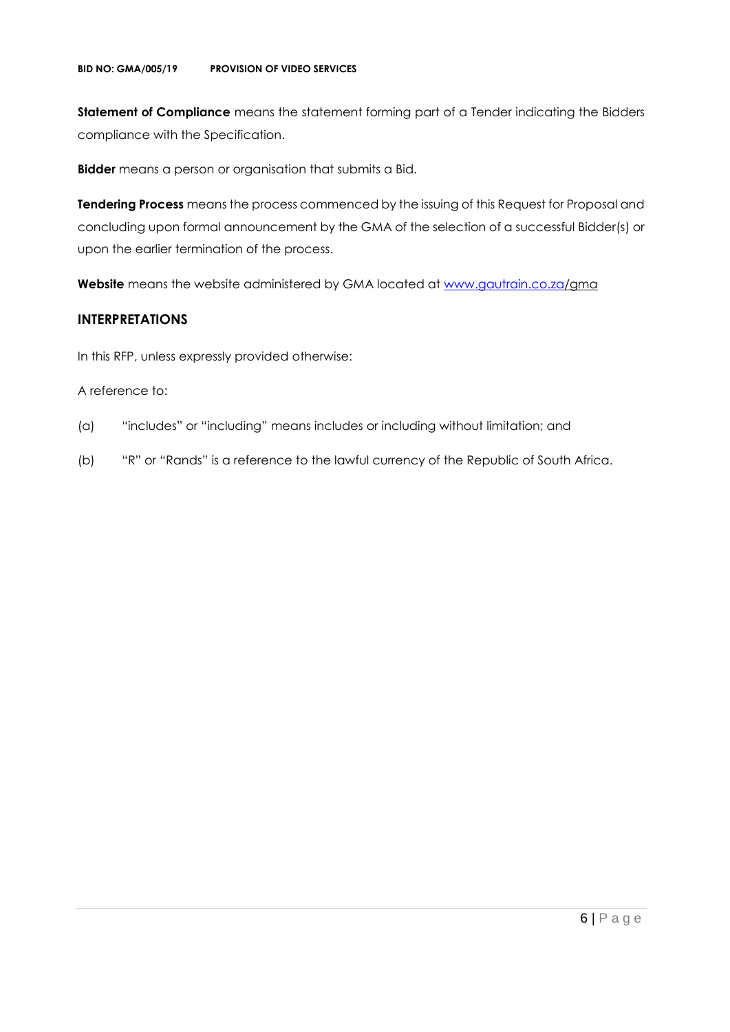**Statement of Compliance** means the statement forming part of a Tender indicating the Bidders compliance with the Specification.

**Bidder** means a person or organisation that submits a Bid.

**Tendering Process** means the process commenced by the issuing of this Request for Proposal and concluding upon formal announcement by the GMA of the selection of a successful Bidder(s) or upon the earlier termination of the process.

**Website** means the website administered by GMA located at [www.gautrain.co.za/gma](www.gautrain.co.za/gma)

## INTERPRETATIONS

In this RFP, unless expressly provided otherwise:

A reference to:

(a) "includes" or "including" means includes or including without limitation; and

(b) "R" or "Rands" is a reference to the lawful currency of the Republic of South Africa.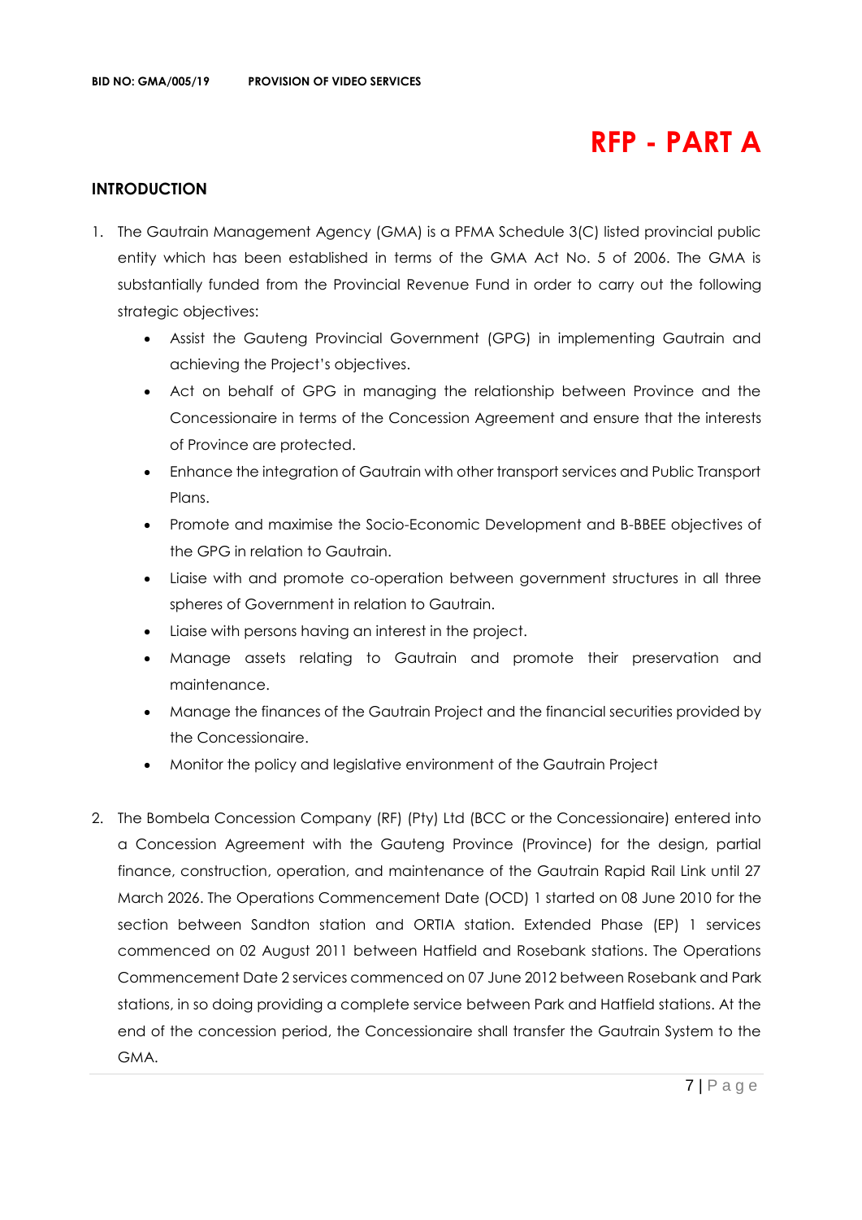# RFP - PART A

## INTRODUCTION

1. The Gautrain Management Agency (GMA) is a PFMA Schedule 3(C) listed provincial public entity which has been established in terms of the GMA Act No. 5 of 2006. The GMA is substantially funded from the Provincial Revenue Fund in order to carry out the following strategic objectives:
   - Assist the Gauteng Provincial Government (GPG) in implementing Gautrain and achieving the Project's objectives.
   - Act on behalf of GPG in managing the relationship between Province and the Concessionaire in terms of the Concession Agreement and ensure that the interests of Province are protected.
   - Enhance the integration of Gautrain with other transport services and Public Transport Plans.
   - Promote and maximise the Socio-Economic Development and B-BBEE objectives of the GPG in relation to Gautrain.
   - Liaise with and promote co-operation between government structures in all three spheres of Government in relation to Gautrain.
   - Liaise with persons having an interest in the project.
   - Manage assets relating to Gautrain and promote their preservation and maintenance.
   - Manage the finances of the Gautrain Project and the financial securities provided by the Concessionaire.
   - Monitor the policy and legislative environment of the Gautrain Project

2. The Bombela Concession Company (RF) (Pty) Ltd (BCC or the Concessionaire) entered into a Concession Agreement with the Gauteng Province (Province) for the design, partial finance, construction, operation, and maintenance of the Gautrain Rapid Rail Link until 27 March 2026. The Operations Commencement Date (OCD) 1 started on 08 June 2010 for the section between Sandton station and ORTIA station. Extended Phase (EP) 1 services commenced on 02 August 2011 between Hatfield and Rosebank stations. The Operations Commencement Date 2 services commenced on 07 June 2012 between Rosebank and Park stations, in so doing providing a complete service between Park and Hatfield stations. At the end of the concession period, the Concessionaire shall transfer the Gautrain System to the GMA.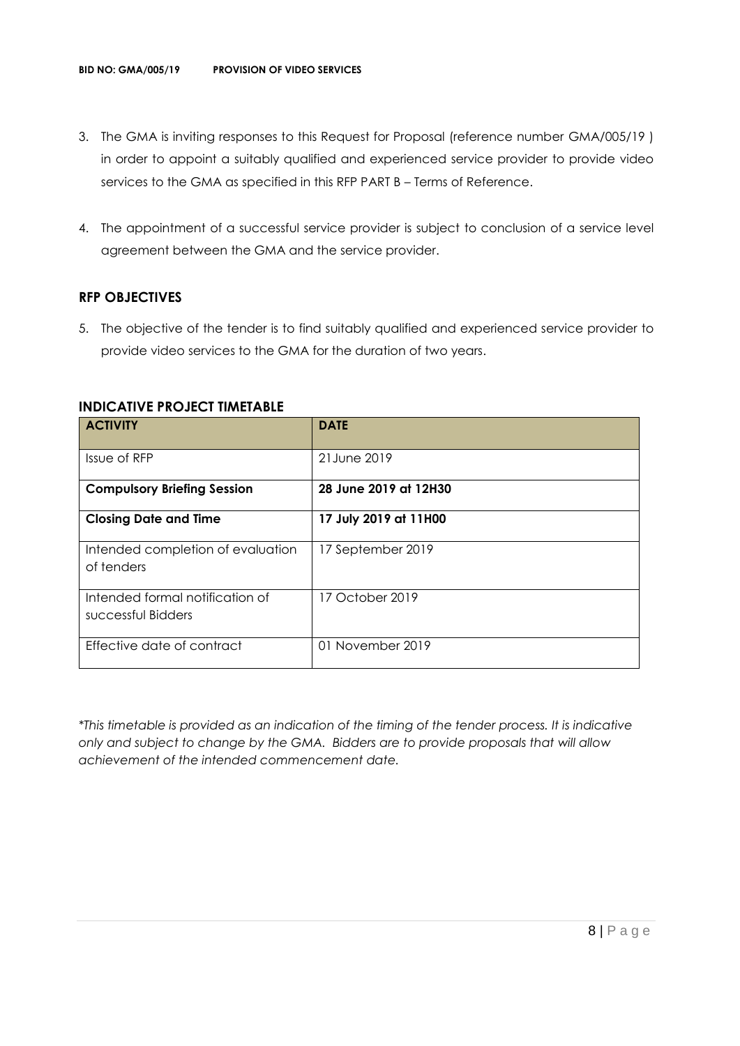3. The GMA is inviting responses to this Request for Proposal (reference number GMA/005/19 ) in order to appoint a suitably qualified and experienced service provider to provide video services to the GMA as specified in this RFP PART B – Terms of Reference.

4. The appointment of a successful service provider is subject to conclusion of a service level agreement between the GMA and the service provider.

## RFP OBJECTIVES

5. The objective of the tender is to find suitably qualified and experienced service provider to provide video services to the GMA for the duration of two years.

## INDICATIVE PROJECT TIMETABLE

| ACTIVITY | DATE |
|---|---|
| Issue of RFP | 21June 2019 |
| **Compulsory Briefing Session** | **28 June 2019 at 12H30** |
| **Closing Date and Time** | **17 July 2019 at 11H00** |
| Intended completion of evaluation of tenders | 17 September 2019 |
| Intended formal notification of successful Bidders | 17 October 2019 |
| Effective date of contract | 01 November 2019 |

*\*This timetable is provided as an indication of the timing of the tender process. It is indicative only and subject to change by the GMA. Bidders are to provide proposals that will allow achievement of the intended commencement date.*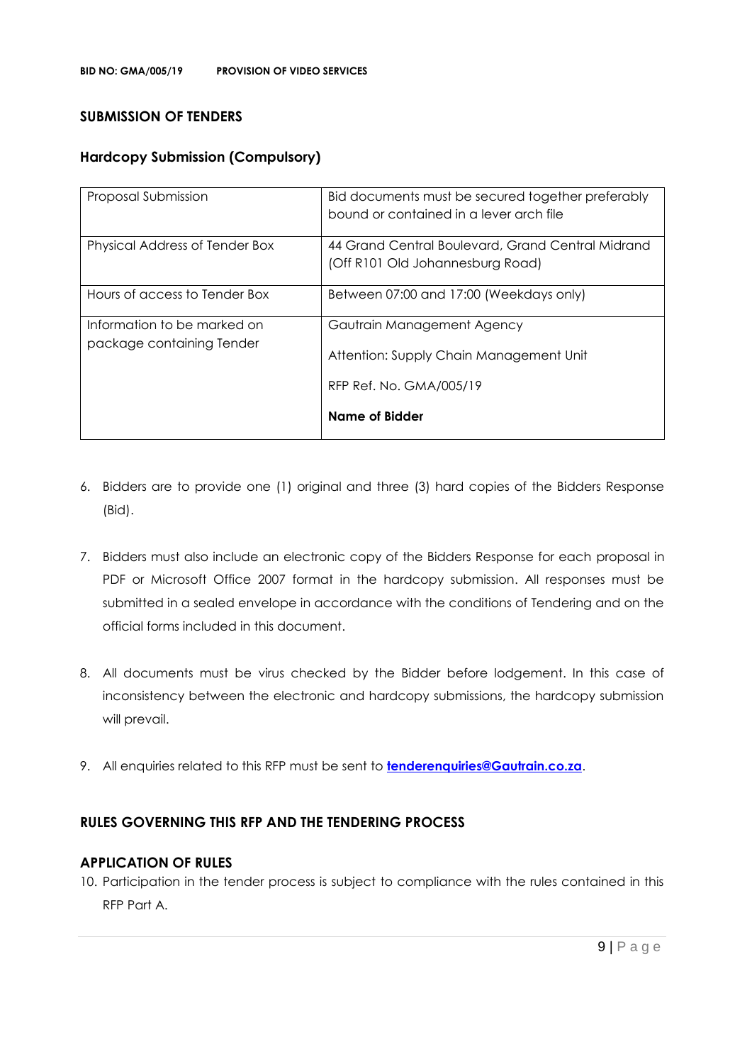## SUBMISSION OF TENDERS

### Hardcopy Submission (Compulsory)

| Proposal Submission | Bid documents must be secured together preferably bound or contained in a lever arch file |
|---|---|
| Physical Address of Tender Box | 44 Grand Central Boulevard, Grand Central Midrand (Off R101 Old Johannesburg Road) |
| Hours of access to Tender Box | Between 07:00 and 17:00 (Weekdays only) |
| Information to be marked on package containing Tender | Gautrain Management Agency<br><br>Attention: Supply Chain Management Unit<br><br>RFP Ref. No. GMA/005/19<br><br>**Name of Bidder** |

6. Bidders are to provide one (1) original and three (3) hard copies of the Bidders Response (Bid).

7. Bidders must also include an electronic copy of the Bidders Response for each proposal in PDF or Microsoft Office 2007 format in the hardcopy submission. All responses must be submitted in a sealed envelope in accordance with the conditions of Tendering and on the official forms included in this document.

8. All documents must be virus checked by the Bidder before lodgement. In this case of inconsistency between the electronic and hardcopy submissions, the hardcopy submission will prevail.

9. All enquiries related to this RFP must be sent to **tenderenquiries@Gautrain.co.za**.

## RULES GOVERNING THIS RFP AND THE TENDERING PROCESS

### APPLICATION OF RULES

10. Participation in the tender process is subject to compliance with the rules contained in this RFP Part A.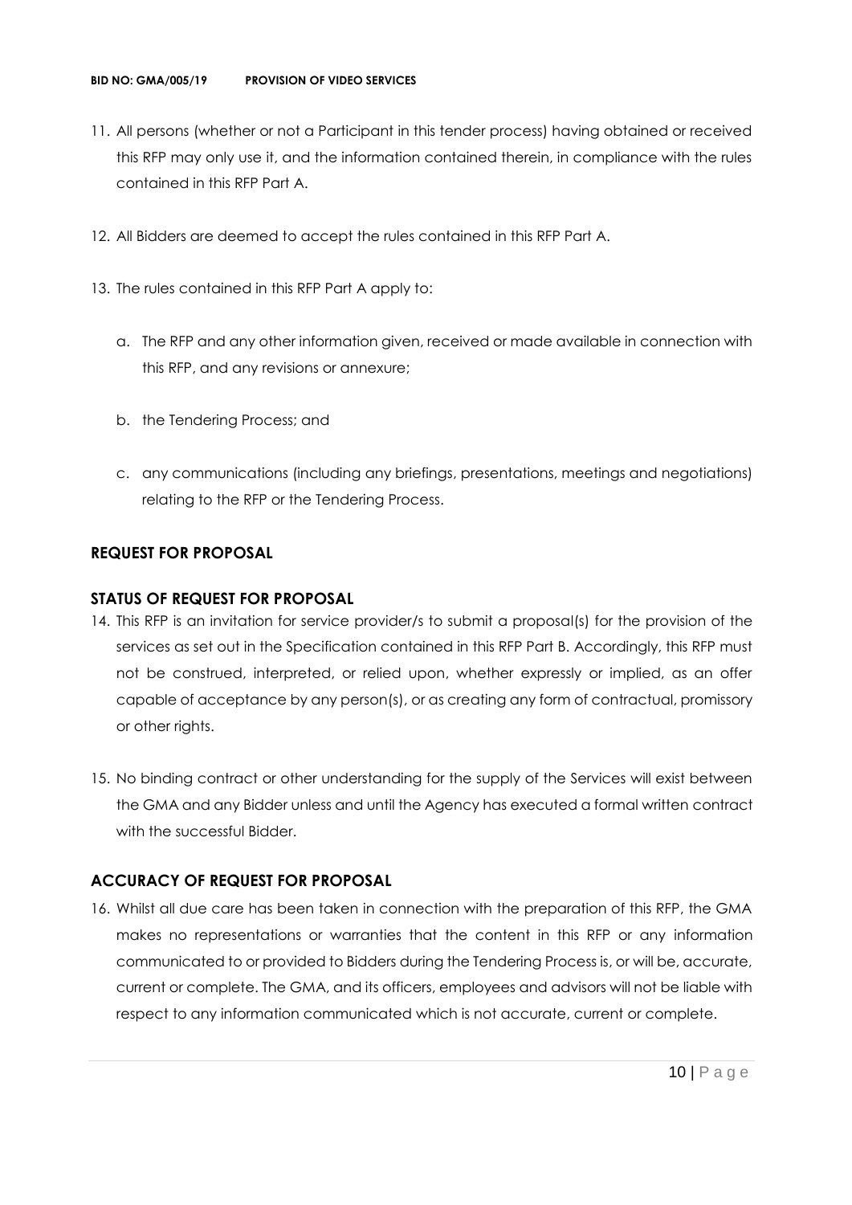11. All persons (whether or not a Participant in this tender process) having obtained or received this RFP may only use it, and the information contained therein, in compliance with the rules contained in this RFP Part A.

12. All Bidders are deemed to accept the rules contained in this RFP Part A.

13. The rules contained in this RFP Part A apply to:

    a. The RFP and any other information given, received or made available in connection with this RFP, and any revisions or annexure;

    b. the Tendering Process; and

    c. any communications (including any briefings, presentations, meetings and negotiations) relating to the RFP or the Tendering Process.

## REQUEST FOR PROPOSAL

## STATUS OF REQUEST FOR PROPOSAL

14. This RFP is an invitation for service provider/s to submit a proposal(s) for the provision of the services as set out in the Specification contained in this RFP Part B. Accordingly, this RFP must not be construed, interpreted, or relied upon, whether expressly or implied, as an offer capable of acceptance by any person(s), or as creating any form of contractual, promissory or other rights.

15. No binding contract or other understanding for the supply of the Services will exist between the GMA and any Bidder unless and until the Agency has executed a formal written contract with the successful Bidder.

## ACCURACY OF REQUEST FOR PROPOSAL

16. Whilst all due care has been taken in connection with the preparation of this RFP, the GMA makes no representations or warranties that the content in this RFP or any information communicated to or provided to Bidders during the Tendering Process is, or will be, accurate, current or complete. The GMA, and its officers, employees and advisors will not be liable with respect to any information communicated which is not accurate, current or complete.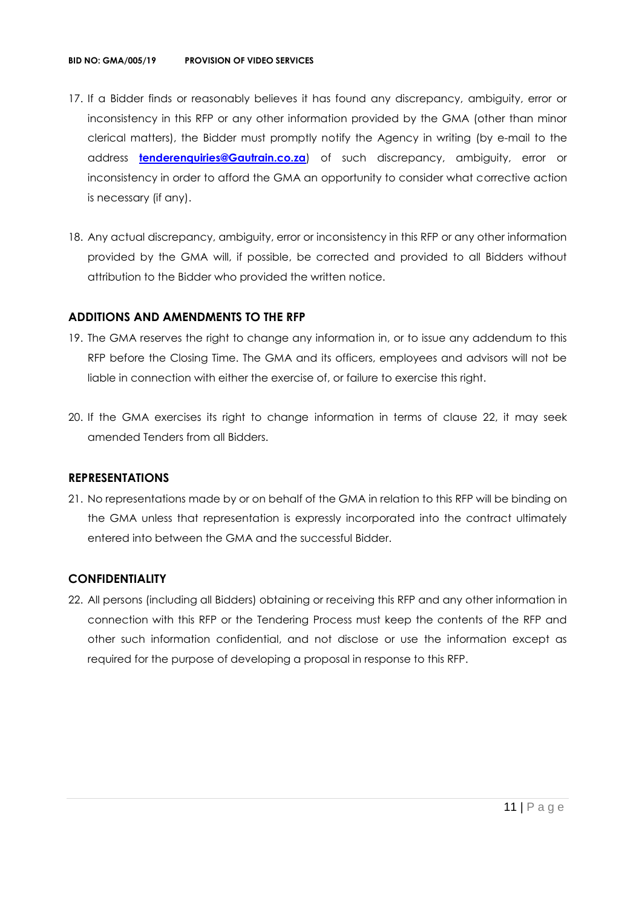17. If a Bidder finds or reasonably believes it has found any discrepancy, ambiguity, error or inconsistency in this RFP or any other information provided by the GMA (other than minor clerical matters), the Bidder must promptly notify the Agency in writing (by e-mail to the address **tenderenquiries@Gautrain.co.za**) of such discrepancy, ambiguity, error or inconsistency in order to afford the GMA an opportunity to consider what corrective action is necessary (if any).

18. Any actual discrepancy, ambiguity, error or inconsistency in this RFP or any other information provided by the GMA will, if possible, be corrected and provided to all Bidders without attribution to the Bidder who provided the written notice.

### ADDITIONS AND AMENDMENTS TO THE RFP

19. The GMA reserves the right to change any information in, or to issue any addendum to this RFP before the Closing Time. The GMA and its officers, employees and advisors will not be liable in connection with either the exercise of, or failure to exercise this right.

20. If the GMA exercises its right to change information in terms of clause 22, it may seek amended Tenders from all Bidders.

### REPRESENTATIONS

21. No representations made by or on behalf of the GMA in relation to this RFP will be binding on the GMA unless that representation is expressly incorporated into the contract ultimately entered into between the GMA and the successful Bidder.

### CONFIDENTIALITY

22. All persons (including all Bidders) obtaining or receiving this RFP and any other information in connection with this RFP or the Tendering Process must keep the contents of the RFP and other such information confidential, and not disclose or use the information except as required for the purpose of developing a proposal in response to this RFP.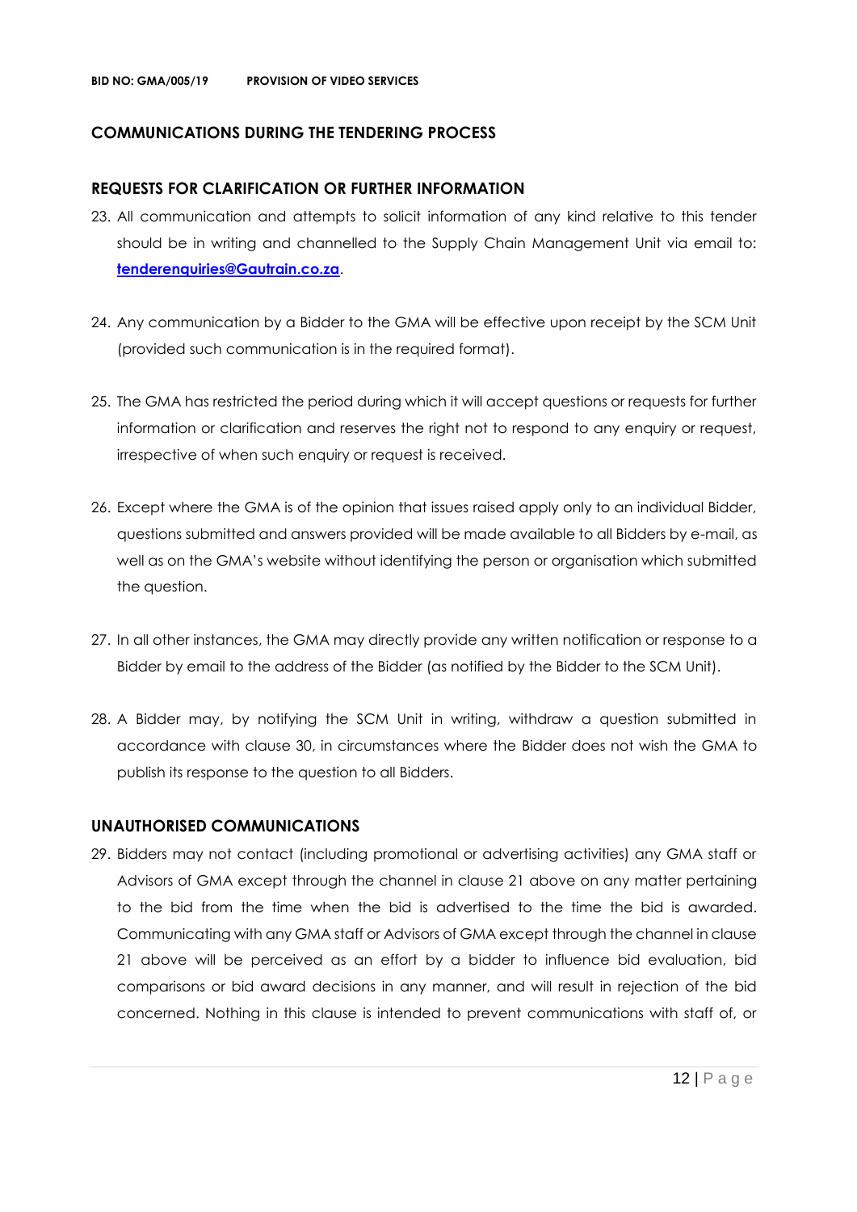## COMMUNICATIONS DURING THE TENDERING PROCESS

### REQUESTS FOR CLARIFICATION OR FURTHER INFORMATION

23. All communication and attempts to solicit information of any kind relative to this tender should be in writing and channelled to the Supply Chain Management Unit via email to: **tenderenquiries@Gautrain.co.za**.

24. Any communication by a Bidder to the GMA will be effective upon receipt by the SCM Unit (provided such communication is in the required format).

25. The GMA has restricted the period during which it will accept questions or requests for further information or clarification and reserves the right not to respond to any enquiry or request, irrespective of when such enquiry or request is received.

26. Except where the GMA is of the opinion that issues raised apply only to an individual Bidder, questions submitted and answers provided will be made available to all Bidders by e-mail, as well as on the GMA's website without identifying the person or organisation which submitted the question.

27. In all other instances, the GMA may directly provide any written notification or response to a Bidder by email to the address of the Bidder (as notified by the Bidder to the SCM Unit).

28. A Bidder may, by notifying the SCM Unit in writing, withdraw a question submitted in accordance with clause 30, in circumstances where the Bidder does not wish the GMA to publish its response to the question to all Bidders.

### UNAUTHORISED COMMUNICATIONS

29. Bidders may not contact (including promotional or advertising activities) any GMA staff or Advisors of GMA except through the channel in clause 21 above on any matter pertaining to the bid from the time when the bid is advertised to the time the bid is awarded. Communicating with any GMA staff or Advisors of GMA except through the channel in clause 21 above will be perceived as an effort by a bidder to influence bid evaluation, bid comparisons or bid award decisions in any manner, and will result in rejection of the bid concerned. Nothing in this clause is intended to prevent communications with staff of, or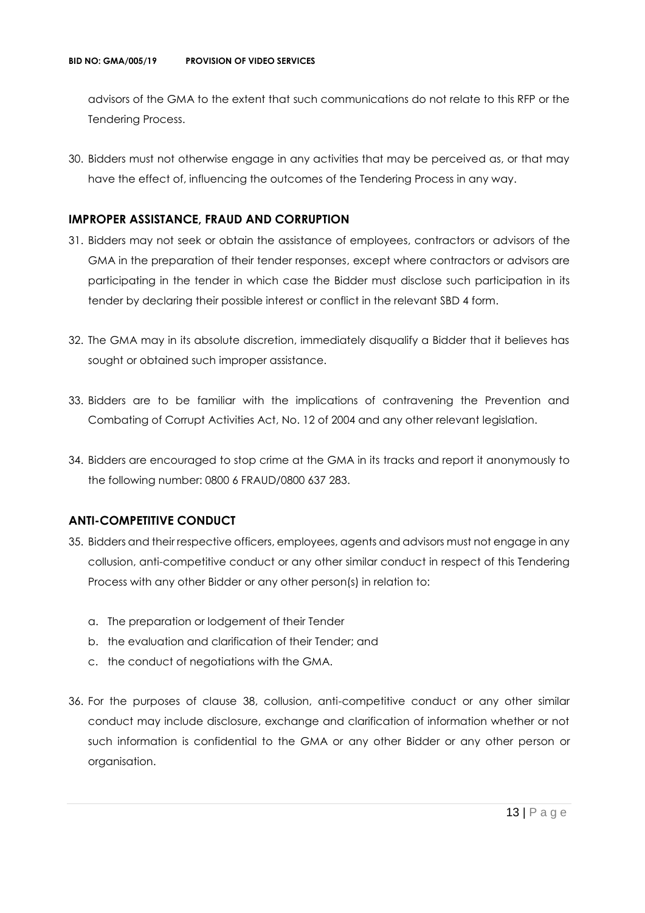advisors of the GMA to the extent that such communications do not relate to this RFP or the Tendering Process.

30. Bidders must not otherwise engage in any activities that may be perceived as, or that may have the effect of, influencing the outcomes of the Tendering Process in any way.

## IMPROPER ASSISTANCE, FRAUD AND CORRUPTION

31. Bidders may not seek or obtain the assistance of employees, contractors or advisors of the GMA in the preparation of their tender responses, except where contractors or advisors are participating in the tender in which case the Bidder must disclose such participation in its tender by declaring their possible interest or conflict in the relevant SBD 4 form.

32. The GMA may in its absolute discretion, immediately disqualify a Bidder that it believes has sought or obtained such improper assistance.

33. Bidders are to be familiar with the implications of contravening the Prevention and Combating of Corrupt Activities Act, No. 12 of 2004 and any other relevant legislation.

34. Bidders are encouraged to stop crime at the GMA in its tracks and report it anonymously to the following number: 0800 6 FRAUD/0800 637 283.

## ANTI-COMPETITIVE CONDUCT

35. Bidders and their respective officers, employees, agents and advisors must not engage in any collusion, anti-competitive conduct or any other similar conduct in respect of this Tendering Process with any other Bidder or any other person(s) in relation to:

    a. The preparation or lodgement of their Tender
    b. the evaluation and clarification of their Tender; and
    c. the conduct of negotiations with the GMA.

36. For the purposes of clause 38, collusion, anti-competitive conduct or any other similar conduct may include disclosure, exchange and clarification of information whether or not such information is confidential to the GMA or any other Bidder or any other person or organisation.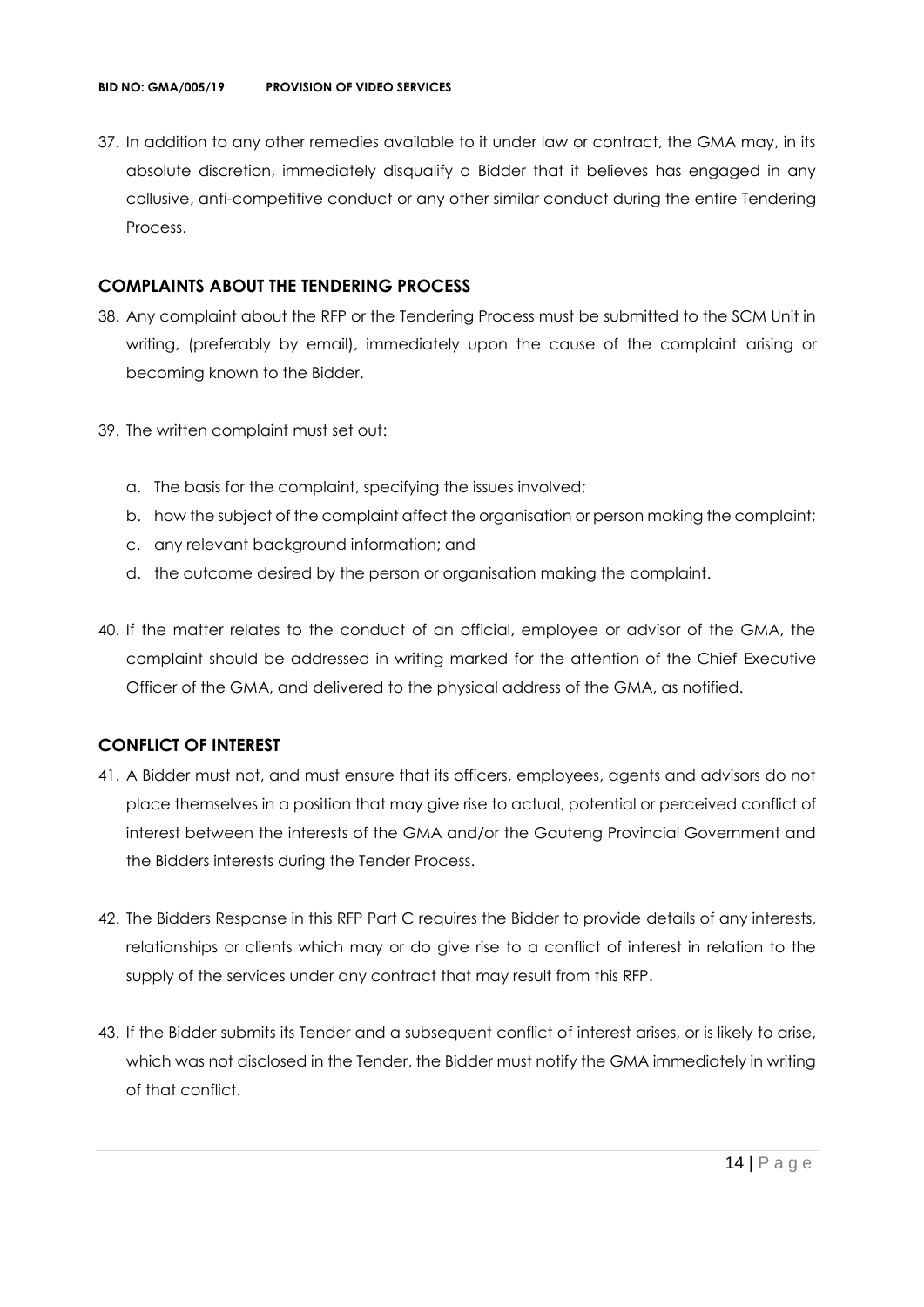37. In addition to any other remedies available to it under law or contract, the GMA may, in its absolute discretion, immediately disqualify a Bidder that it believes has engaged in any collusive, anti-competitive conduct or any other similar conduct during the entire Tendering Process.

## COMPLAINTS ABOUT THE TENDERING PROCESS

38. Any complaint about the RFP or the Tendering Process must be submitted to the SCM Unit in writing, (preferably by email), immediately upon the cause of the complaint arising or becoming known to the Bidder.

39. The written complaint must set out:

    a. The basis for the complaint, specifying the issues involved;
    b. how the subject of the complaint affect the organisation or person making the complaint;
    c. any relevant background information; and
    d. the outcome desired by the person or organisation making the complaint.

40. If the matter relates to the conduct of an official, employee or advisor of the GMA, the complaint should be addressed in writing marked for the attention of the Chief Executive Officer of the GMA, and delivered to the physical address of the GMA, as notified.

## CONFLICT OF INTEREST

41. A Bidder must not, and must ensure that its officers, employees, agents and advisors do not place themselves in a position that may give rise to actual, potential or perceived conflict of interest between the interests of the GMA and/or the Gauteng Provincial Government and the Bidders interests during the Tender Process.

42. The Bidders Response in this RFP Part C requires the Bidder to provide details of any interests, relationships or clients which may or do give rise to a conflict of interest in relation to the supply of the services under any contract that may result from this RFP.

43. If the Bidder submits its Tender and a subsequent conflict of interest arises, or is likely to arise, which was not disclosed in the Tender, the Bidder must notify the GMA immediately in writing of that conflict.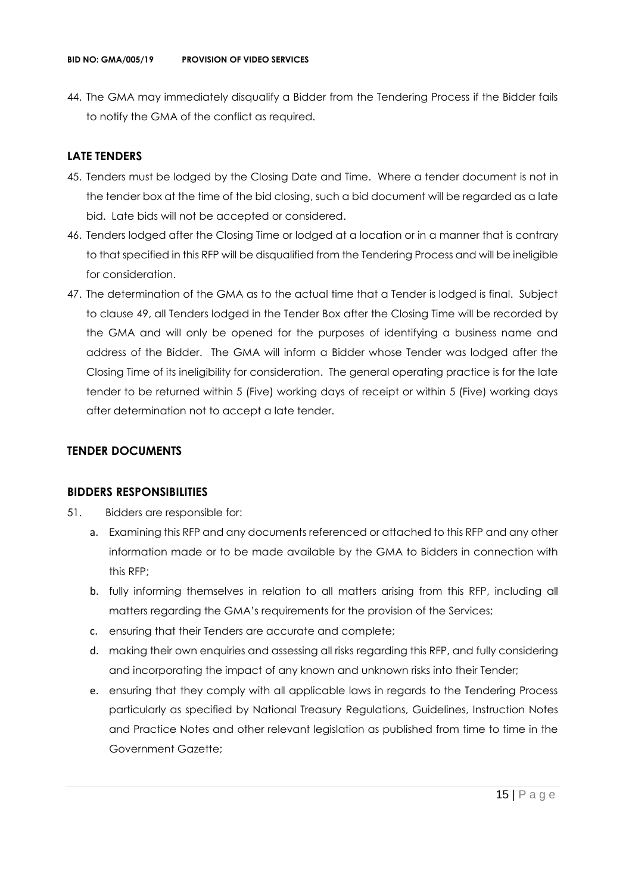44. The GMA may immediately disqualify a Bidder from the Tendering Process if the Bidder fails to notify the GMA of the conflict as required.

## LATE TENDERS

45. Tenders must be lodged by the Closing Date and Time. Where a tender document is not in the tender box at the time of the bid closing, such a bid document will be regarded as a late bid. Late bids will not be accepted or considered.
46. Tenders lodged after the Closing Time or lodged at a location or in a manner that is contrary to that specified in this RFP will be disqualified from the Tendering Process and will be ineligible for consideration.
47. The determination of the GMA as to the actual time that a Tender is lodged is final. Subject to clause 49, all Tenders lodged in the Tender Box after the Closing Time will be recorded by the GMA and will only be opened for the purposes of identifying a business name and address of the Bidder. The GMA will inform a Bidder whose Tender was lodged after the Closing Time of its ineligibility for consideration. The general operating practice is for the late tender to be returned within 5 (Five) working days of receipt or within 5 (Five) working days after determination not to accept a late tender.

## TENDER DOCUMENTS

## BIDDERS RESPONSIBILITIES

51. Bidders are responsible for:
    a. Examining this RFP and any documents referenced or attached to this RFP and any other information made or to be made available by the GMA to Bidders in connection with this RFP;
    b. fully informing themselves in relation to all matters arising from this RFP, including all matters regarding the GMA's requirements for the provision of the Services;
    c. ensuring that their Tenders are accurate and complete;
    d. making their own enquiries and assessing all risks regarding this RFP, and fully considering and incorporating the impact of any known and unknown risks into their Tender;
    e. ensuring that they comply with all applicable laws in regards to the Tendering Process particularly as specified by National Treasury Regulations, Guidelines, Instruction Notes and Practice Notes and other relevant legislation as published from time to time in the Government Gazette;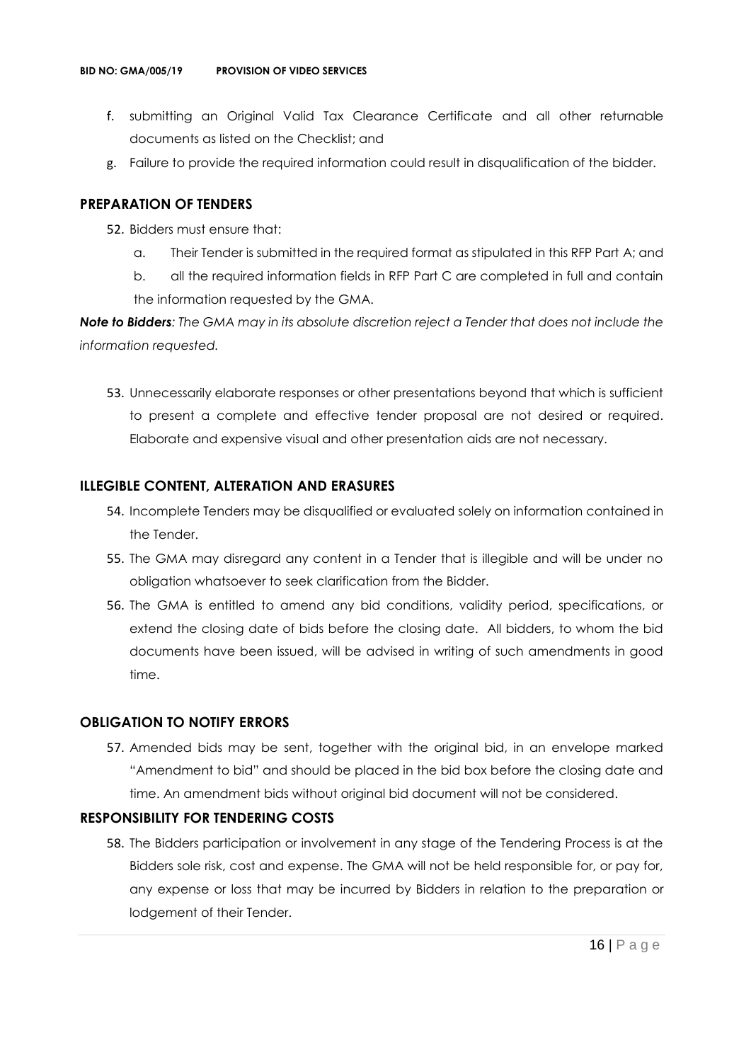f. submitting an Original Valid Tax Clearance Certificate and all other returnable documents as listed on the Checklist; and

g. Failure to provide the required information could result in disqualification of the bidder.

## PREPARATION OF TENDERS

52. Bidders must ensure that:

    a. Their Tender is submitted in the required format as stipulated in this RFP Part A; and

    b. all the required information fields in RFP Part C are completed in full and contain the information requested by the GMA.

***Note to Bidders****: The GMA may in its absolute discretion reject a Tender that does not include the information requested.*

53. Unnecessarily elaborate responses or other presentations beyond that which is sufficient to present a complete and effective tender proposal are not desired or required. Elaborate and expensive visual and other presentation aids are not necessary.

## ILLEGIBLE CONTENT, ALTERATION AND ERASURES

54. Incomplete Tenders may be disqualified or evaluated solely on information contained in the Tender.

55. The GMA may disregard any content in a Tender that is illegible and will be under no obligation whatsoever to seek clarification from the Bidder.

56. The GMA is entitled to amend any bid conditions, validity period, specifications, or extend the closing date of bids before the closing date. All bidders, to whom the bid documents have been issued, will be advised in writing of such amendments in good time.

## OBLIGATION TO NOTIFY ERRORS

57. Amended bids may be sent, together with the original bid, in an envelope marked "Amendment to bid" and should be placed in the bid box before the closing date and time. An amendment bids without original bid document will not be considered.

## RESPONSIBILITY FOR TENDERING COSTS

58. The Bidders participation or involvement in any stage of the Tendering Process is at the Bidders sole risk, cost and expense. The GMA will not be held responsible for, or pay for, any expense or loss that may be incurred by Bidders in relation to the preparation or lodgement of their Tender.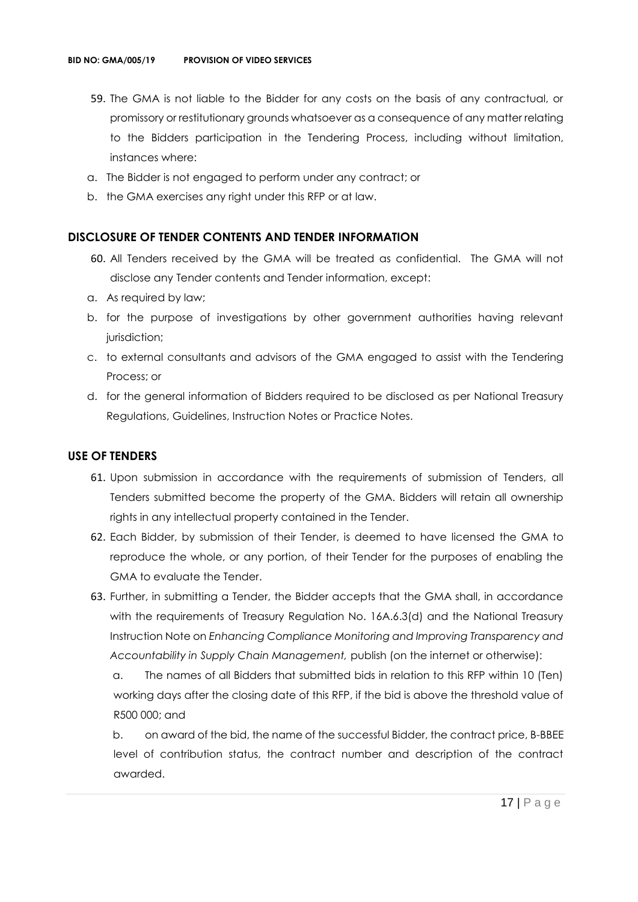59. The GMA is not liable to the Bidder for any costs on the basis of any contractual, or promissory or restitutionary grounds whatsoever as a consequence of any matter relating to the Bidders participation in the Tendering Process, including without limitation, instances where:

a. The Bidder is not engaged to perform under any contract; or

b. the GMA exercises any right under this RFP or at law.

## DISCLOSURE OF TENDER CONTENTS AND TENDER INFORMATION

60. All Tenders received by the GMA will be treated as confidential. The GMA will not disclose any Tender contents and Tender information, except:

a. As required by law;

b. for the purpose of investigations by other government authorities having relevant jurisdiction;

c. to external consultants and advisors of the GMA engaged to assist with the Tendering Process; or

d. for the general information of Bidders required to be disclosed as per National Treasury Regulations, Guidelines, Instruction Notes or Practice Notes.

## USE OF TENDERS

61. Upon submission in accordance with the requirements of submission of Tenders, all Tenders submitted become the property of the GMA. Bidders will retain all ownership rights in any intellectual property contained in the Tender.

62. Each Bidder, by submission of their Tender, is deemed to have licensed the GMA to reproduce the whole, or any portion, of their Tender for the purposes of enabling the GMA to evaluate the Tender.

63. Further, in submitting a Tender, the Bidder accepts that the GMA shall, in accordance with the requirements of Treasury Regulation No. 16A.6.3(d) and the National Treasury Instruction Note on *Enhancing Compliance Monitoring and Improving Transparency and Accountability in Supply Chain Management,* publish (on the internet or otherwise):

    a. The names of all Bidders that submitted bids in relation to this RFP within 10 (Ten) working days after the closing date of this RFP, if the bid is above the threshold value of R500 000; and

    b. on award of the bid, the name of the successful Bidder, the contract price, B-BBEE level of contribution status, the contract number and description of the contract awarded.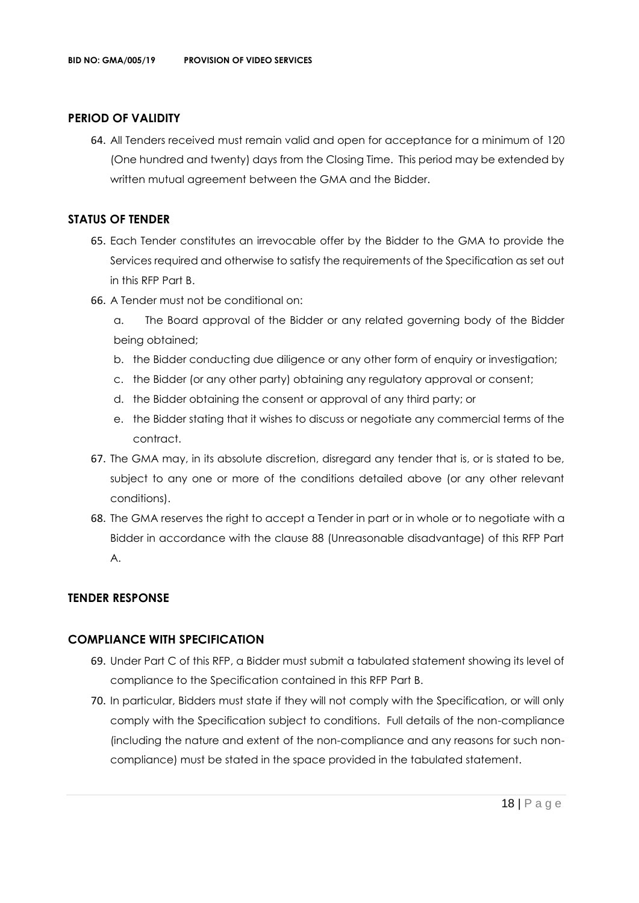## PERIOD OF VALIDITY

64. All Tenders received must remain valid and open for acceptance for a minimum of 120 (One hundred and twenty) days from the Closing Time. This period may be extended by written mutual agreement between the GMA and the Bidder.

## STATUS OF TENDER

65. Each Tender constitutes an irrevocable offer by the Bidder to the GMA to provide the Services required and otherwise to satisfy the requirements of the Specification as set out in this RFP Part B.
66. A Tender must not be conditional on:
    a. The Board approval of the Bidder or any related governing body of the Bidder being obtained;
    b. the Bidder conducting due diligence or any other form of enquiry or investigation;
    c. the Bidder (or any other party) obtaining any regulatory approval or consent;
    d. the Bidder obtaining the consent or approval of any third party; or
    e. the Bidder stating that it wishes to discuss or negotiate any commercial terms of the contract.
67. The GMA may, in its absolute discretion, disregard any tender that is, or is stated to be, subject to any one or more of the conditions detailed above (or any other relevant conditions).
68. The GMA reserves the right to accept a Tender in part or in whole or to negotiate with a Bidder in accordance with the clause 88 (Unreasonable disadvantage) of this RFP Part A.

## TENDER RESPONSE

## COMPLIANCE WITH SPECIFICATION

69. Under Part C of this RFP, a Bidder must submit a tabulated statement showing its level of compliance to the Specification contained in this RFP Part B.
70. In particular, Bidders must state if they will not comply with the Specification, or will only comply with the Specification subject to conditions. Full details of the non-compliance (including the nature and extent of the non-compliance and any reasons for such non-compliance) must be stated in the space provided in the tabulated statement.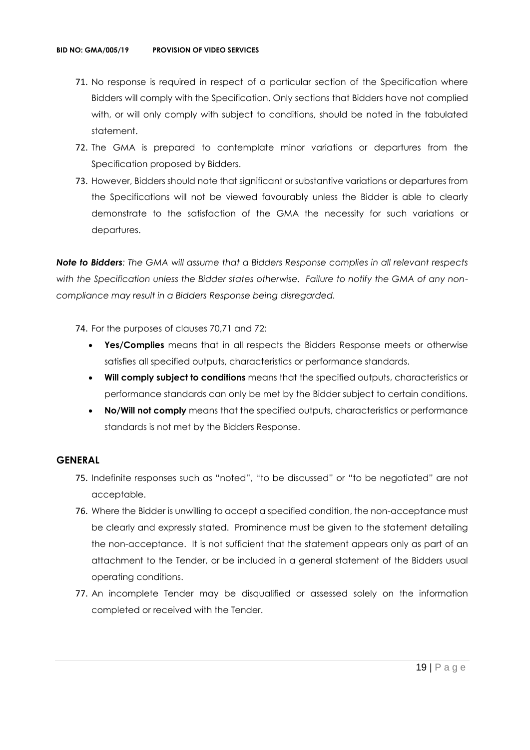71. No response is required in respect of a particular section of the Specification where Bidders will comply with the Specification. Only sections that Bidders have not complied with, or will only comply with subject to conditions, should be noted in the tabulated statement.
72. The GMA is prepared to contemplate minor variations or departures from the Specification proposed by Bidders.
73. However, Bidders should note that significant or substantive variations or departures from the Specifications will not be viewed favourably unless the Bidder is able to clearly demonstrate to the satisfaction of the GMA the necessity for such variations or departures.

***Note to Bidders****: The GMA will assume that a Bidders Response complies in all relevant respects with the Specification unless the Bidder states otherwise. Failure to notify the GMA of any non-compliance may result in a Bidders Response being disregarded.*

74. For the purposes of clauses 70,71 and 72:
    - **Yes/Complies** means that in all respects the Bidders Response meets or otherwise satisfies all specified outputs, characteristics or performance standards.
    - **Will comply subject to conditions** means that the specified outputs, characteristics or performance standards can only be met by the Bidder subject to certain conditions.
    - **No/Will not comply** means that the specified outputs, characteristics or performance standards is not met by the Bidders Response.

## GENERAL

75. Indefinite responses such as "noted", "to be discussed" or "to be negotiated" are not acceptable.
76. Where the Bidder is unwilling to accept a specified condition, the non-acceptance must be clearly and expressly stated. Prominence must be given to the statement detailing the non-acceptance. It is not sufficient that the statement appears only as part of an attachment to the Tender, or be included in a general statement of the Bidders usual operating conditions.
77. An incomplete Tender may be disqualified or assessed solely on the information completed or received with the Tender.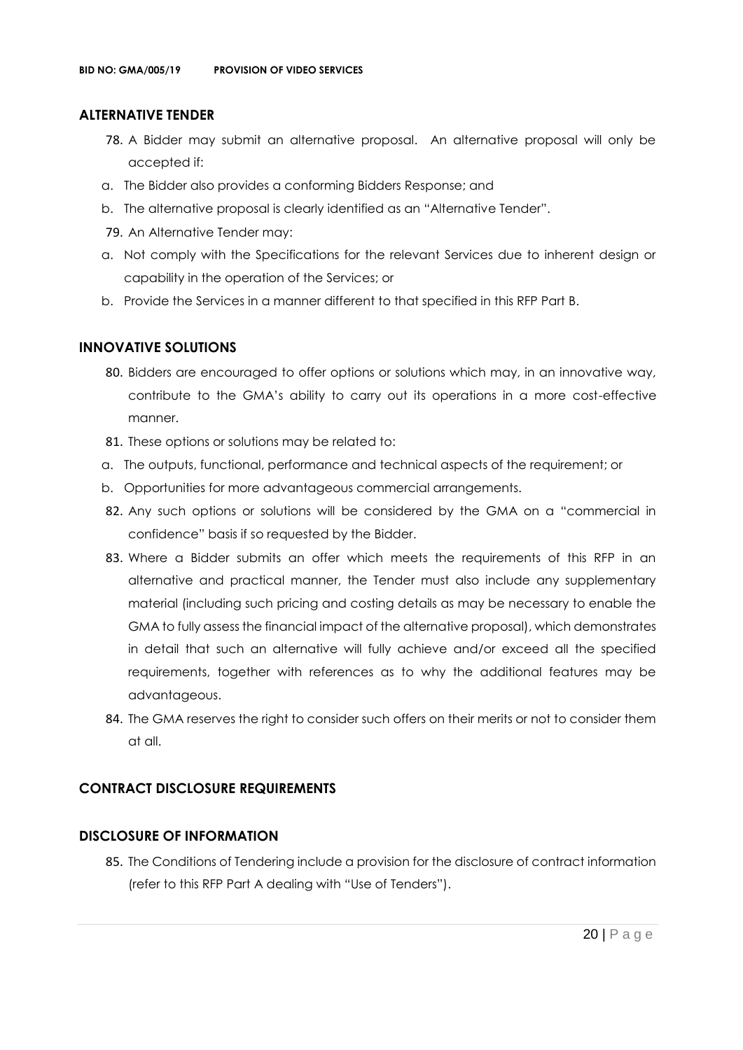## ALTERNATIVE TENDER

78. A Bidder may submit an alternative proposal. An alternative proposal will only be accepted if:

a. The Bidder also provides a conforming Bidders Response; and

b. The alternative proposal is clearly identified as an "Alternative Tender".

79. An Alternative Tender may:

a. Not comply with the Specifications for the relevant Services due to inherent design or capability in the operation of the Services; or

b. Provide the Services in a manner different to that specified in this RFP Part B.

## INNOVATIVE SOLUTIONS

80. Bidders are encouraged to offer options or solutions which may, in an innovative way, contribute to the GMA's ability to carry out its operations in a more cost-effective manner.

81. These options or solutions may be related to:

a. The outputs, functional, performance and technical aspects of the requirement; or

b. Opportunities for more advantageous commercial arrangements.

82. Any such options or solutions will be considered by the GMA on a "commercial in confidence" basis if so requested by the Bidder.

83. Where a Bidder submits an offer which meets the requirements of this RFP in an alternative and practical manner, the Tender must also include any supplementary material (including such pricing and costing details as may be necessary to enable the GMA to fully assess the financial impact of the alternative proposal), which demonstrates in detail that such an alternative will fully achieve and/or exceed all the specified requirements, together with references as to why the additional features may be advantageous.

84. The GMA reserves the right to consider such offers on their merits or not to consider them at all.

## CONTRACT DISCLOSURE REQUIREMENTS

## DISCLOSURE OF INFORMATION

85. The Conditions of Tendering include a provision for the disclosure of contract information (refer to this RFP Part A dealing with "Use of Tenders").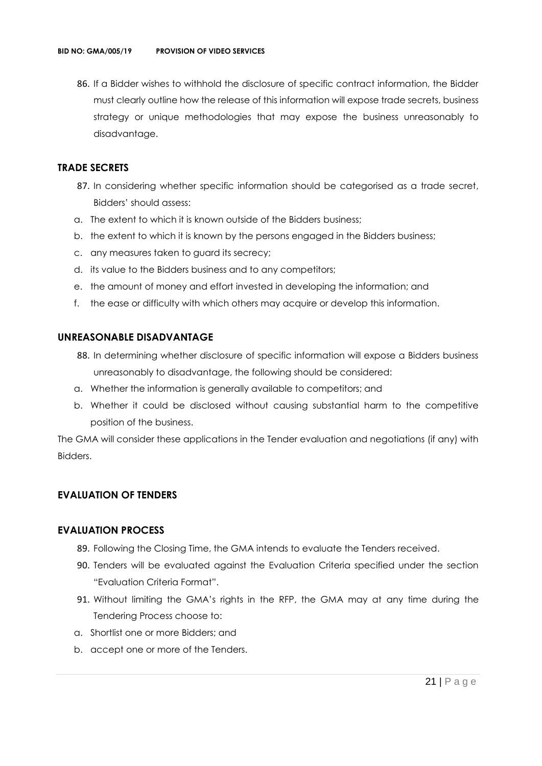86. If a Bidder wishes to withhold the disclosure of specific contract information, the Bidder must clearly outline how the release of this information will expose trade secrets, business strategy or unique methodologies that may expose the business unreasonably to disadvantage.

### TRADE SECRETS

87. In considering whether specific information should be categorised as a trade secret, Bidders' should assess:

a. The extent to which it is known outside of the Bidders business;
b. the extent to which it is known by the persons engaged in the Bidders business;
c. any measures taken to guard its secrecy;
d. its value to the Bidders business and to any competitors;
e. the amount of money and effort invested in developing the information; and
f. the ease or difficulty with which others may acquire or develop this information.

### UNREASONABLE DISADVANTAGE

88. In determining whether disclosure of specific information will expose a Bidders business unreasonably to disadvantage, the following should be considered:

a. Whether the information is generally available to competitors; and
b. Whether it could be disclosed without causing substantial harm to the competitive position of the business.

The GMA will consider these applications in the Tender evaluation and negotiations (if any) with Bidders.

## EVALUATION OF TENDERS

### EVALUATION PROCESS

89. Following the Closing Time, the GMA intends to evaluate the Tenders received.
90. Tenders will be evaluated against the Evaluation Criteria specified under the section "Evaluation Criteria Format".
91. Without limiting the GMA's rights in the RFP, the GMA may at any time during the Tendering Process choose to:

a. Shortlist one or more Bidders; and
b. accept one or more of the Tenders.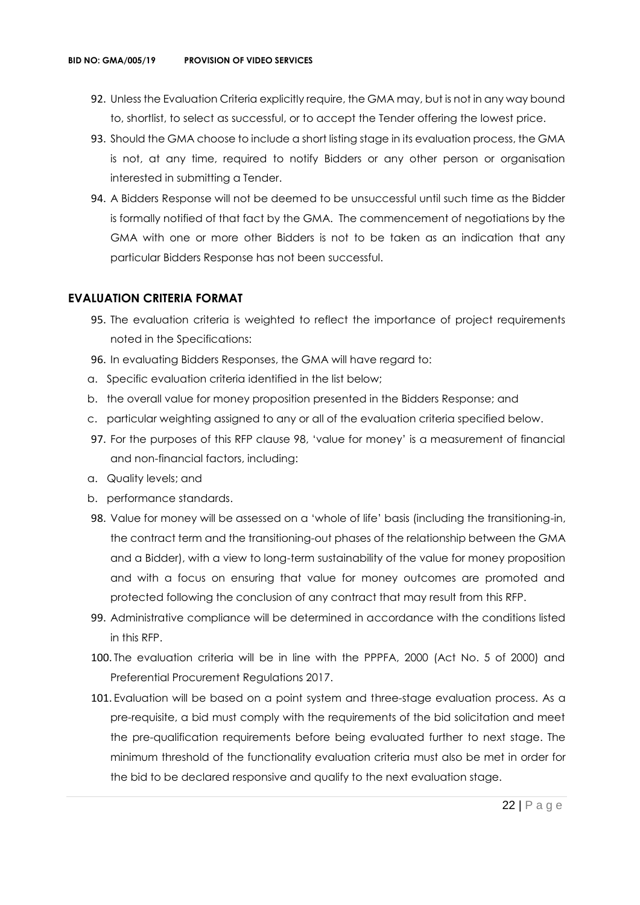92. Unless the Evaluation Criteria explicitly require, the GMA may, but is not in any way bound to, shortlist, to select as successful, or to accept the Tender offering the lowest price.
93. Should the GMA choose to include a short listing stage in its evaluation process, the GMA is not, at any time, required to notify Bidders or any other person or organisation interested in submitting a Tender.
94. A Bidders Response will not be deemed to be unsuccessful until such time as the Bidder is formally notified of that fact by the GMA. The commencement of negotiations by the GMA with one or more other Bidders is not to be taken as an indication that any particular Bidders Response has not been successful.

## EVALUATION CRITERIA FORMAT

95. The evaluation criteria is weighted to reflect the importance of project requirements noted in the Specifications:
96. In evaluating Bidders Responses, the GMA will have regard to:

a. Specific evaluation criteria identified in the list below;
b. the overall value for money proposition presented in the Bidders Response; and
c. particular weighting assigned to any or all of the evaluation criteria specified below.

97. For the purposes of this RFP clause 98, 'value for money' is a measurement of financial and non-financial factors, including:

a. Quality levels; and
b. performance standards.

98. Value for money will be assessed on a 'whole of life' basis (including the transitioning-in, the contract term and the transitioning-out phases of the relationship between the GMA and a Bidder), with a view to long-term sustainability of the value for money proposition and with a focus on ensuring that value for money outcomes are promoted and protected following the conclusion of any contract that may result from this RFP.
99. Administrative compliance will be determined in accordance with the conditions listed in this RFP.
100. The evaluation criteria will be in line with the PPPFA, 2000 (Act No. 5 of 2000) and Preferential Procurement Regulations 2017.
101. Evaluation will be based on a point system and three-stage evaluation process. As a pre-requisite, a bid must comply with the requirements of the bid solicitation and meet the pre-qualification requirements before being evaluated further to next stage. The minimum threshold of the functionality evaluation criteria must also be met in order for the bid to be declared responsive and qualify to the next evaluation stage.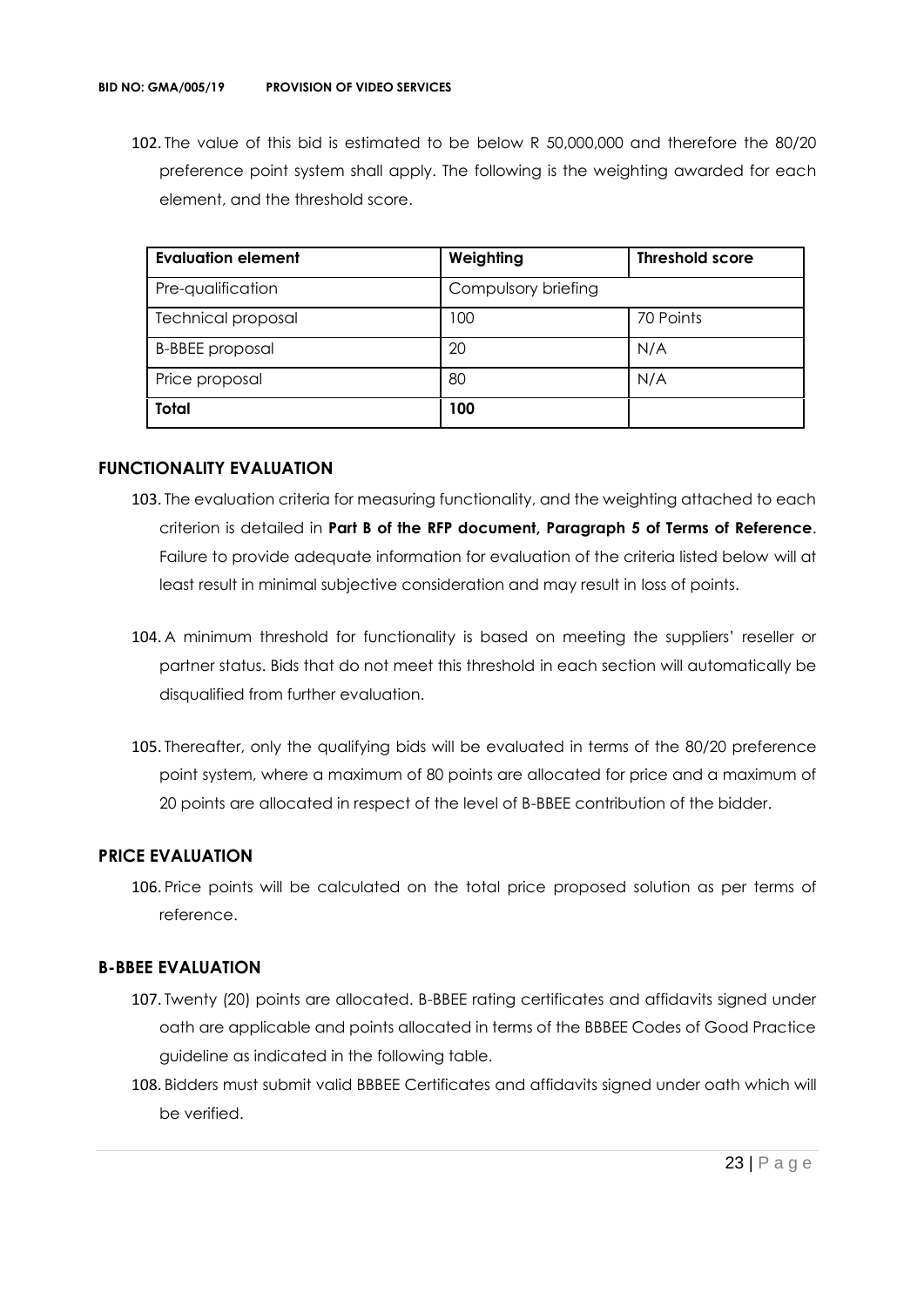102. The value of this bid is estimated to be below R 50,000,000 and therefore the 80/20 preference point system shall apply. The following is the weighting awarded for each element, and the threshold score.

| Evaluation element | Weighting | Threshold score |
|---|---|---|
| Pre-qualification | Compulsory briefing | |
| Technical proposal | 100 | 70 Points |
| B-BBEE proposal | 20 | N/A |
| Price proposal | 80 | N/A |
| **Total** | **100** | |

## FUNCTIONALITY EVALUATION

103. The evaluation criteria for measuring functionality, and the weighting attached to each criterion is detailed in **Part B of the RFP document, Paragraph 5 of Terms of Reference**. Failure to provide adequate information for evaluation of the criteria listed below will at least result in minimal subjective consideration and may result in loss of points.

104. A minimum threshold for functionality is based on meeting the suppliers' reseller or partner status. Bids that do not meet this threshold in each section will automatically be disqualified from further evaluation.

105. Thereafter, only the qualifying bids will be evaluated in terms of the 80/20 preference point system, where a maximum of 80 points are allocated for price and a maximum of 20 points are allocated in respect of the level of B-BBEE contribution of the bidder.

## PRICE EVALUATION

106. Price points will be calculated on the total price proposed solution as per terms of reference.

## B-BBEE EVALUATION

107. Twenty (20) points are allocated. B-BBEE rating certificates and affidavits signed under oath are applicable and points allocated in terms of the BBBEE Codes of Good Practice guideline as indicated in the following table.

108. Bidders must submit valid BBBEE Certificates and affidavits signed under oath which will be verified.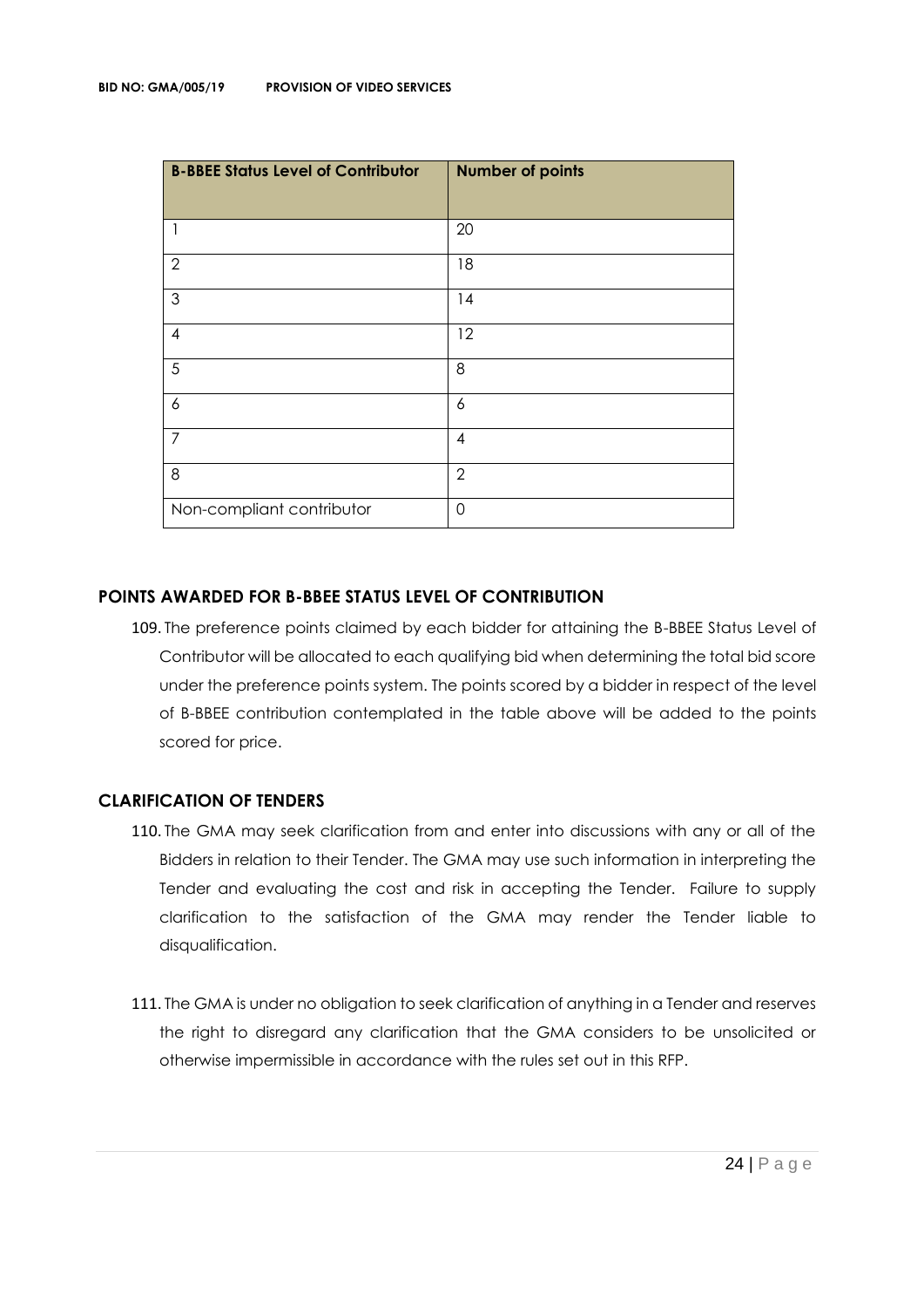| B-BBEE Status Level of Contributor | Number of points |
|---|---|
| 1 | 20 |
| 2 | 18 |
| 3 | 14 |
| 4 | 12 |
| 5 | 8 |
| 6 | 6 |
| 7 | 4 |
| 8 | 2 |
| Non-compliant contributor | 0 |

## POINTS AWARDED FOR B-BBEE STATUS LEVEL OF CONTRIBUTION

109. The preference points claimed by each bidder for attaining the B-BBEE Status Level of Contributor will be allocated to each qualifying bid when determining the total bid score under the preference points system. The points scored by a bidder in respect of the level of B-BBEE contribution contemplated in the table above will be added to the points scored for price.

## CLARIFICATION OF TENDERS

110. The GMA may seek clarification from and enter into discussions with any or all of the Bidders in relation to their Tender. The GMA may use such information in interpreting the Tender and evaluating the cost and risk in accepting the Tender. Failure to supply clarification to the satisfaction of the GMA may render the Tender liable to disqualification.

111. The GMA is under no obligation to seek clarification of anything in a Tender and reserves the right to disregard any clarification that the GMA considers to be unsolicited or otherwise impermissible in accordance with the rules set out in this RFP.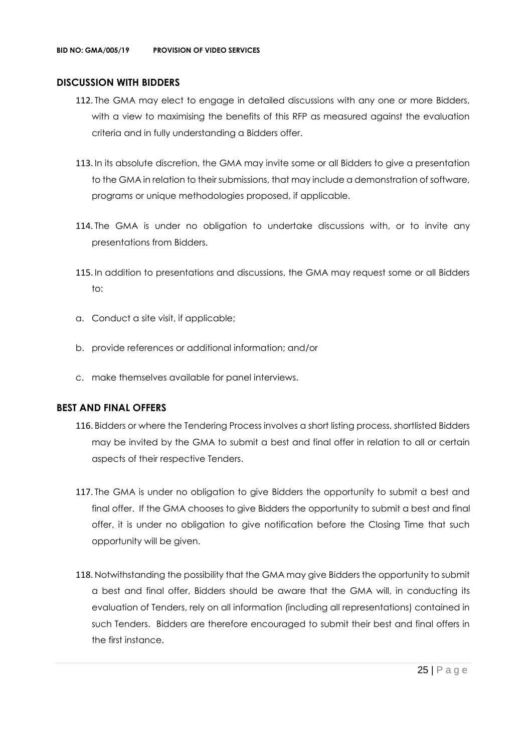## DISCUSSION WITH BIDDERS

112. The GMA may elect to engage in detailed discussions with any one or more Bidders, with a view to maximising the benefits of this RFP as measured against the evaluation criteria and in fully understanding a Bidders offer.

113. In its absolute discretion, the GMA may invite some or all Bidders to give a presentation to the GMA in relation to their submissions, that may include a demonstration of software, programs or unique methodologies proposed, if applicable.

114. The GMA is under no obligation to undertake discussions with, or to invite any presentations from Bidders.

115. In addition to presentations and discussions, the GMA may request some or all Bidders to:

a. Conduct a site visit, if applicable;

b. provide references or additional information; and/or

c. make themselves available for panel interviews.

## BEST AND FINAL OFFERS

116. Bidders or where the Tendering Process involves a short listing process, shortlisted Bidders may be invited by the GMA to submit a best and final offer in relation to all or certain aspects of their respective Tenders.

117. The GMA is under no obligation to give Bidders the opportunity to submit a best and final offer. If the GMA chooses to give Bidders the opportunity to submit a best and final offer, it is under no obligation to give notification before the Closing Time that such opportunity will be given.

118. Notwithstanding the possibility that the GMA may give Bidders the opportunity to submit a best and final offer, Bidders should be aware that the GMA will, in conducting its evaluation of Tenders, rely on all information (including all representations) contained in such Tenders. Bidders are therefore encouraged to submit their best and final offers in the first instance.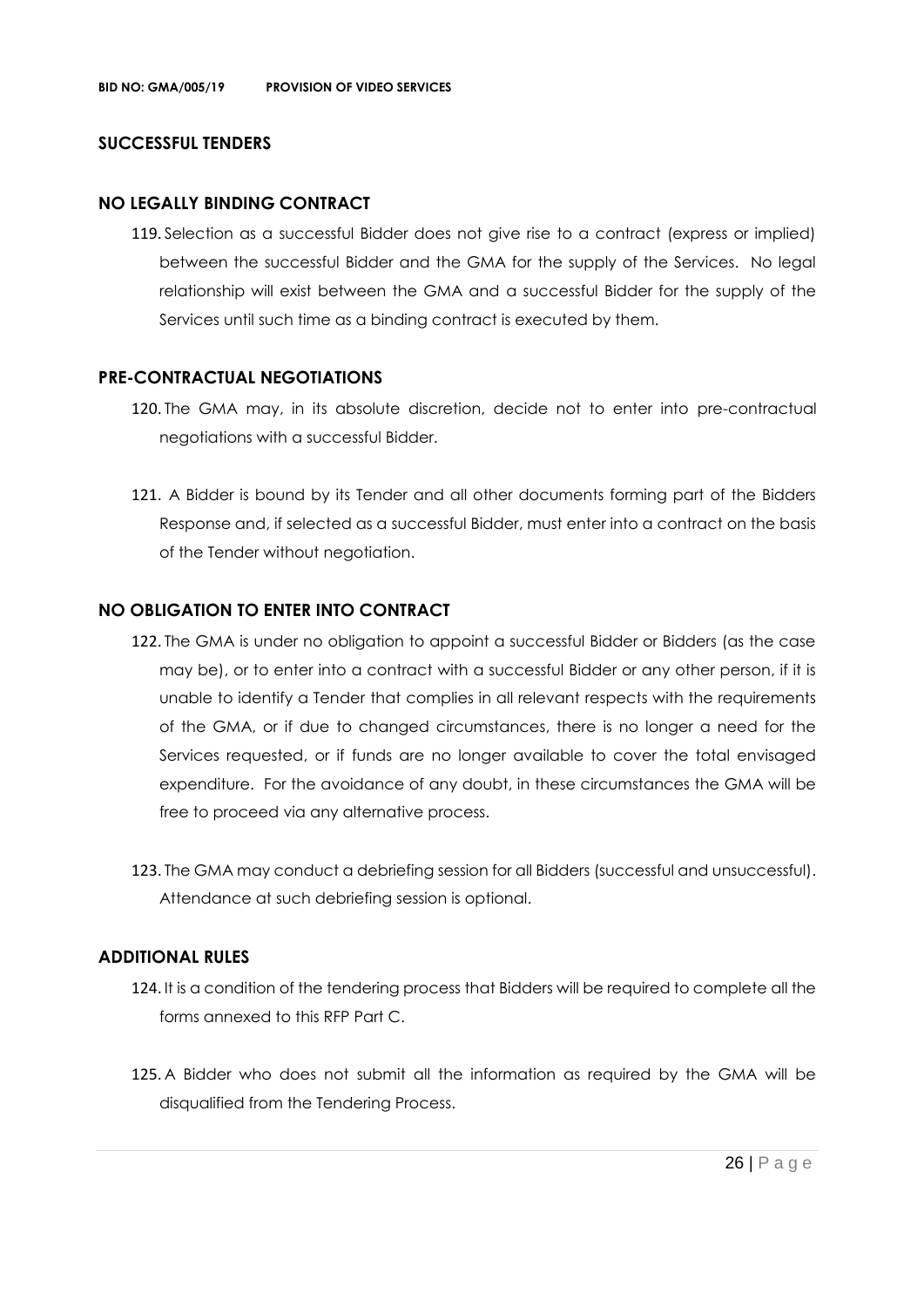## SUCCESSFUL TENDERS

### NO LEGALLY BINDING CONTRACT

119. Selection as a successful Bidder does not give rise to a contract (express or implied) between the successful Bidder and the GMA for the supply of the Services. No legal relationship will exist between the GMA and a successful Bidder for the supply of the Services until such time as a binding contract is executed by them.

### PRE-CONTRACTUAL NEGOTIATIONS

120. The GMA may, in its absolute discretion, decide not to enter into pre-contractual negotiations with a successful Bidder.

121. A Bidder is bound by its Tender and all other documents forming part of the Bidders Response and, if selected as a successful Bidder, must enter into a contract on the basis of the Tender without negotiation.

### NO OBLIGATION TO ENTER INTO CONTRACT

122. The GMA is under no obligation to appoint a successful Bidder or Bidders (as the case may be), or to enter into a contract with a successful Bidder or any other person, if it is unable to identify a Tender that complies in all relevant respects with the requirements of the GMA, or if due to changed circumstances, there is no longer a need for the Services requested, or if funds are no longer available to cover the total envisaged expenditure. For the avoidance of any doubt, in these circumstances the GMA will be free to proceed via any alternative process.

123. The GMA may conduct a debriefing session for all Bidders (successful and unsuccessful). Attendance at such debriefing session is optional.

### ADDITIONAL RULES

124. It is a condition of the tendering process that Bidders will be required to complete all the forms annexed to this RFP Part C.

125. A Bidder who does not submit all the information as required by the GMA will be disqualified from the Tendering Process.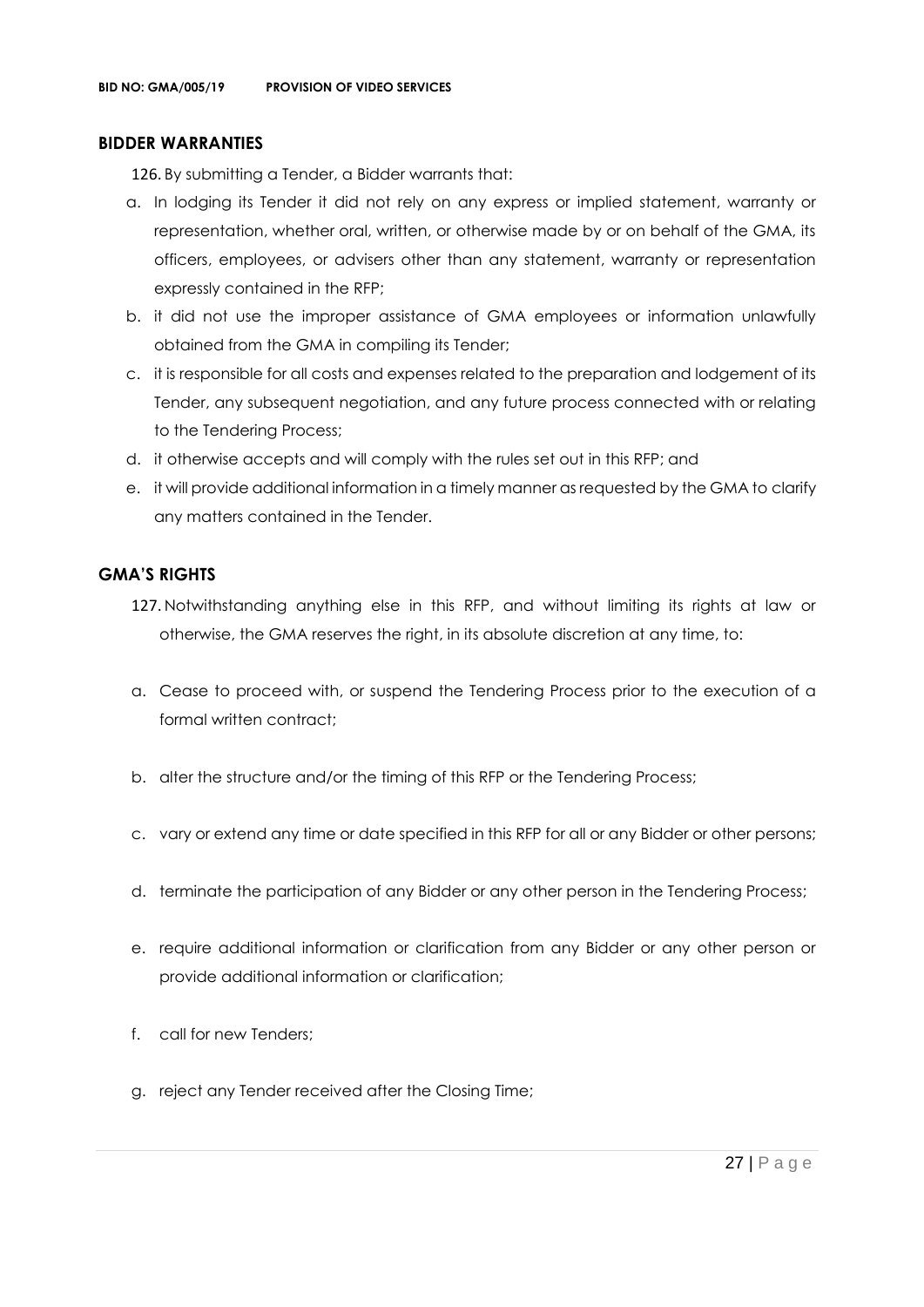## BIDDER WARRANTIES

126. By submitting a Tender, a Bidder warrants that:

a. In lodging its Tender it did not rely on any express or implied statement, warranty or representation, whether oral, written, or otherwise made by or on behalf of the GMA, its officers, employees, or advisers other than any statement, warranty or representation expressly contained in the RFP;

b. it did not use the improper assistance of GMA employees or information unlawfully obtained from the GMA in compiling its Tender;

c. it is responsible for all costs and expenses related to the preparation and lodgement of its Tender, any subsequent negotiation, and any future process connected with or relating to the Tendering Process;

d. it otherwise accepts and will comply with the rules set out in this RFP; and

e. it will provide additional information in a timely manner as requested by the GMA to clarify any matters contained in the Tender.

## GMA'S RIGHTS

127. Notwithstanding anything else in this RFP, and without limiting its rights at law or otherwise, the GMA reserves the right, in its absolute discretion at any time, to:

a. Cease to proceed with, or suspend the Tendering Process prior to the execution of a formal written contract;

b. alter the structure and/or the timing of this RFP or the Tendering Process;

c. vary or extend any time or date specified in this RFP for all or any Bidder or other persons;

d. terminate the participation of any Bidder or any other person in the Tendering Process;

e. require additional information or clarification from any Bidder or any other person or provide additional information or clarification;

f. call for new Tenders;

g. reject any Tender received after the Closing Time;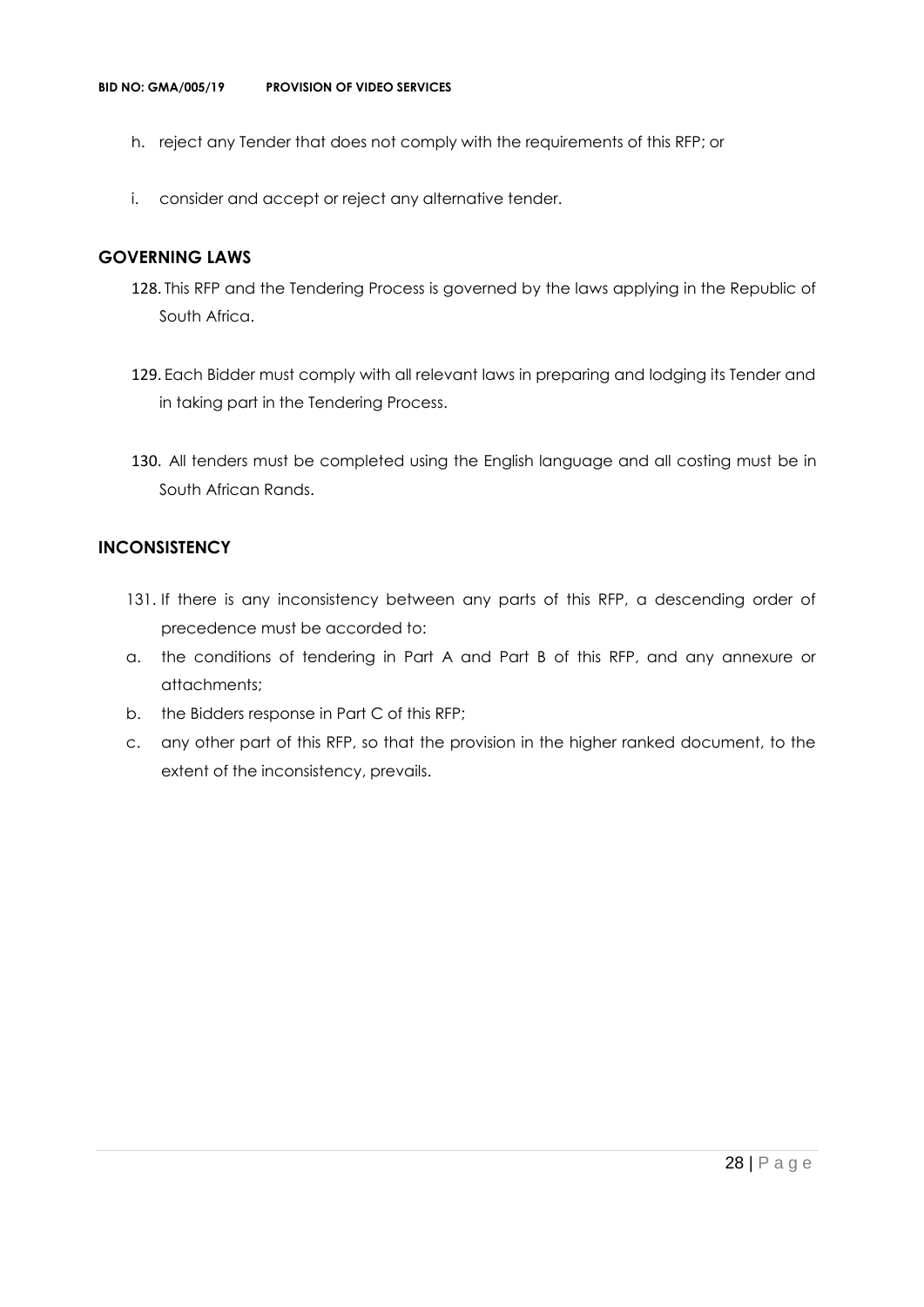h. reject any Tender that does not comply with the requirements of this RFP; or

i. consider and accept or reject any alternative tender.

## GOVERNING LAWS

128. This RFP and the Tendering Process is governed by the laws applying in the Republic of South Africa.

129. Each Bidder must comply with all relevant laws in preparing and lodging its Tender and in taking part in the Tendering Process.

130. All tenders must be completed using the English language and all costing must be in South African Rands.

## INCONSISTENCY

131. If there is any inconsistency between any parts of this RFP, a descending order of precedence must be accorded to:

a. the conditions of tendering in Part A and Part B of this RFP, and any annexure or attachments;

b. the Bidders response in Part C of this RFP;

c. any other part of this RFP, so that the provision in the higher ranked document, to the extent of the inconsistency, prevails.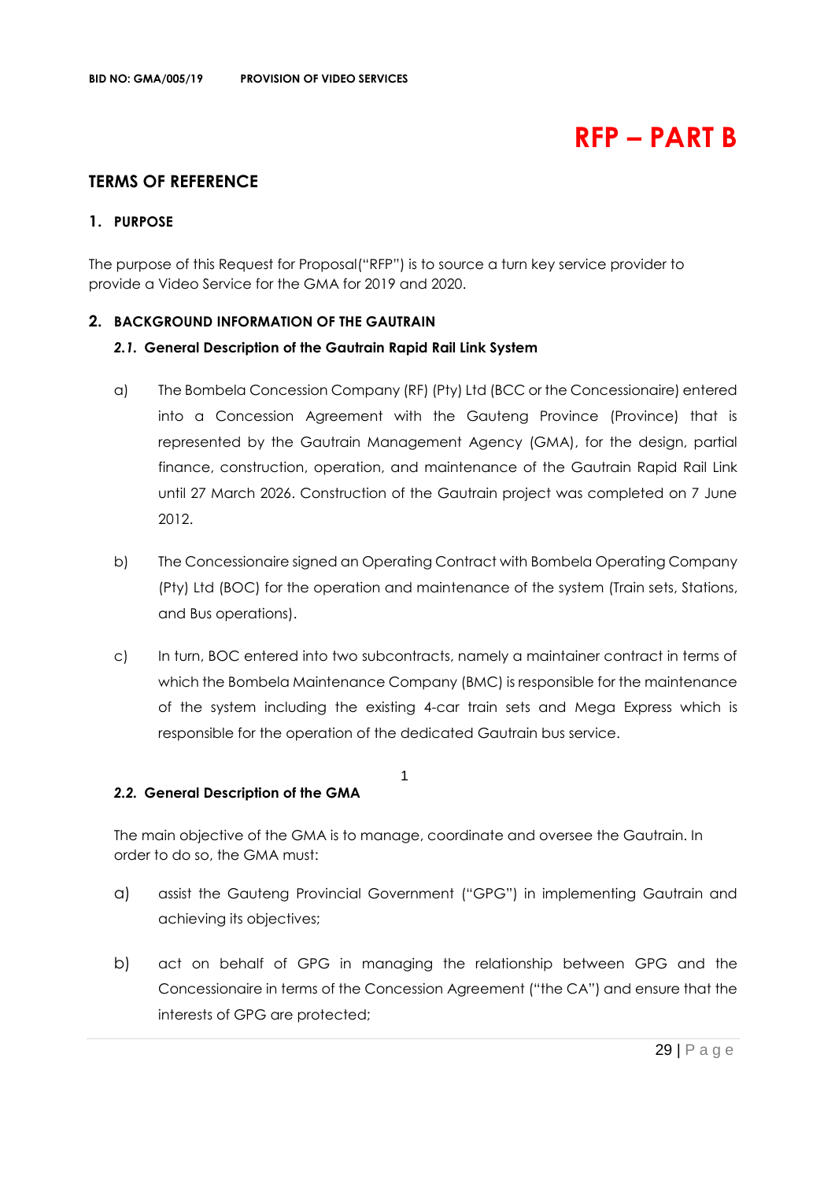# RFP – PART B

## TERMS OF REFERENCE

### 1. PURPOSE

The purpose of this Request for Proposal("RFP") is to source a turn key service provider to provide a Video Service for the GMA for 2019 and 2020.

### 2. BACKGROUND INFORMATION OF THE GAUTRAIN

#### *2.1.* General Description of the Gautrain Rapid Rail Link System

a) The Bombela Concession Company (RF) (Pty) Ltd (BCC or the Concessionaire) entered into a Concession Agreement with the Gauteng Province (Province) that is represented by the Gautrain Management Agency (GMA), for the design, partial finance, construction, operation, and maintenance of the Gautrain Rapid Rail Link until 27 March 2026. Construction of the Gautrain project was completed on 7 June 2012.

b) The Concessionaire signed an Operating Contract with Bombela Operating Company (Pty) Ltd (BOC) for the operation and maintenance of the system (Train sets, Stations, and Bus operations).

c) In turn, BOC entered into two subcontracts, namely a maintainer contract in terms of which the Bombela Maintenance Company (BMC) is responsible for the maintenance of the system including the existing 4-car train sets and Mega Express which is responsible for the operation of the dedicated Gautrain bus service.

#### *2.2.* General Description of the GMA

The main objective of the GMA is to manage, coordinate and oversee the Gautrain. In order to do so, the GMA must:

a) assist the Gauteng Provincial Government ("GPG") in implementing Gautrain and achieving its objectives;

b) act on behalf of GPG in managing the relationship between GPG and the Concessionaire in terms of the Concession Agreement ("the CA") and ensure that the interests of GPG are protected;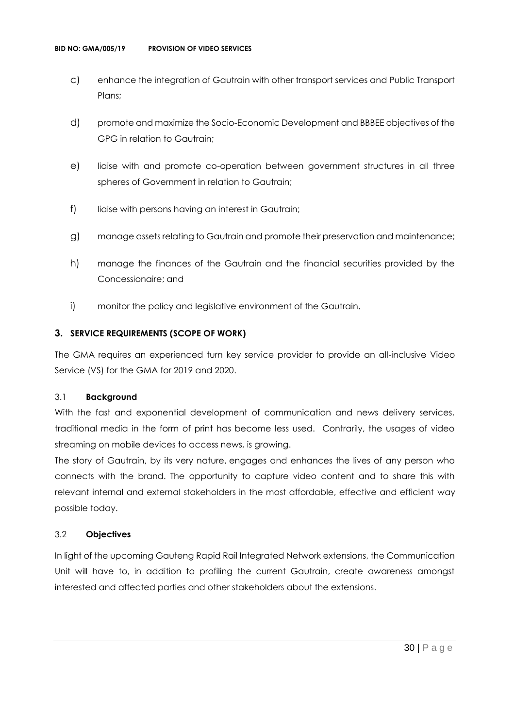c) enhance the integration of Gautrain with other transport services and Public Transport Plans;

d) promote and maximize the Socio-Economic Development and BBBEE objectives of the GPG in relation to Gautrain;

e) liaise with and promote co-operation between government structures in all three spheres of Government in relation to Gautrain;

f) liaise with persons having an interest in Gautrain;

g) manage assets relating to Gautrain and promote their preservation and maintenance;

h) manage the finances of the Gautrain and the financial securities provided by the Concessionaire; and

i) monitor the policy and legislative environment of the Gautrain.

## 3. SERVICE REQUIREMENTS (SCOPE OF WORK)

The GMA requires an experienced turn key service provider to provide an all-inclusive Video Service (VS) for the GMA for 2019 and 2020.

### 3.1 Background

With the fast and exponential development of communication and news delivery services, traditional media in the form of print has become less used. Contrarily, the usages of video streaming on mobile devices to access news, is growing.

The story of Gautrain, by its very nature, engages and enhances the lives of any person who connects with the brand. The opportunity to capture video content and to share this with relevant internal and external stakeholders in the most affordable, effective and efficient way possible today.

### 3.2 Objectives

In light of the upcoming Gauteng Rapid Rail Integrated Network extensions, the Communication Unit will have to, in addition to profiling the current Gautrain, create awareness amongst interested and affected parties and other stakeholders about the extensions.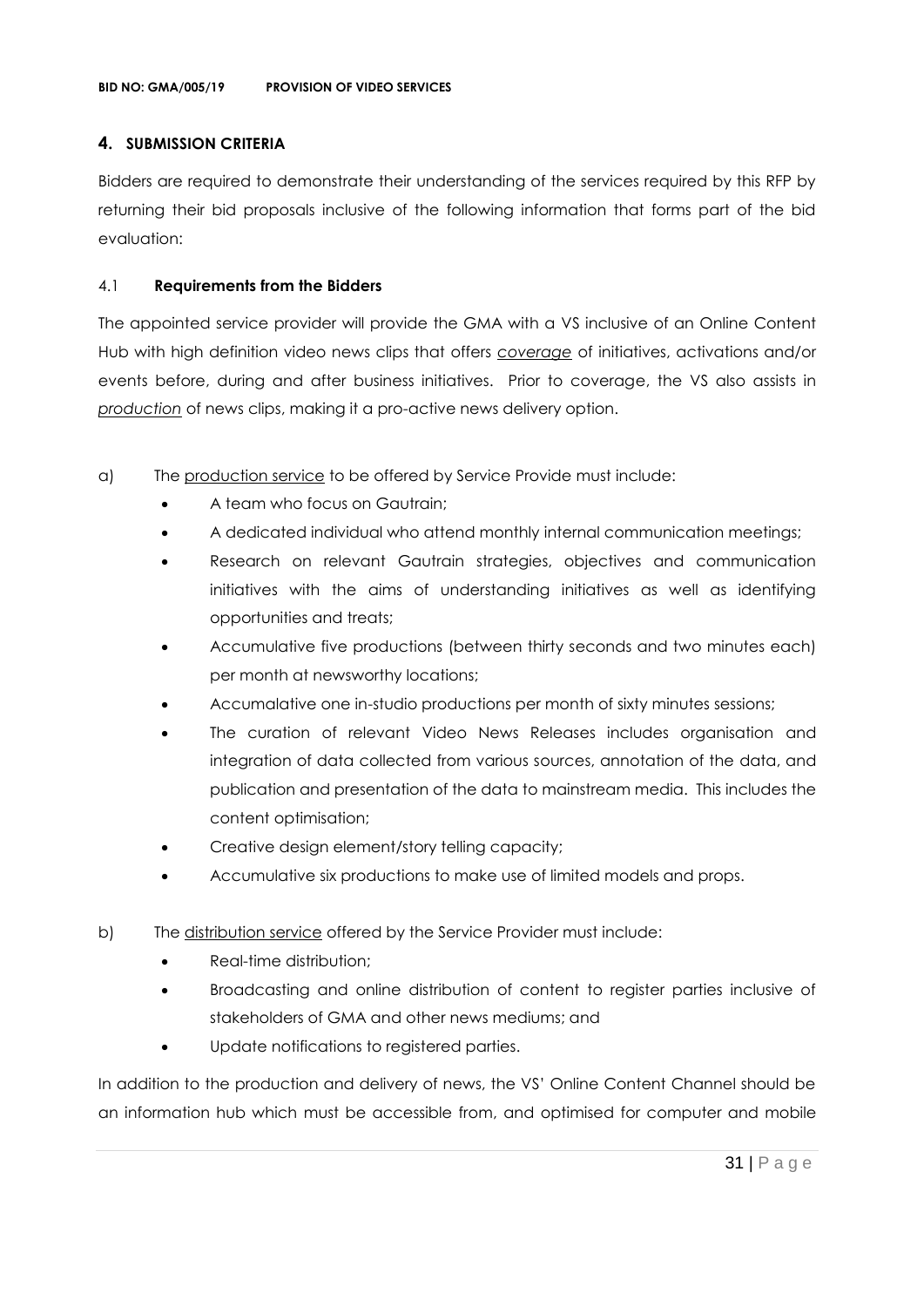## 4. SUBMISSION CRITERIA

Bidders are required to demonstrate their understanding of the services required by this RFP by returning their bid proposals inclusive of the following information that forms part of the bid evaluation:

### 4.1 **Requirements from the Bidders**

The appointed service provider will provide the GMA with a VS inclusive of an Online Content Hub with high definition video news clips that offers *coverage* of initiatives, activations and/or events before, during and after business initiatives. Prior to coverage, the VS also assists in *production* of news clips, making it a pro-active news delivery option.

a) The production service to be offered by Service Provide must include:

- A team who focus on Gautrain;
- A dedicated individual who attend monthly internal communication meetings;
- Research on relevant Gautrain strategies, objectives and communication initiatives with the aims of understanding initiatives as well as identifying opportunities and treats;
- Accumulative five productions (between thirty seconds and two minutes each) per month at newsworthy locations;
- Accumalative one in-studio productions per month of sixty minutes sessions;
- The curation of relevant Video News Releases includes organisation and integration of data collected from various sources, annotation of the data, and publication and presentation of the data to mainstream media. This includes the content optimisation;
- Creative design element/story telling capacity;
- Accumulative six productions to make use of limited models and props.

b) The distribution service offered by the Service Provider must include:

- Real-time distribution;
- Broadcasting and online distribution of content to register parties inclusive of stakeholders of GMA and other news mediums; and
- Update notifications to registered parties.

In addition to the production and delivery of news, the VS' Online Content Channel should be an information hub which must be accessible from, and optimised for computer and mobile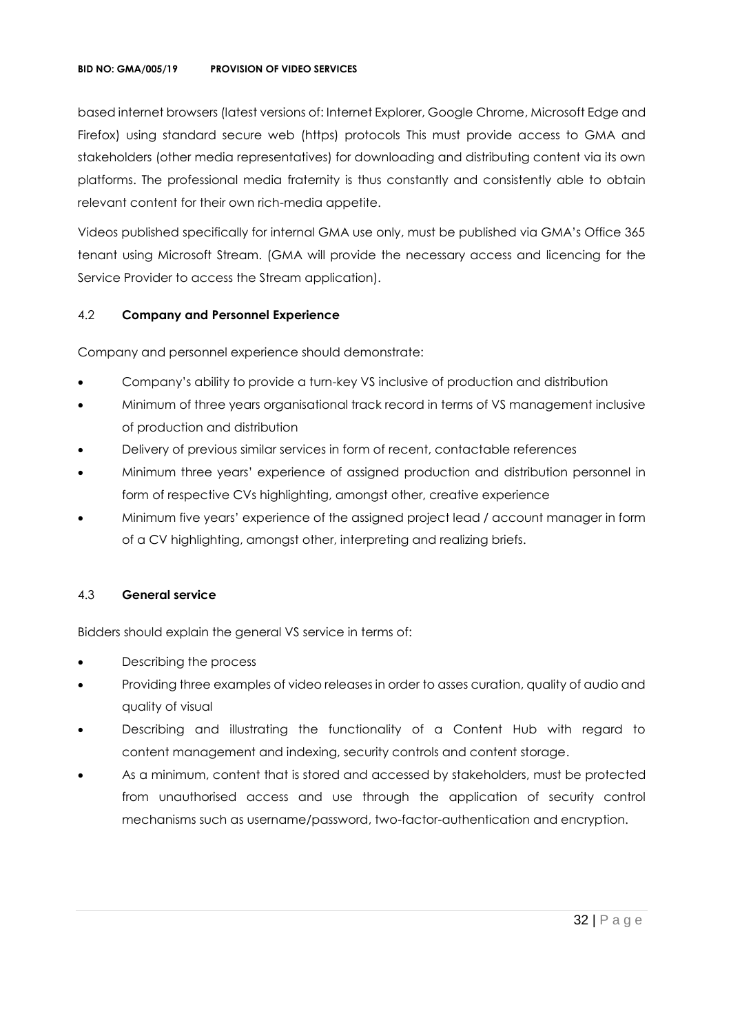based internet browsers (latest versions of: Internet Explorer, Google Chrome, Microsoft Edge and Firefox) using standard secure web (https) protocols This must provide access to GMA and stakeholders (other media representatives) for downloading and distributing content via its own platforms. The professional media fraternity is thus constantly and consistently able to obtain relevant content for their own rich-media appetite.

Videos published specifically for internal GMA use only, must be published via GMA's Office 365 tenant using Microsoft Stream. (GMA will provide the necessary access and licencing for the Service Provider to access the Stream application).

### 4.2 **Company and Personnel Experience**

Company and personnel experience should demonstrate:

- Company's ability to provide a turn-key VS inclusive of production and distribution
- Minimum of three years organisational track record in terms of VS management inclusive of production and distribution
- Delivery of previous similar services in form of recent, contactable references
- Minimum three years' experience of assigned production and distribution personnel in form of respective CVs highlighting, amongst other, creative experience
- Minimum five years' experience of the assigned project lead / account manager in form of a CV highlighting, amongst other, interpreting and realizing briefs.

### 4.3 **General service**

Bidders should explain the general VS service in terms of:

- Describing the process
- Providing three examples of video releases in order to asses curation, quality of audio and quality of visual
- Describing and illustrating the functionality of a Content Hub with regard to content management and indexing, security controls and content storage.
- As a minimum, content that is stored and accessed by stakeholders, must be protected from unauthorised access and use through the application of security control mechanisms such as username/password, two-factor-authentication and encryption.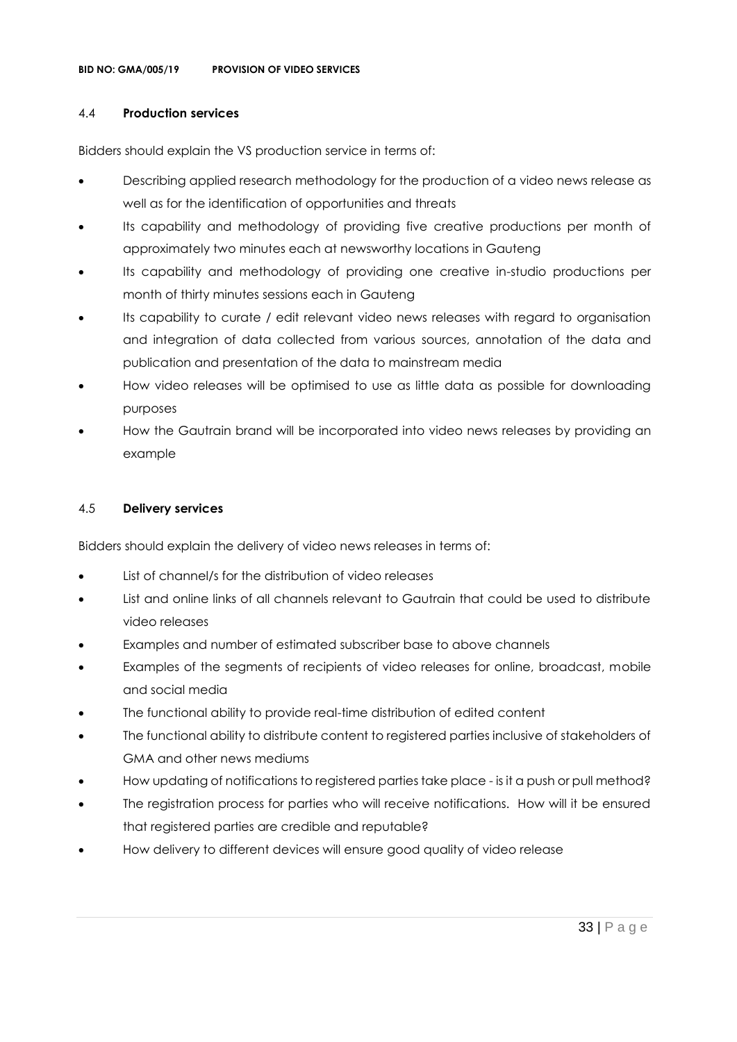### 4.4 **Production services**

Bidders should explain the VS production service in terms of:

- Describing applied research methodology for the production of a video news release as well as for the identification of opportunities and threats
- Its capability and methodology of providing five creative productions per month of approximately two minutes each at newsworthy locations in Gauteng
- Its capability and methodology of providing one creative in-studio productions per month of thirty minutes sessions each in Gauteng
- Its capability to curate / edit relevant video news releases with regard to organisation and integration of data collected from various sources, annotation of the data and publication and presentation of the data to mainstream media
- How video releases will be optimised to use as little data as possible for downloading purposes
- How the Gautrain brand will be incorporated into video news releases by providing an example

### 4.5 **Delivery services**

Bidders should explain the delivery of video news releases in terms of:

- List of channel/s for the distribution of video releases
- List and online links of all channels relevant to Gautrain that could be used to distribute video releases
- Examples and number of estimated subscriber base to above channels
- Examples of the segments of recipients of video releases for online, broadcast, mobile and social media
- The functional ability to provide real-time distribution of edited content
- The functional ability to distribute content to registered parties inclusive of stakeholders of GMA and other news mediums
- How updating of notifications to registered parties take place - is it a push or pull method?
- The registration process for parties who will receive notifications. How will it be ensured that registered parties are credible and reputable?
- How delivery to different devices will ensure good quality of video release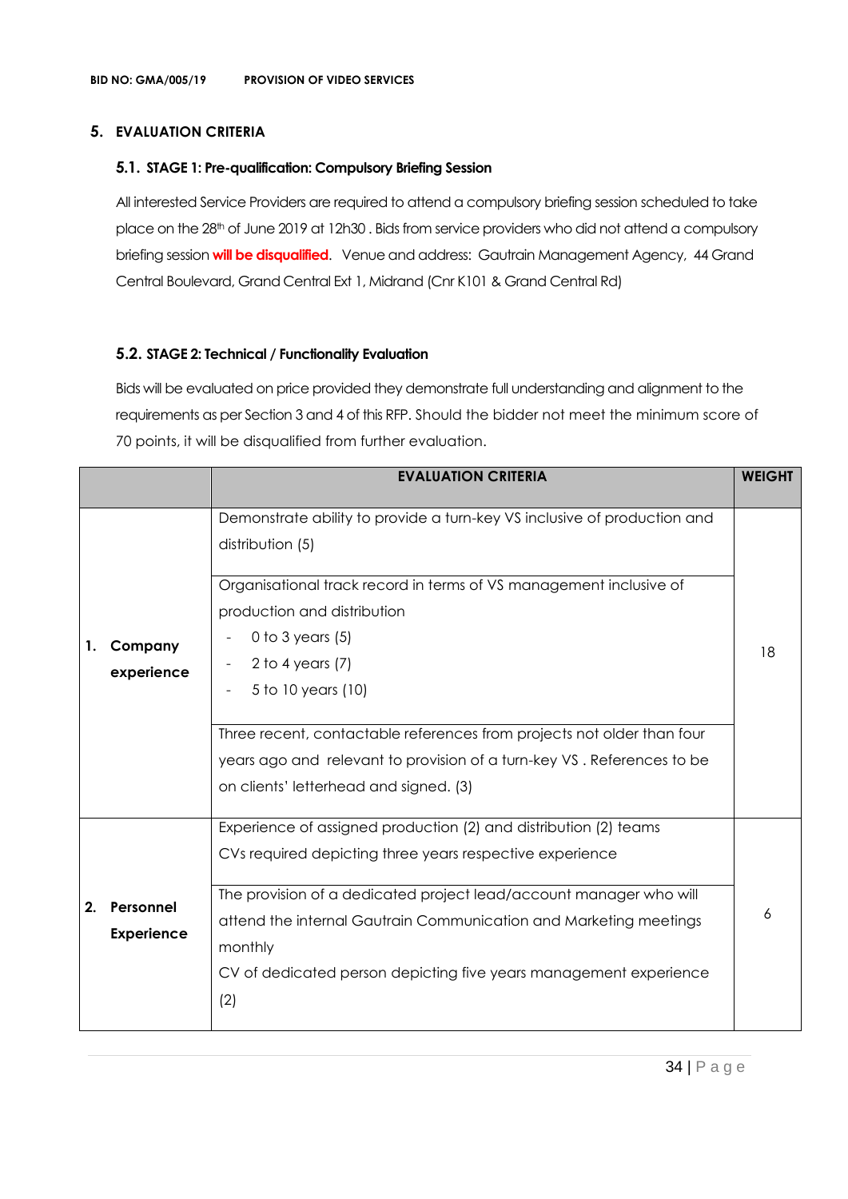## 5. EVALUATION CRITERIA

### 5.1. STAGE 1: Pre-qualification: Compulsory Briefing Session

All interested Service Providers are required to attend a compulsory briefing session scheduled to take place on the 28th of June 2019 at 12h30 . Bids from service providers who did not attend a compulsory briefing session **will be disqualified**. Venue and address: Gautrain Management Agency, 44 Grand Central Boulevard, Grand Central Ext 1, Midrand (Cnr K101 & Grand Central Rd)

### 5.2. STAGE 2: Technical / Functionality Evaluation

Bids will be evaluated on price provided they demonstrate full understanding and alignment to the requirements as per Section 3 and 4 of this RFP. Should the bidder not meet the minimum score of 70 points, it will be disqualified from further evaluation.

| | EVALUATION CRITERIA | WEIGHT |
|---|---|---|
| **1. Company experience** | Demonstrate ability to provide a turn-key VS inclusive of production and distribution (5) | 18 |
| | Organisational track record in terms of VS management inclusive of production and distribution<br>- 0 to 3 years (5)<br>- 2 to 4 years (7)<br>- 5 to 10 years (10) | |
| | Three recent, contactable references from projects not older than four years ago and relevant to provision of a turn-key VS . References to be on clients' letterhead and signed. (3) | |
| **2. Personnel Experience** | Experience of assigned production (2) and distribution (2) teams<br>CVs required depicting three years respective experience | 6 |
| | The provision of a dedicated project lead/account manager who will attend the internal Gautrain Communication and Marketing meetings monthly<br>CV of dedicated person depicting five years management experience (2) | |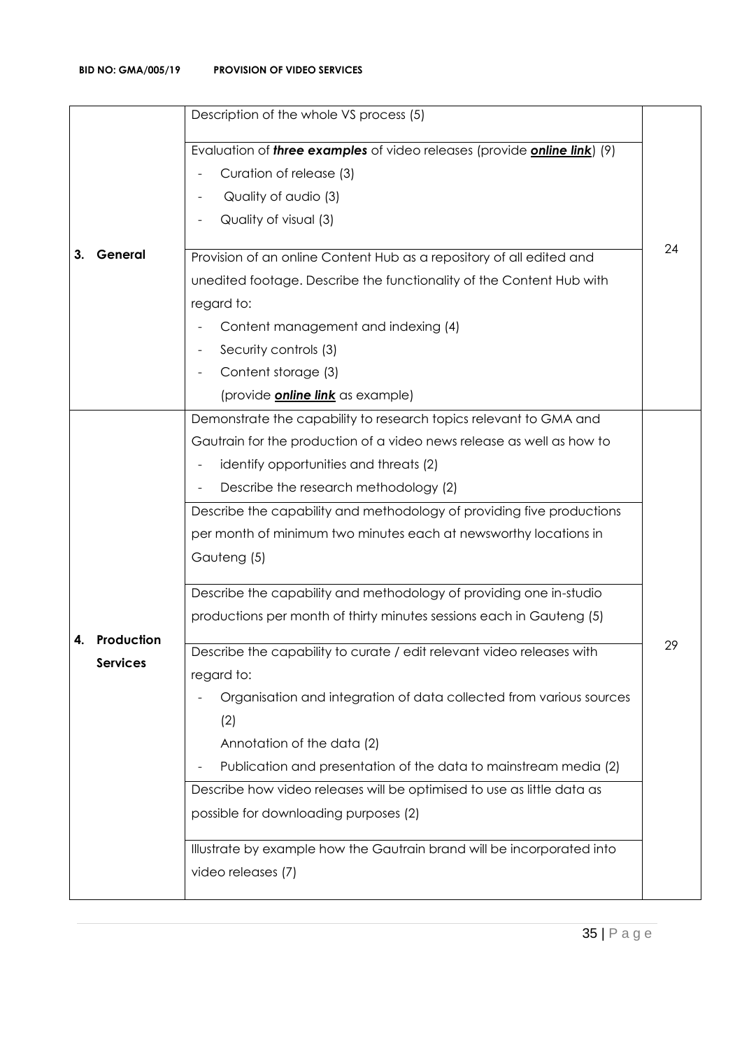| | | |
|---|---|---|
| **3. General** | Description of the whole VS process (5)<br><br>Evaluation of ***three examples*** of video releases (provide ***online link***) (9)<br>- Curation of release (3)<br>- Quality of audio (3)<br>- Quality of visual (3)<br><br>Provision of an online Content Hub as a repository of all edited and unedited footage. Describe the functionality of the Content Hub with regard to:<br>- Content management and indexing (4)<br>- Security controls (3)<br>- Content storage (3)<br>(provide ***online link*** as example) | 24 |
| **4. Production Services** | Demonstrate the capability to research topics relevant to GMA and Gautrain for the production of a video news release as well as how to<br>- identify opportunities and threats (2)<br>- Describe the research methodology (2)<br><br>Describe the capability and methodology of providing five productions per month of minimum two minutes each at newsworthy locations in Gauteng (5)<br><br>Describe the capability and methodology of providing one in-studio productions per month of thirty minutes sessions each in Gauteng (5)<br><br>Describe the capability to curate / edit relevant video releases with regard to:<br>- Organisation and integration of data collected from various sources (2)<br>Annotation of the data (2)<br>- Publication and presentation of the data to mainstream media (2)<br><br>Describe how video releases will be optimised to use as little data as possible for downloading purposes (2)<br><br>Illustrate by example how the Gautrain brand will be incorporated into video releases (7) | 29 |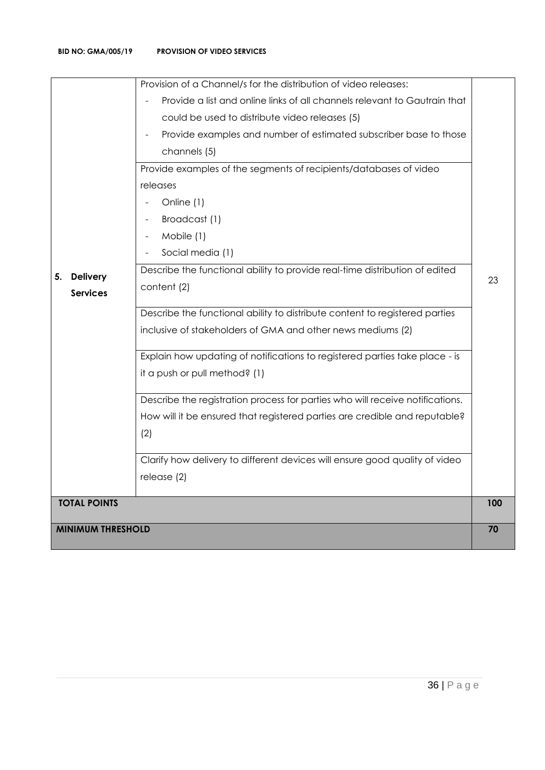| | | |
|---|---|---|
| **5. Delivery Services** | Provision of a Channel/s for the distribution of video releases:<br>- Provide a list and online links of all channels relevant to Gautrain that could be used to distribute video releases (5)<br>- Provide examples and number of estimated subscriber base to those channels (5) | 23 |
| | Provide examples of the segments of recipients/databases of video releases<br>- Online (1)<br>- Broadcast (1)<br>- Mobile (1)<br>- Social media (1) | |
| | Describe the functional ability to provide real-time distribution of edited content (2) | |
| | Describe the functional ability to distribute content to registered parties inclusive of stakeholders of GMA and other news mediums (2) | |
| | Explain how updating of notifications to registered parties take place - is it a push or pull method? (1) | |
| | Describe the registration process for parties who will receive notifications. How will it be ensured that registered parties are credible and reputable? (2) | |
| | Clarify how delivery to different devices will ensure good quality of video release (2) | |
| **TOTAL POINTS** | | **100** |
| **MINIMUM THRESHOLD** | | **70** |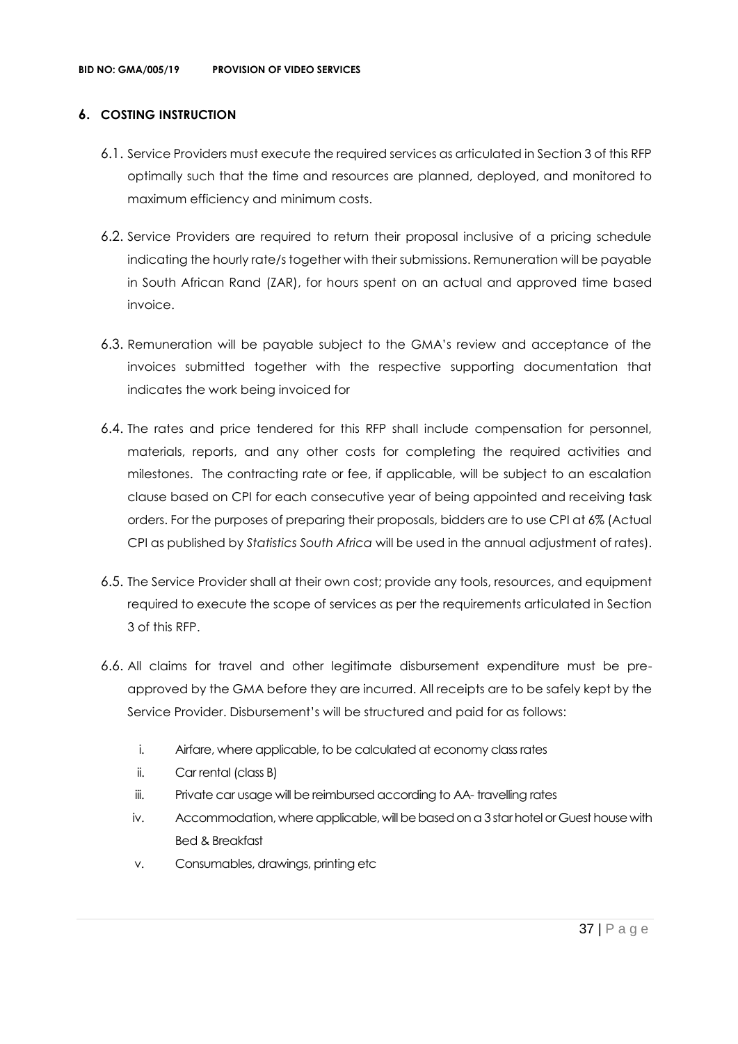## 6. COSTING INSTRUCTION

6.1. Service Providers must execute the required services as articulated in Section 3 of this RFP optimally such that the time and resources are planned, deployed, and monitored to maximum efficiency and minimum costs.

6.2. Service Providers are required to return their proposal inclusive of a pricing schedule indicating the hourly rate/s together with their submissions. Remuneration will be payable in South African Rand (ZAR), for hours spent on an actual and approved time based invoice.

6.3. Remuneration will be payable subject to the GMA's review and acceptance of the invoices submitted together with the respective supporting documentation that indicates the work being invoiced for

6.4. The rates and price tendered for this RFP shall include compensation for personnel, materials, reports, and any other costs for completing the required activities and milestones. The contracting rate or fee, if applicable, will be subject to an escalation clause based on CPI for each consecutive year of being appointed and receiving task orders. For the purposes of preparing their proposals, bidders are to use CPI at 6% (Actual CPI as published by *Statistics South Africa* will be used in the annual adjustment of rates).

6.5. The Service Provider shall at their own cost; provide any tools, resources, and equipment required to execute the scope of services as per the requirements articulated in Section 3 of this RFP.

6.6. All claims for travel and other legitimate disbursement expenditure must be pre-approved by the GMA before they are incurred. All receipts are to be safely kept by the Service Provider. Disbursement's will be structured and paid for as follows:

i. Airfare, where applicable, to be calculated at economy class rates

ii. Car rental (class B)

iii. Private car usage will be reimbursed according to AA- travelling rates

iv. Accommodation, where applicable, will be based on a 3 star hotel or Guest house with Bed & Breakfast

v. Consumables, drawings, printing etc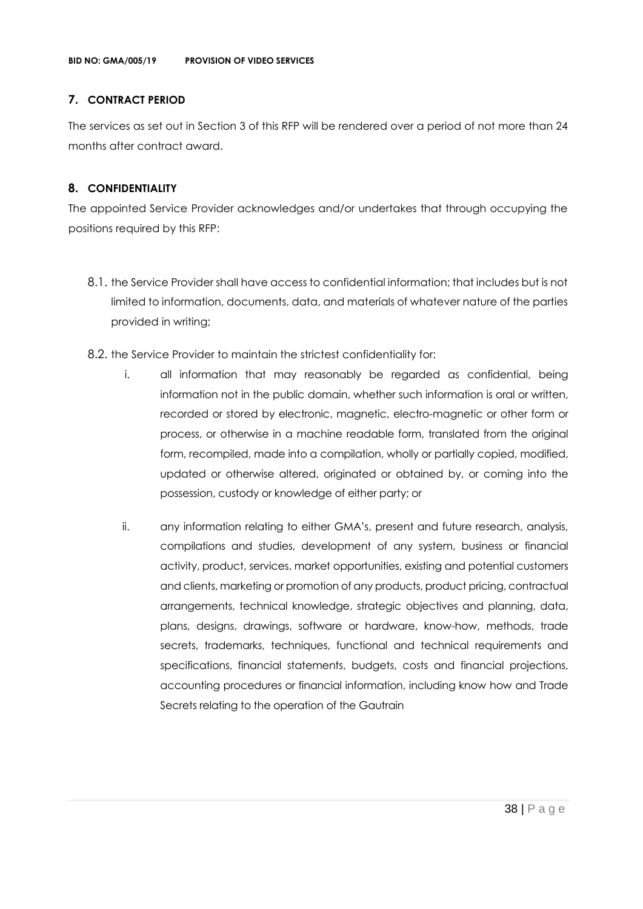## 7. CONTRACT PERIOD

The services as set out in Section 3 of this RFP will be rendered over a period of not more than 24 months after contract award.

## 8. CONFIDENTIALITY

The appointed Service Provider acknowledges and/or undertakes that through occupying the positions required by this RFP:

8.1. the Service Provider shall have access to confidential information; that includes but is not limited to information, documents, data, and materials of whatever nature of the parties provided in writing;

8.2. the Service Provider to maintain the strictest confidentiality for:

i. all information that may reasonably be regarded as confidential, being information not in the public domain, whether such information is oral or written, recorded or stored by electronic, magnetic, electro-magnetic or other form or process, or otherwise in a machine readable form, translated from the original form, recompiled, made into a compilation, wholly or partially copied, modified, updated or otherwise altered, originated or obtained by, or coming into the possession, custody or knowledge of either party; or

ii. any information relating to either GMA's, present and future research, analysis, compilations and studies, development of any system, business or financial activity, product, services, market opportunities, existing and potential customers and clients, marketing or promotion of any products, product pricing, contractual arrangements, technical knowledge, strategic objectives and planning, data, plans, designs, drawings, software or hardware, know-how, methods, trade secrets, trademarks, techniques, functional and technical requirements and specifications, financial statements, budgets, costs and financial projections, accounting procedures or financial information, including know how and Trade Secrets relating to the operation of the Gautrain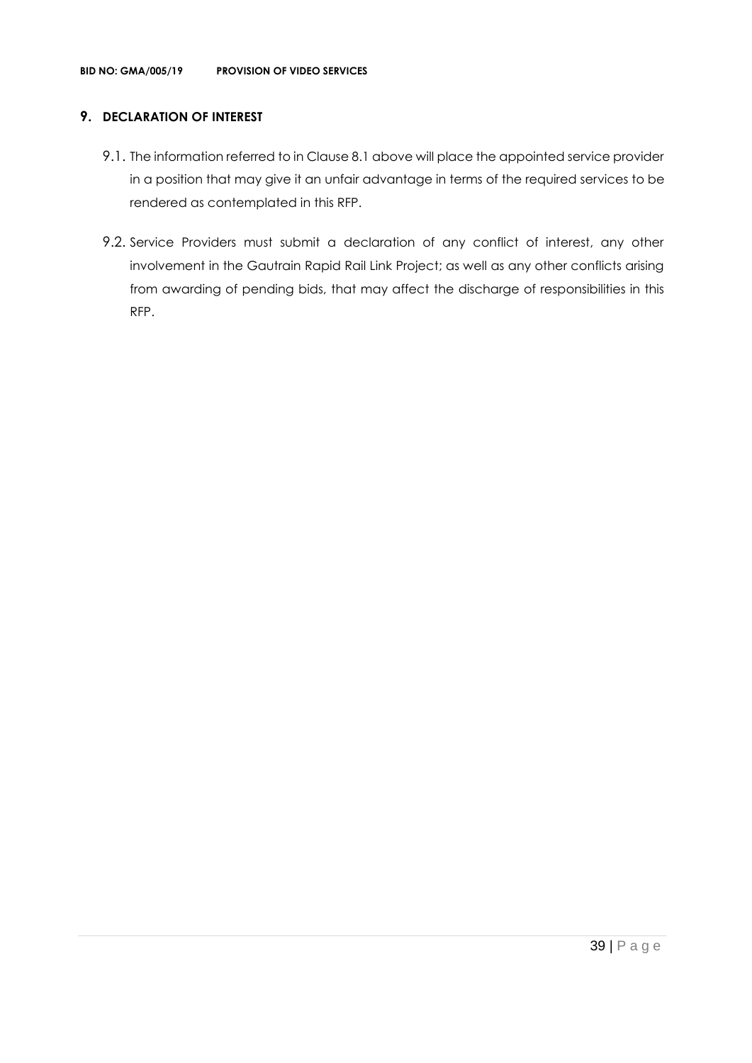## 9. DECLARATION OF INTEREST

9.1. The information referred to in Clause 8.1 above will place the appointed service provider in a position that may give it an unfair advantage in terms of the required services to be rendered as contemplated in this RFP.

9.2. Service Providers must submit a declaration of any conflict of interest, any other involvement in the Gautrain Rapid Rail Link Project; as well as any other conflicts arising from awarding of pending bids, that may affect the discharge of responsibilities in this RFP.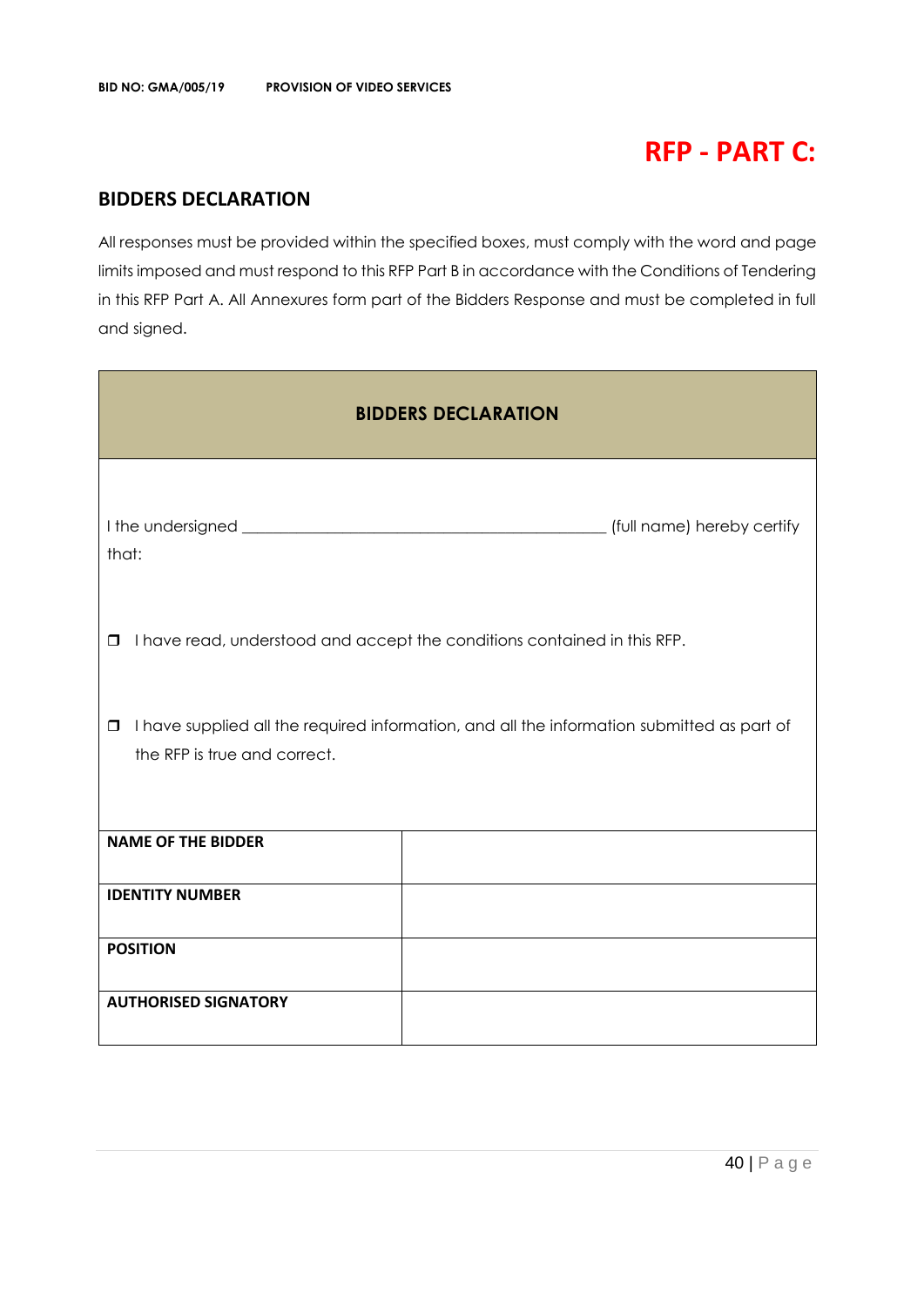# RFP - PART C:

## BIDDERS DECLARATION

All responses must be provided within the specified boxes, must comply with the word and page limits imposed and must respond to this RFP Part B in accordance with the Conditions of Tendering in this RFP Part A. All Annexures form part of the Bidders Response and must be completed in full and signed.

| BIDDERS DECLARATION | |
|---|---|
| I the undersigned ____________________________________________ (full name) hereby certify that:<br><br>❒ I have read, understood and accept the conditions contained in this RFP.<br><br>❒ I have supplied all the required information, and all the information submitted as part of the RFP is true and correct. | |
| **NAME OF THE BIDDER** | |
| **IDENTITY NUMBER** | |
| **POSITION** | |
| **AUTHORISED SIGNATORY** | |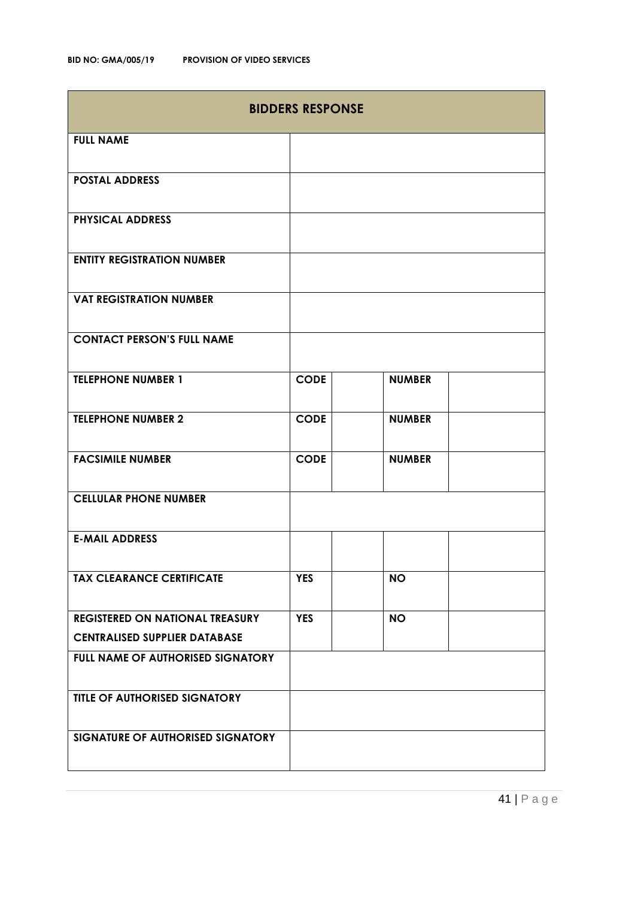| BIDDERS RESPONSE | | | | |
|---|---|---|---|---|
| **FULL NAME** | | | | |
| **POSTAL ADDRESS** | | | | |
| **PHYSICAL ADDRESS** | | | | |
| **ENTITY REGISTRATION NUMBER** | | | | |
| **VAT REGISTRATION NUMBER** | | | | |
| **CONTACT PERSON'S FULL NAME** | | | | |
| **TELEPHONE NUMBER 1** | **CODE** | | **NUMBER** | |
| **TELEPHONE NUMBER 2** | **CODE** | | **NUMBER** | |
| **FACSIMILE NUMBER** | **CODE** | | **NUMBER** | |
| **CELLULAR PHONE NUMBER** | | | | |
| **E-MAIL ADDRESS** | | | | |
| **TAX CLEARANCE CERTIFICATE** | **YES** | | **NO** | |
| **REGISTERED ON NATIONAL TREASURY CENTRALISED SUPPLIER DATABASE** | **YES** | | **NO** | |
| **FULL NAME OF AUTHORISED SIGNATORY** | | | | |
| **TITLE OF AUTHORISED SIGNATORY** | | | | |
| **SIGNATURE OF AUTHORISED SIGNATORY** | | | | |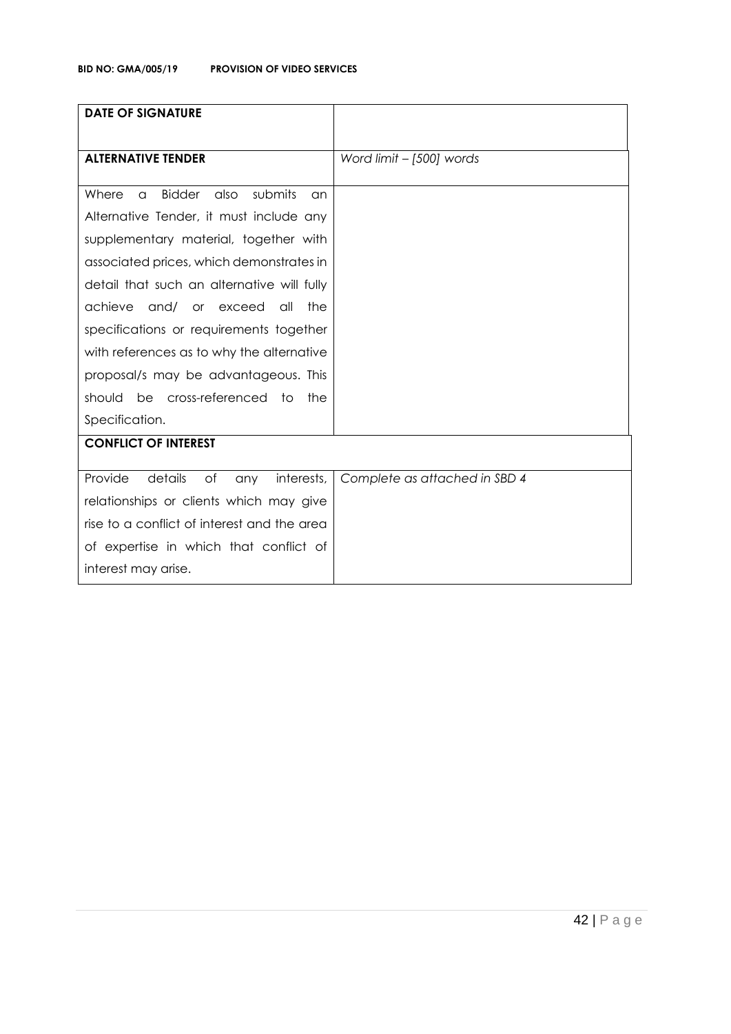| **DATE OF SIGNATURE** | |
|---|---|
| **ALTERNATIVE TENDER** | *Word limit – [500] words* |
| Where a Bidder also submits an Alternative Tender, it must include any supplementary material, together with associated prices, which demonstrates in detail that such an alternative will fully achieve and/ or exceed all the specifications or requirements together with references as to why the alternative proposal/s may be advantageous. This should be cross-referenced to the Specification. | |
| **CONFLICT OF INTEREST** | |
| Provide details of any interests, relationships or clients which may give rise to a conflict of interest and the area of expertise in which that conflict of interest may arise. | *Complete as attached in SBD 4* |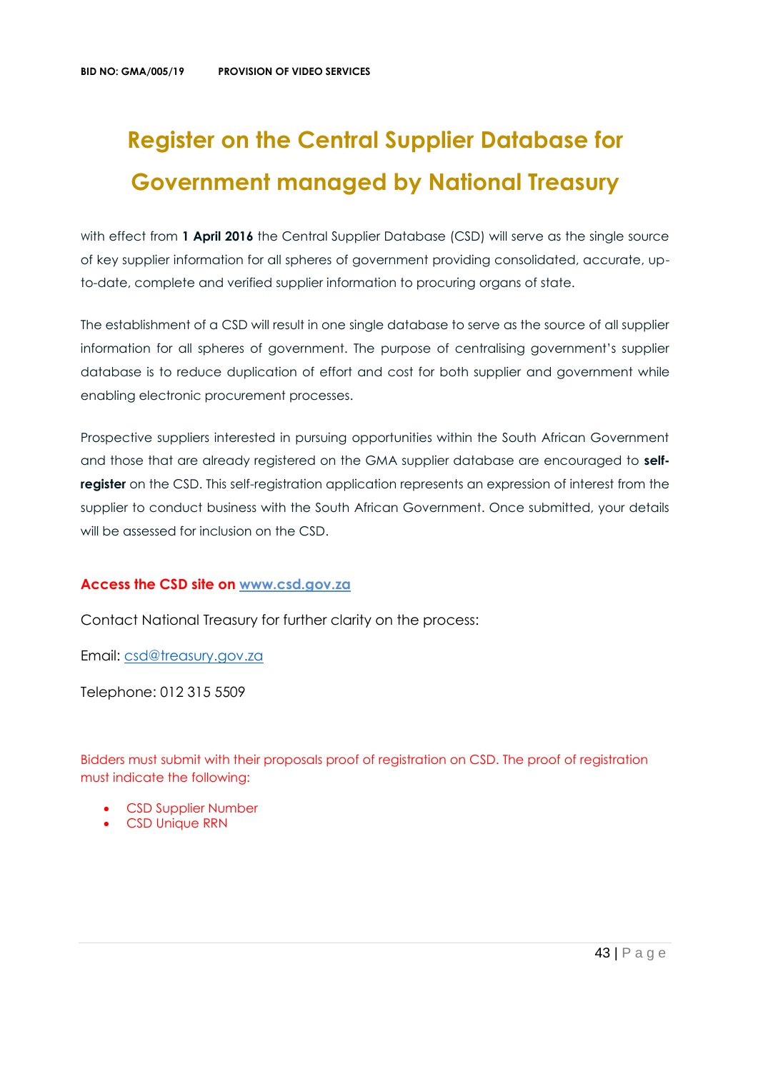# Register on the Central Supplier Database for Government managed by National Treasury

with effect from **1 April 2016** the Central Supplier Database (CSD) will serve as the single source of key supplier information for all spheres of government providing consolidated, accurate, up-to-date, complete and verified supplier information to procuring organs of state.

The establishment of a CSD will result in one single database to serve as the source of all supplier information for all spheres of government. The purpose of centralising government's supplier database is to reduce duplication of effort and cost for both supplier and government while enabling electronic procurement processes.

Prospective suppliers interested in pursuing opportunities within the South African Government and those that are already registered on the GMA supplier database are encouraged to **self-register** on the CSD. This self-registration application represents an expression of interest from the supplier to conduct business with the South African Government. Once submitted, your details will be assessed for inclusion on the CSD.

**Access the CSD site on [www.csd.gov.za](http://www.csd.gov.za)**

Contact National Treasury for further clarity on the process:

Email: [csd@treasury.gov.za](mailto:csd@treasury.gov.za)

Telephone: 012 315 5509

Bidders must submit with their proposals proof of registration on CSD. The proof of registration must indicate the following:

- CSD Supplier Number
- CSD Unique RRN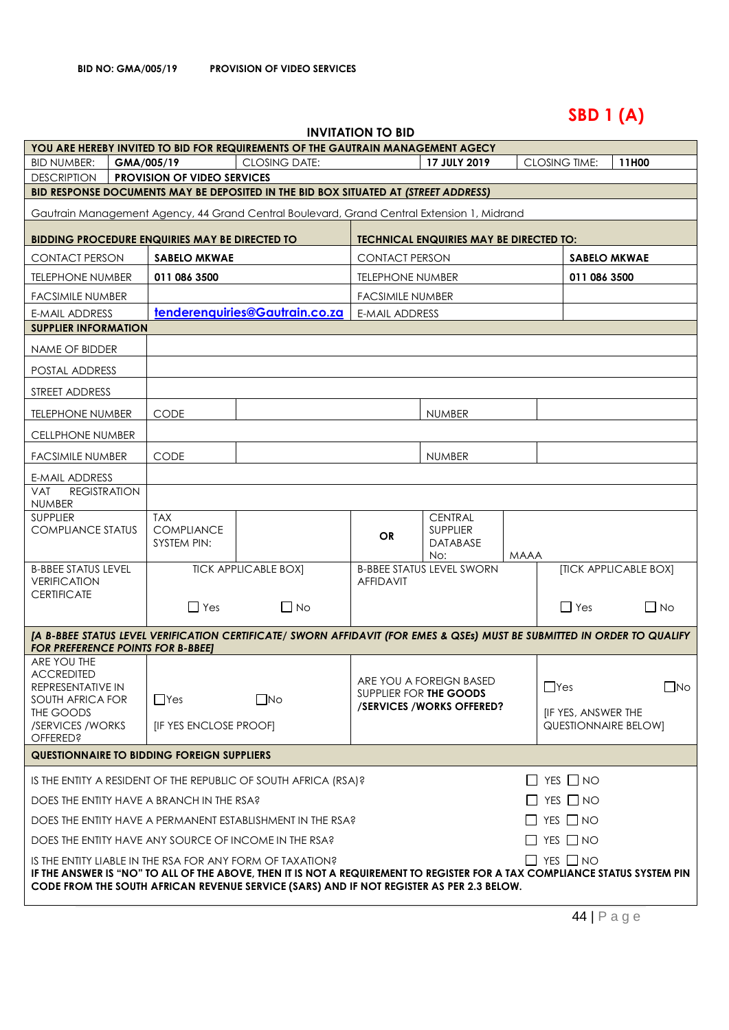**BID NO: GMA/005/19** **PROVISION OF VIDEO SERVICES**

# SBD 1 (A)

## INVITATION TO BID

| YOU ARE HEREBY INVITED TO BID FOR REQUIREMENTS OF THE GAUTRAIN MANAGEMENT AGECY | | | | | |
|---|---|---|---|---|---|
| BID NUMBER: | **GMA/005/19** | CLOSING DATE: | **17 JULY 2019** | CLOSING TIME: | **11H00** |
| DESCRIPTION | **PROVISION OF VIDEO SERVICES** | | | | |

**BID RESPONSE DOCUMENTS MAY BE DEPOSITED IN THE BID BOX SITUATED AT *(STREET ADDRESS)***

Gautrain Management Agency, 44 Grand Central Boulevard, Grand Central Extension 1, Midrand

| BIDDING PROCEDURE ENQUIRIES MAY BE DIRECTED TO | | TECHNICAL ENQUIRIES MAY BE DIRECTED TO: | |
|---|---|---|---|
| CONTACT PERSON | **SABELO MKWAE** | CONTACT PERSON | **SABELO MKWAE** |
| TELEPHONE NUMBER | **011 086 3500** | TELEPHONE NUMBER | **011 086 3500** |
| FACSIMILE NUMBER | | FACSIMILE NUMBER | |
| E-MAIL ADDRESS | **tenderenquiries@Gautrain.co.za** | E-MAIL ADDRESS | |

**SUPPLIER INFORMATION**

| | | | | |
|---|---|---|---|---|
| NAME OF BIDDER | | | | |
| POSTAL ADDRESS | | | | |
| STREET ADDRESS | | | | |
| TELEPHONE NUMBER | CODE | | NUMBER | |
| CELLPHONE NUMBER | | | | |
| FACSIMILE NUMBER | CODE | | NUMBER | |
| E-MAIL ADDRESS | | | | |
| VAT REGISTRATION NUMBER | | | | |
| SUPPLIER COMPLIANCE STATUS | TAX COMPLIANCE SYSTEM PIN: | | **OR** | CENTRAL SUPPLIER DATABASE No: MAAA |
| B-BBEE STATUS LEVEL VERIFICATION CERTIFICATE | TICK APPLICABLE BOX] ☐ Yes ☐ No | | B-BBEE STATUS LEVEL SWORN AFFIDAVIT | [TICK APPLICABLE BOX] ☐ Yes ☐ No |

***[A B-BBEE STATUS LEVEL VERIFICATION CERTIFICATE/ SWORN AFFIDAVIT (FOR EMES & QSEs) MUST BE SUBMITTED IN ORDER TO QUALIFY FOR PREFERENCE POINTS FOR B-BBEE]***

| | | | |
|---|---|---|---|
| ARE YOU THE ACCREDITED REPRESENTATIVE IN SOUTH AFRICA FOR THE GOODS /SERVICES /WORKS OFFERED? | ☐Yes ☐No [IF YES ENCLOSE PROOF] | ARE YOU A FOREIGN BASED SUPPLIER FOR **THE GOODS /SERVICES /WORKS OFFERED?** | ☐Yes ☐No [IF YES, ANSWER THE QUESTIONNAIRE BELOW] |

**QUESTIONNAIRE TO BIDDING FOREIGN SUPPLIERS**

| | |
|---|---|
| IS THE ENTITY A RESIDENT OF THE REPUBLIC OF SOUTH AFRICA (RSA)? | ☐ YES ☐ NO |
| DOES THE ENTITY HAVE A BRANCH IN THE RSA? | ☐ YES ☐ NO |
| DOES THE ENTITY HAVE A PERMANENT ESTABLISHMENT IN THE RSA? | ☐ YES ☐ NO |
| DOES THE ENTITY HAVE ANY SOURCE OF INCOME IN THE RSA? | ☐ YES ☐ NO |
| IS THE ENTITY LIABLE IN THE RSA FOR ANY FORM OF TAXATION? | ☐ YES ☐ NO |

**IF THE ANSWER IS "NO" TO ALL OF THE ABOVE, THEN IT IS NOT A REQUIREMENT TO REGISTER FOR A TAX COMPLIANCE STATUS SYSTEM PIN CODE FROM THE SOUTH AFRICAN REVENUE SERVICE (SARS) AND IF NOT REGISTER AS PER 2.3 BELOW.**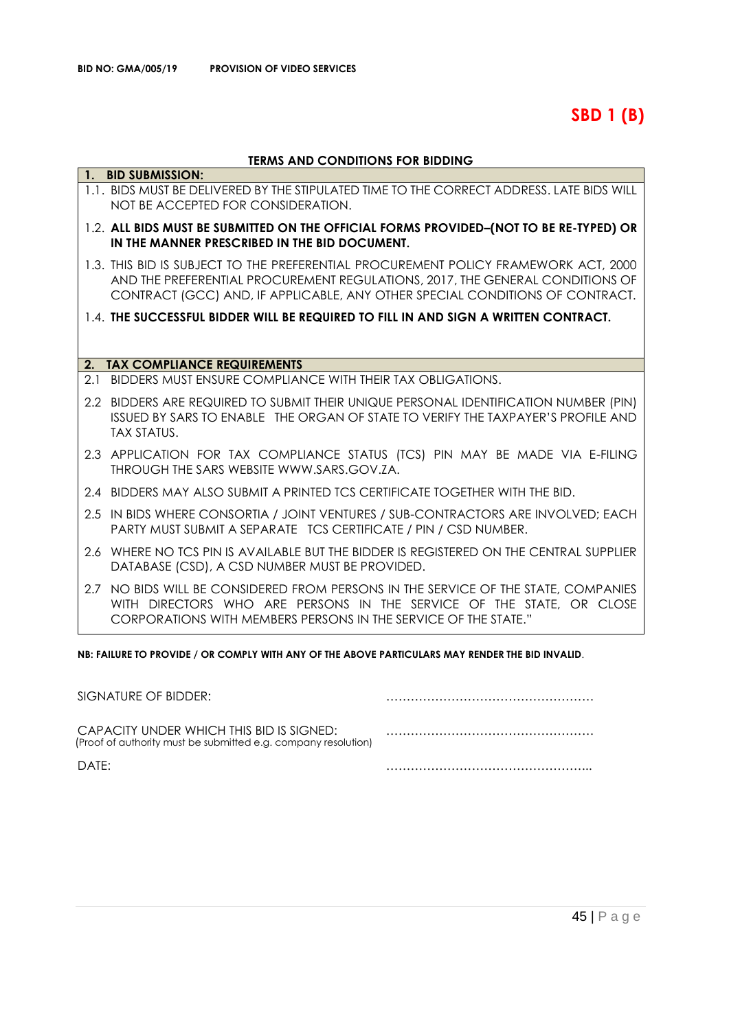**BID NO: GMA/005/19 PROVISION OF VIDEO SERVICES**

# SBD 1 (B)

## TERMS AND CONDITIONS FOR BIDDING

**1. BID SUBMISSION:**

1.1. BIDS MUST BE DELIVERED BY THE STIPULATED TIME TO THE CORRECT ADDRESS. LATE BIDS WILL NOT BE ACCEPTED FOR CONSIDERATION.

1.2. **ALL BIDS MUST BE SUBMITTED ON THE OFFICIAL FORMS PROVIDED–(NOT TO BE RE-TYPED) OR IN THE MANNER PRESCRIBED IN THE BID DOCUMENT.**

1.3. THIS BID IS SUBJECT TO THE PREFERENTIAL PROCUREMENT POLICY FRAMEWORK ACT, 2000 AND THE PREFERENTIAL PROCUREMENT REGULATIONS, 2017, THE GENERAL CONDITIONS OF CONTRACT (GCC) AND, IF APPLICABLE, ANY OTHER SPECIAL CONDITIONS OF CONTRACT.

1.4. **THE SUCCESSFUL BIDDER WILL BE REQUIRED TO FILL IN AND SIGN A WRITTEN CONTRACT.**

**2. TAX COMPLIANCE REQUIREMENTS**

2.1 BIDDERS MUST ENSURE COMPLIANCE WITH THEIR TAX OBLIGATIONS.

2.2 BIDDERS ARE REQUIRED TO SUBMIT THEIR UNIQUE PERSONAL IDENTIFICATION NUMBER (PIN) ISSUED BY SARS TO ENABLE THE ORGAN OF STATE TO VERIFY THE TAXPAYER'S PROFILE AND TAX STATUS.

2.3 APPLICATION FOR TAX COMPLIANCE STATUS (TCS) PIN MAY BE MADE VIA E-FILING THROUGH THE SARS WEBSITE WWW.SARS.GOV.ZA.

2.4 BIDDERS MAY ALSO SUBMIT A PRINTED TCS CERTIFICATE TOGETHER WITH THE BID.

2.5 IN BIDS WHERE CONSORTIA / JOINT VENTURES / SUB-CONTRACTORS ARE INVOLVED; EACH PARTY MUST SUBMIT A SEPARATE TCS CERTIFICATE / PIN / CSD NUMBER.

2.6 WHERE NO TCS PIN IS AVAILABLE BUT THE BIDDER IS REGISTERED ON THE CENTRAL SUPPLIER DATABASE (CSD), A CSD NUMBER MUST BE PROVIDED.

2.7 NO BIDS WILL BE CONSIDERED FROM PERSONS IN THE SERVICE OF THE STATE, COMPANIES WITH DIRECTORS WHO ARE PERSONS IN THE SERVICE OF THE STATE, OR CLOSE CORPORATIONS WITH MEMBERS PERSONS IN THE SERVICE OF THE STATE."

**NB: FAILURE TO PROVIDE / OR COMPLY WITH ANY OF THE ABOVE PARTICULARS MAY RENDER THE BID INVALID**.

SIGNATURE OF BIDDER: ……………………………………………

CAPACITY UNDER WHICH THIS BID IS SIGNED: ……………………………………………
(Proof of authority must be submitted e.g. company resolution)

DATE: …………………………………………...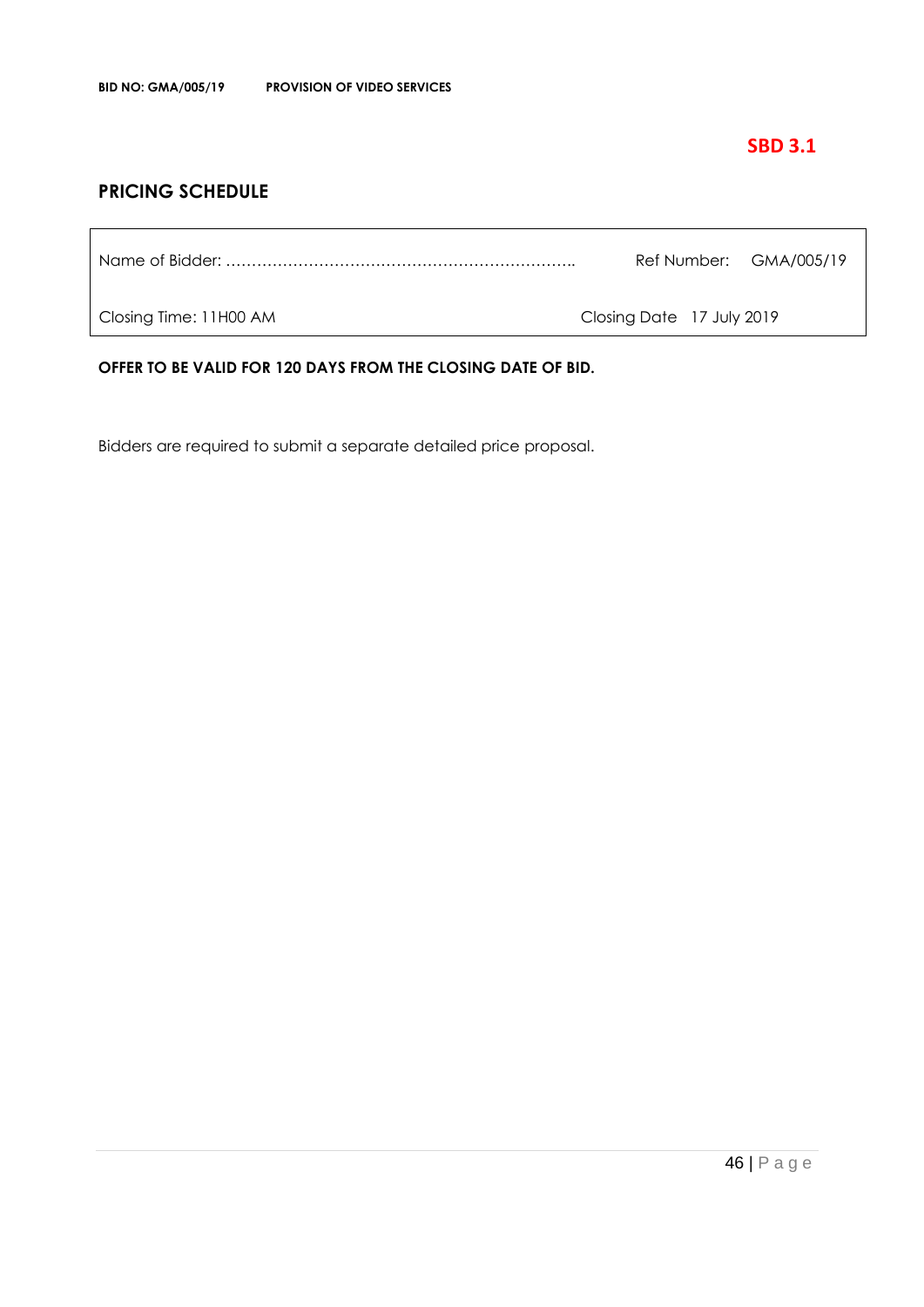**SBD 3.1**

## PRICING SCHEDULE

| Name of Bidder: ………………………………………………………….. | Ref Number: GMA/005/19 |
|---|---|
| Closing Time: 11H00 AM | Closing Date 17 July 2019 |

**OFFER TO BE VALID FOR 120 DAYS FROM THE CLOSING DATE OF BID.**

Bidders are required to submit a separate detailed price proposal.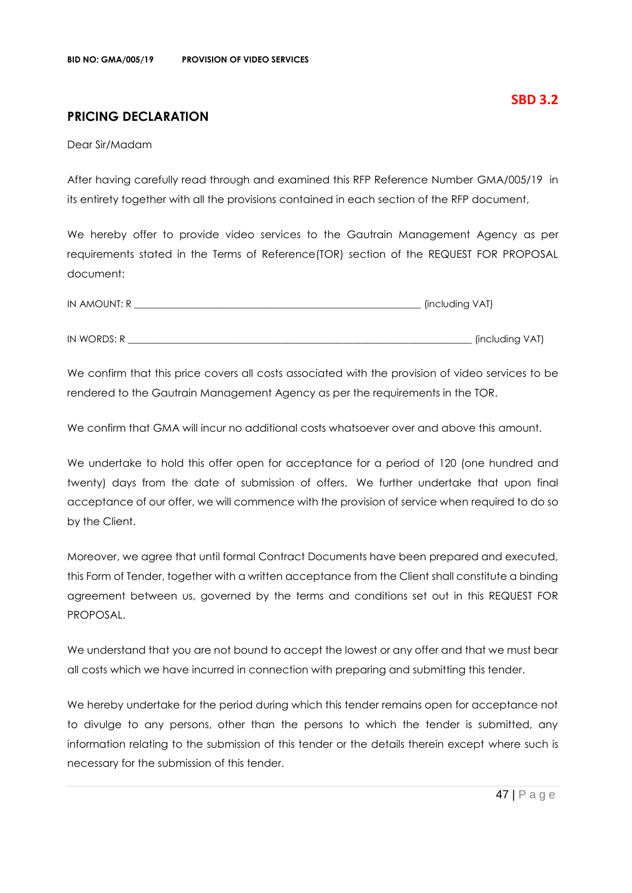**SBD 3.2**

## PRICING DECLARATION

Dear Sir/Madam

After having carefully read through and examined this RFP Reference Number GMA/005/19 in its entirety together with all the provisions contained in each section of the RFP document,

We hereby offer to provide video services to the Gautrain Management Agency as per requirements stated in the Terms of Reference(TOR) section of the REQUEST FOR PROPOSAL document:

IN AMOUNT: R \_\_\_\_\_\_\_\_\_\_\_\_\_\_\_\_\_\_\_\_\_\_\_\_\_\_\_\_\_\_\_\_\_\_\_\_\_\_\_\_\_\_\_\_\_\_\_\_\_\_\_\_\_\_\_ (including VAT)

IN WORDS: R \_\_\_\_\_\_\_\_\_\_\_\_\_\_\_\_\_\_\_\_\_\_\_\_\_\_\_\_\_\_\_\_\_\_\_\_\_\_\_\_\_\_\_\_\_\_\_\_\_\_\_\_\_\_\_\_\_\_\_\_\_\_\_\_\_ (including VAT)

We confirm that this price covers all costs associated with the provision of video services to be rendered to the Gautrain Management Agency as per the requirements in the TOR.

We confirm that GMA will incur no additional costs whatsoever over and above this amount.

We undertake to hold this offer open for acceptance for a period of 120 (one hundred and twenty) days from the date of submission of offers. We further undertake that upon final acceptance of our offer, we will commence with the provision of service when required to do so by the Client.

Moreover, we agree that until formal Contract Documents have been prepared and executed, this Form of Tender, together with a written acceptance from the Client shall constitute a binding agreement between us, governed by the terms and conditions set out in this REQUEST FOR PROPOSAL.

We understand that you are not bound to accept the lowest or any offer and that we must bear all costs which we have incurred in connection with preparing and submitting this tender.

We hereby undertake for the period during which this tender remains open for acceptance not to divulge to any persons, other than the persons to which the tender is submitted, any information relating to the submission of this tender or the details therein except where such is necessary for the submission of this tender.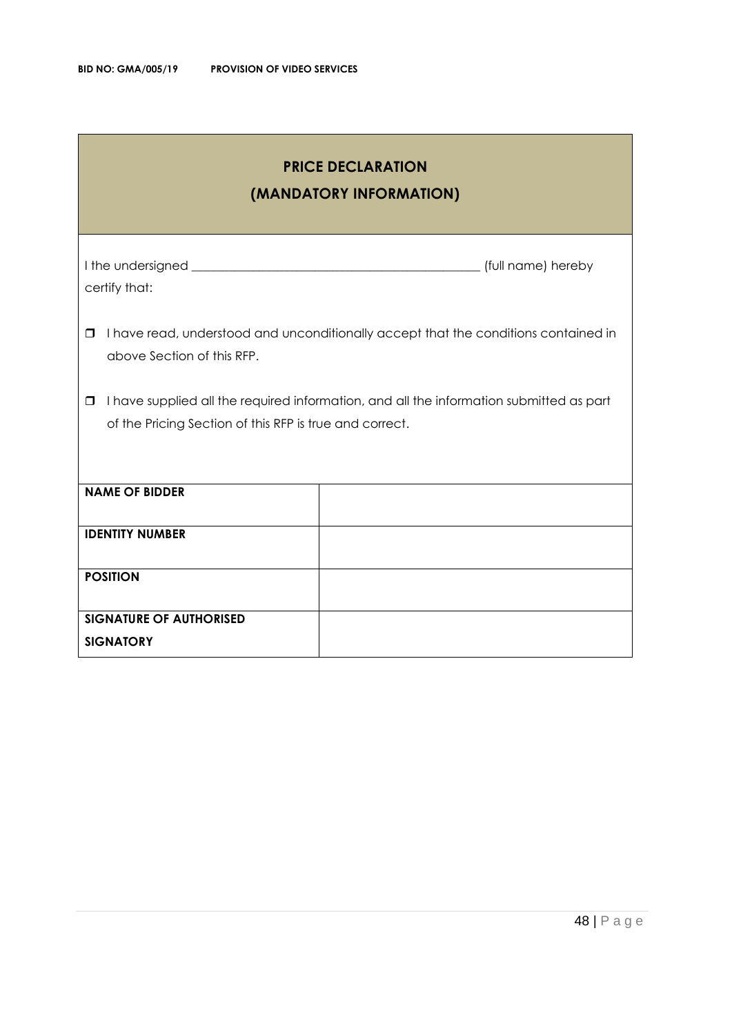## PRICE DECLARATION
## (MANDATORY INFORMATION)

I the undersigned _____________________________________________ (full name) hereby certify that:

- ☐ I have read, understood and unconditionally accept that the conditions contained in above Section of this RFP.
- ☐ I have supplied all the required information, and all the information submitted as part of the Pricing Section of this RFP is true and correct.

| | |
|---|---|
| **NAME OF BIDDER** | |
| **IDENTITY NUMBER** | |
| **POSITION** | |
| **SIGNATURE OF AUTHORISED SIGNATORY** | |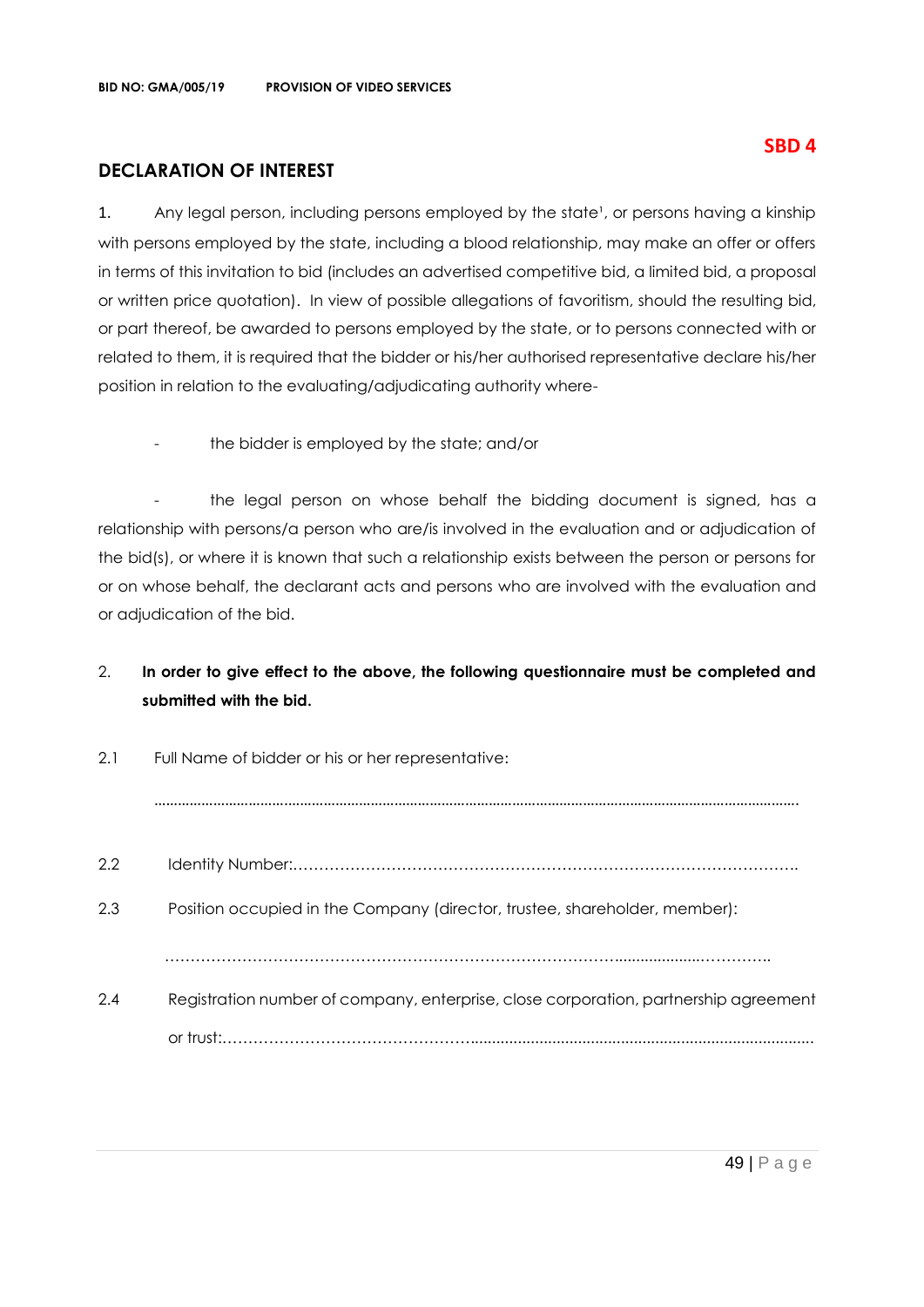**SBD 4**

## DECLARATION OF INTEREST

1. Any legal person, including persons employed by the state[1], or persons having a kinship with persons employed by the state, including a blood relationship, may make an offer or offers in terms of this invitation to bid (includes an advertised competitive bid, a limited bid, a proposal or written price quotation). In view of possible allegations of favoritism, should the resulting bid, or part thereof, be awarded to persons employed by the state, or to persons connected with or related to them, it is required that the bidder or his/her authorised representative declare his/her position in relation to the evaluating/adjudicating authority where-

   - the bidder is employed by the state; and/or

   - the legal person on whose behalf the bidding document is signed, has a relationship with persons/a person who are/is involved in the evaluation and or adjudication of the bid(s), or where it is known that such a relationship exists between the person or persons for or on whose behalf, the declarant acts and persons who are involved with the evaluation and or adjudication of the bid.

2. **In order to give effect to the above, the following questionnaire must be completed and submitted with the bid.**

2.1 Full Name of bidder or his or her representative:

.....................................................................................................................................................

2.2 Identity Number:……………………………………………………………………………………..

2.3 Position occupied in the Company (director, trustee, shareholder, member):

……………………………………………………………………………....................…………..

2.4 Registration number of company, enterprise, close corporation, partnership agreement or trust:…………………………………………...............................................................................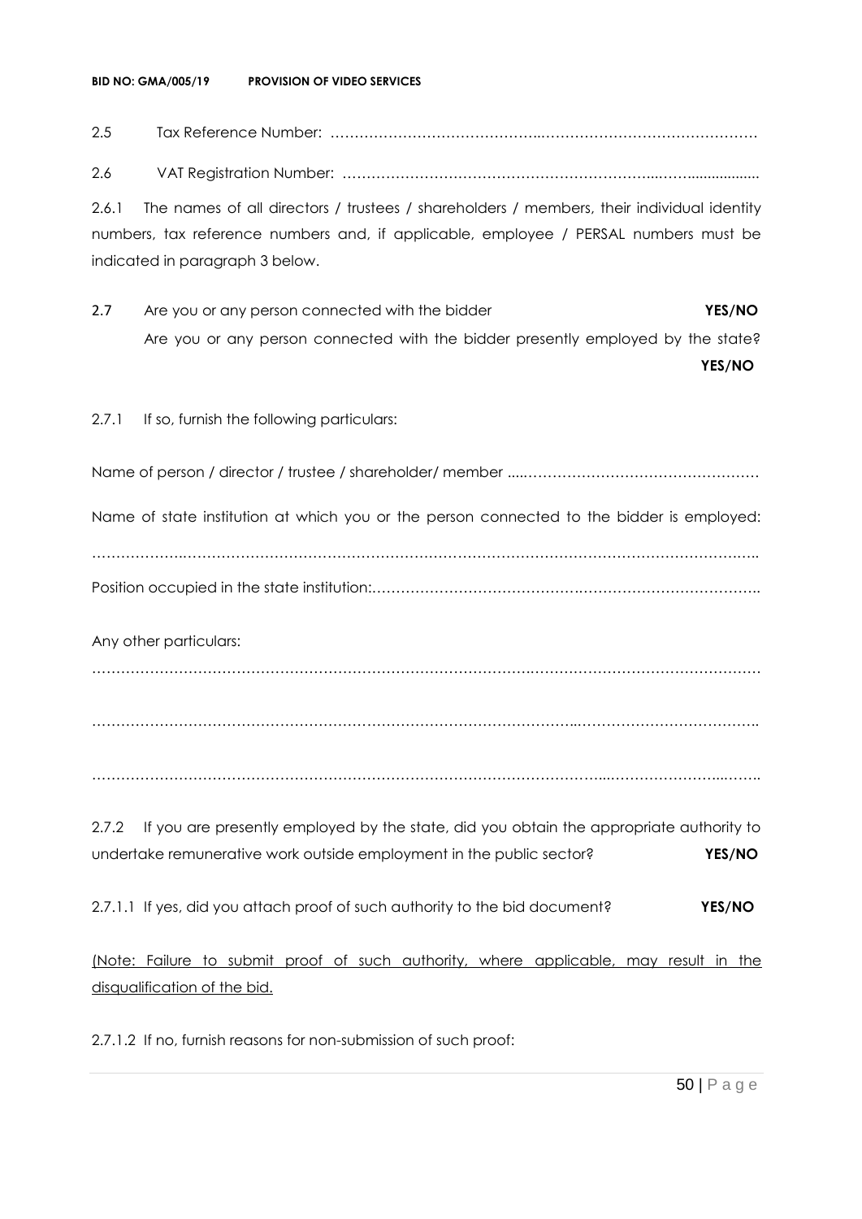2.5 Tax Reference Number: ……………………………………..………………………………………

2.6 VAT Registration Number: ……………………………………………………...……..................

2.6.1 The names of all directors / trustees / shareholders / members, their individual identity numbers, tax reference numbers and, if applicable, employee / PERSAL numbers must be indicated in paragraph 3 below.

2.7 Are you or any person connected with the bidder **YES/NO**
Are you or any person connected with the bidder presently employed by the state? **YES/NO**

2.7.1 If so, furnish the following particulars:

Name of person / director / trustee / shareholder/ member ....…………………………………………

Name of state institution at which you or the person connected to the bidder is employed:

………………..……………………………………………………………………………………………..

Position occupied in the state institution:……………………………………………………………………..

Any other particulars:

………………………………………………………………………….…………………………………………

……………………………………………………………………………………..……………………………….

…………………………………………………………………………………....…………………...……..

2.7.2 If you are presently employed by the state, did you obtain the appropriate authority to undertake remunerative work outside employment in the public sector? **YES/NO**

2.7.1.1 If yes, did you attach proof of such authority to the bid document? **YES/NO**

(Note: Failure to submit proof of such authority, where applicable, may result in the disqualification of the bid.

2.7.1.2 If no, furnish reasons for non-submission of such proof: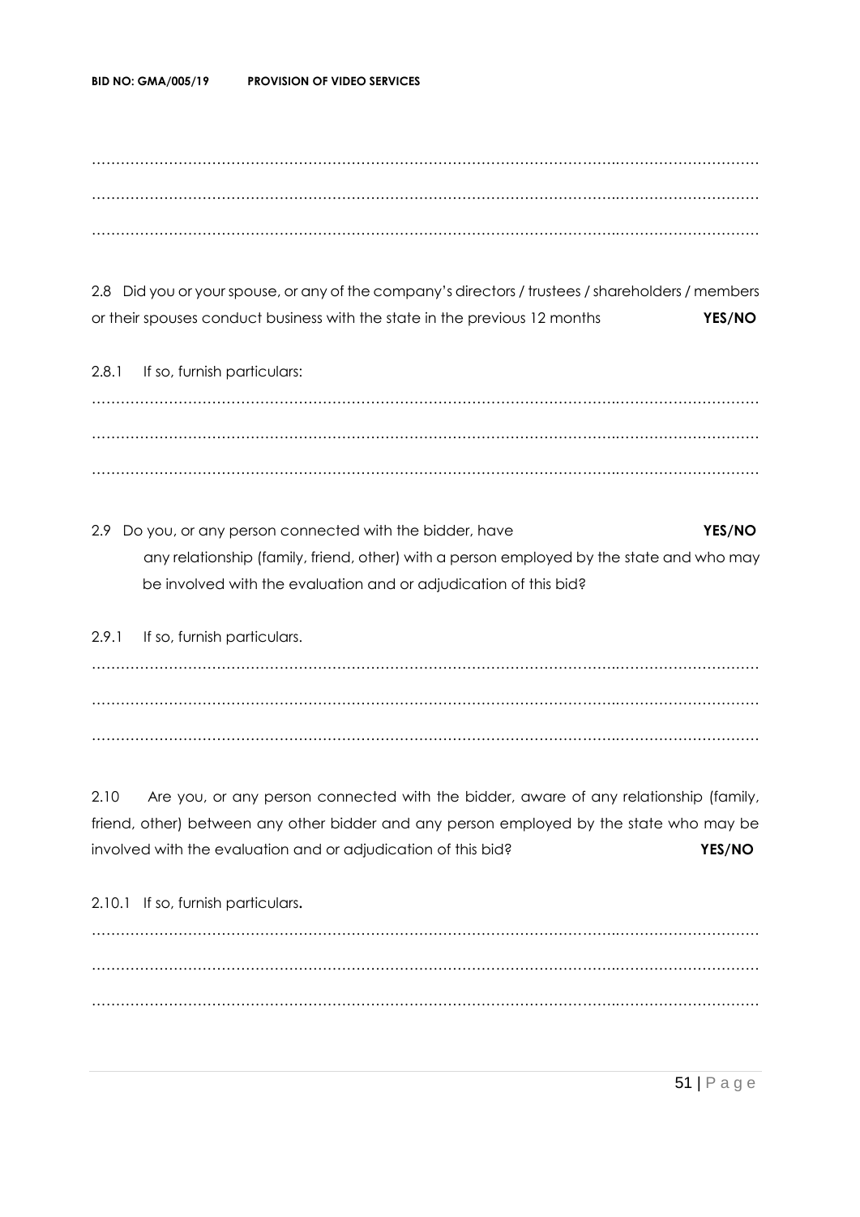………………………………………………………………………………………………………………………

………………………………………………………………………………………………………………………

………………………………………………………………………………………………………………………

2.8 Did you or your spouse, or any of the company's directors / trustees / shareholders / members or their spouses conduct business with the state in the previous 12 months **YES/NO**

2.8.1 If so, furnish particulars:

………………………………………………………………………………………………………………………

………………………………………………………………………………………………………………………

………………………………………………………………………………………………………………………

2.9 Do you, or any person connected with the bidder, have **YES/NO** any relationship (family, friend, other) with a person employed by the state and who may be involved with the evaluation and or adjudication of this bid?

2.9.1 If so, furnish particulars.

………………………………………………………………………………………………………………………

………………………………………………………………………………………………………………………

………………………………………………………………………………………………………………………

2.10 Are you, or any person connected with the bidder, aware of any relationship (family, friend, other) between any other bidder and any person employed by the state who may be involved with the evaluation and or adjudication of this bid? **YES/NO**

2.10.1 If so, furnish particulars**.**

………………………………………………………………………………………………………………………

………………………………………………………………………………………………………………………

………………………………………………………………………………………………………………………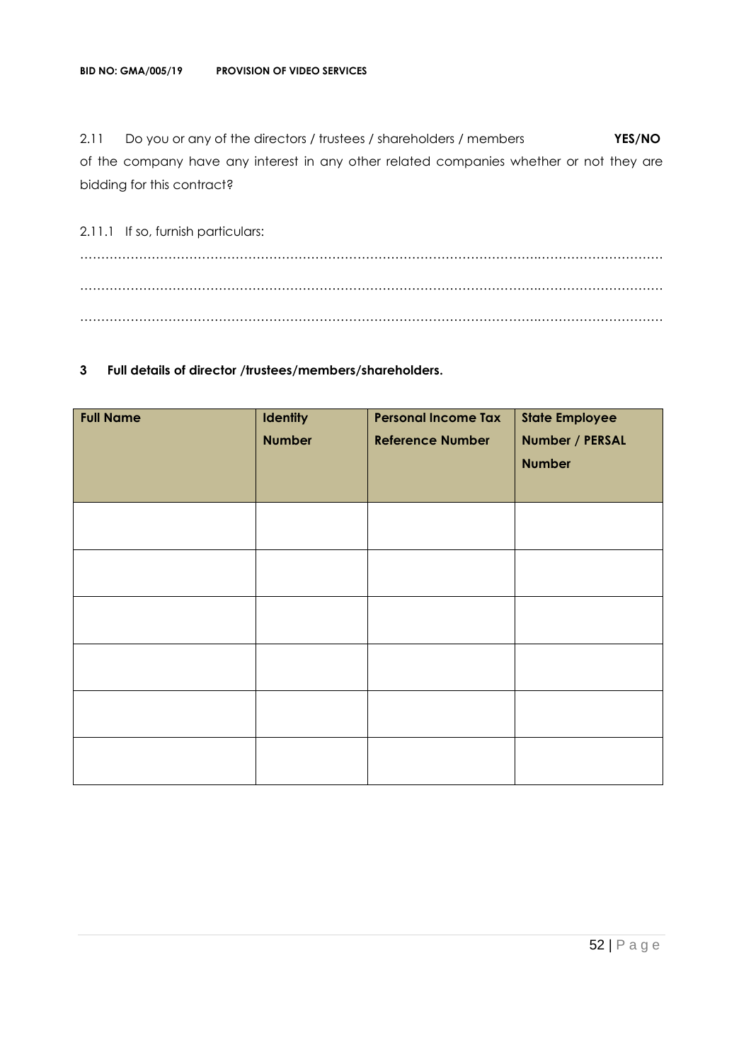2.11 Do you or any of the directors / trustees / shareholders / members **YES/NO** of the company have any interest in any other related companies whether or not they are bidding for this contract?

2.11.1 If so, furnish particulars:

……………………………………………………………………………………………………………………………

……………………………………………………………………………………………………………………………

……………………………………………………………………………………………………………………………

**3 Full details of director /trustees/members/shareholders.**

| **Full Name** | **Identity Number** | **Personal Income Tax Reference Number** | **State Employee Number / PERSAL Number** |
| --- | --- | --- | --- |
| | | | |
| | | | |
| | | | |
| | | | |
| | | | |
| | | | |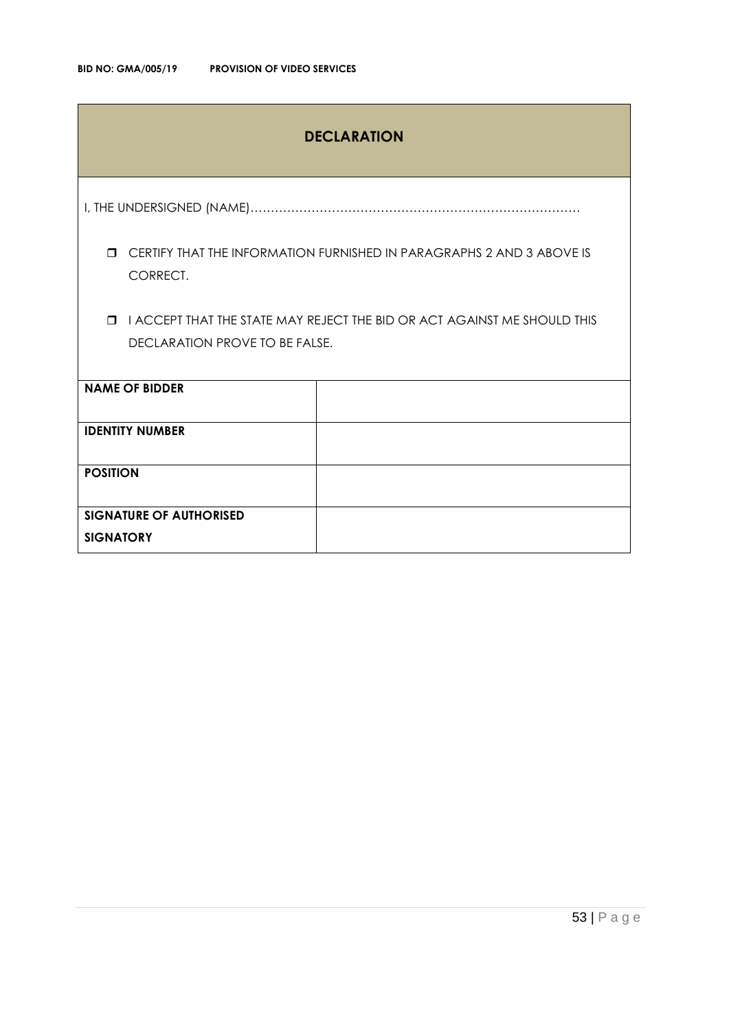## DECLARATION

I, THE UNDERSIGNED (NAME)………………………………………………………………………

- ☐ CERTIFY THAT THE INFORMATION FURNISHED IN PARAGRAPHS 2 AND 3 ABOVE IS CORRECT.
- ☐ I ACCEPT THAT THE STATE MAY REJECT THE BID OR ACT AGAINST ME SHOULD THIS DECLARATION PROVE TO BE FALSE.

| | |
|---|---|
| **NAME OF BIDDER** | |
| **IDENTITY NUMBER** | |
| **POSITION** | |
| **SIGNATURE OF AUTHORISED SIGNATORY** | |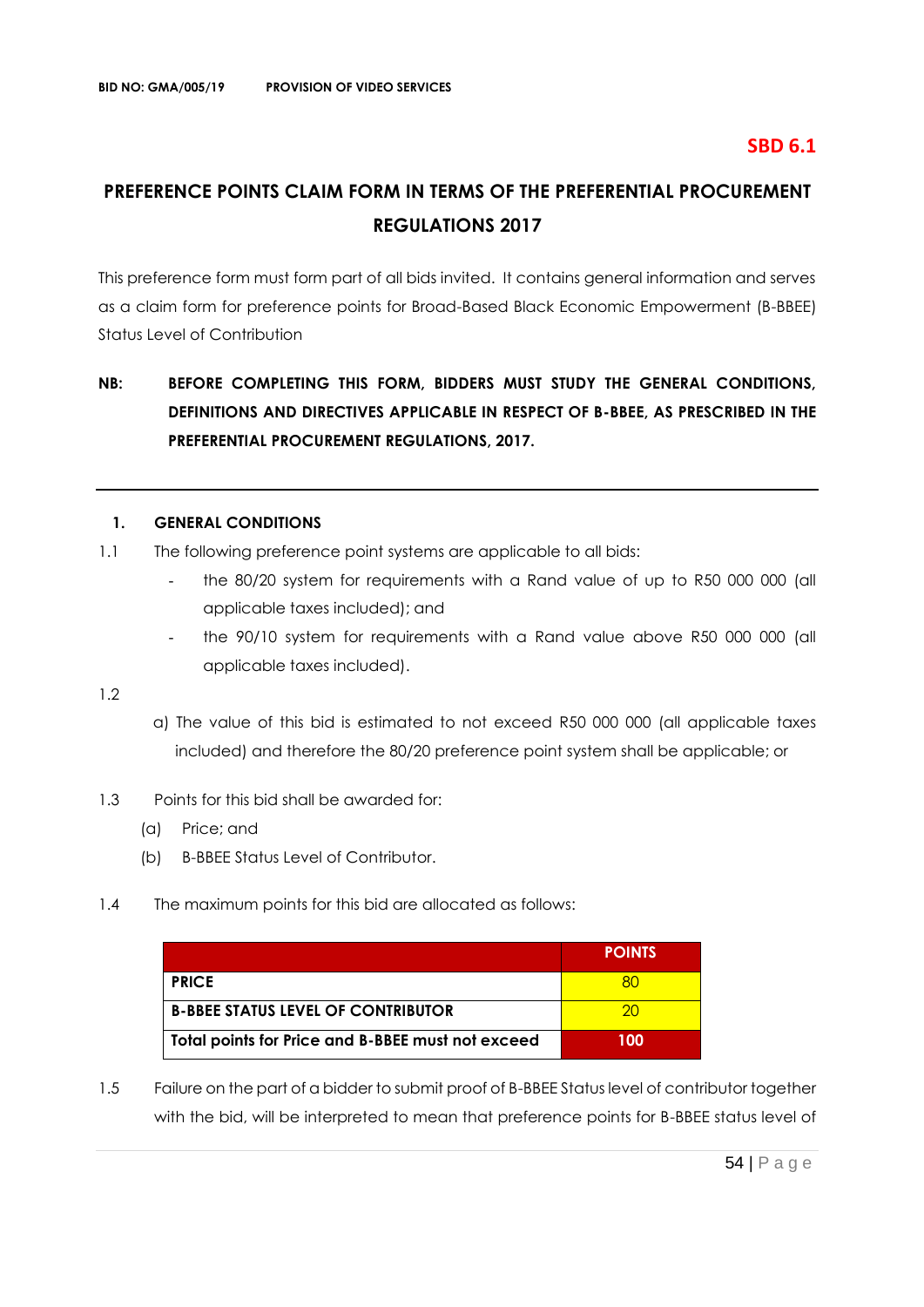**SBD 6.1**

# PREFERENCE POINTS CLAIM FORM IN TERMS OF THE PREFERENTIAL PROCUREMENT REGULATIONS 2017

This preference form must form part of all bids invited. It contains general information and serves as a claim form for preference points for Broad-Based Black Economic Empowerment (B-BBEE) Status Level of Contribution

**NB: BEFORE COMPLETING THIS FORM, BIDDERS MUST STUDY THE GENERAL CONDITIONS, DEFINITIONS AND DIRECTIVES APPLICABLE IN RESPECT OF B-BBEE, AS PRESCRIBED IN THE PREFERENTIAL PROCUREMENT REGULATIONS, 2017.**

---

## 1. GENERAL CONDITIONS

1.1 The following preference point systems are applicable to all bids:

- the 80/20 system for requirements with a Rand value of up to R50 000 000 (all applicable taxes included); and
- the 90/10 system for requirements with a Rand value above R50 000 000 (all applicable taxes included).

1.2

a) The value of this bid is estimated to not exceed R50 000 000 (all applicable taxes included) and therefore the 80/20 preference point system shall be applicable; or

1.3 Points for this bid shall be awarded for:

(a) Price; and

(b) B-BBEE Status Level of Contributor.

1.4 The maximum points for this bid are allocated as follows:

| | POINTS |
|---|---|
| **PRICE** | 80 |
| **B-BBEE STATUS LEVEL OF CONTRIBUTOR** | 20 |
| **Total points for Price and B-BBEE must not exceed** | **100** |

1.5 Failure on the part of a bidder to submit proof of B-BBEE Status level of contributor together with the bid, will be interpreted to mean that preference points for B-BBEE status level of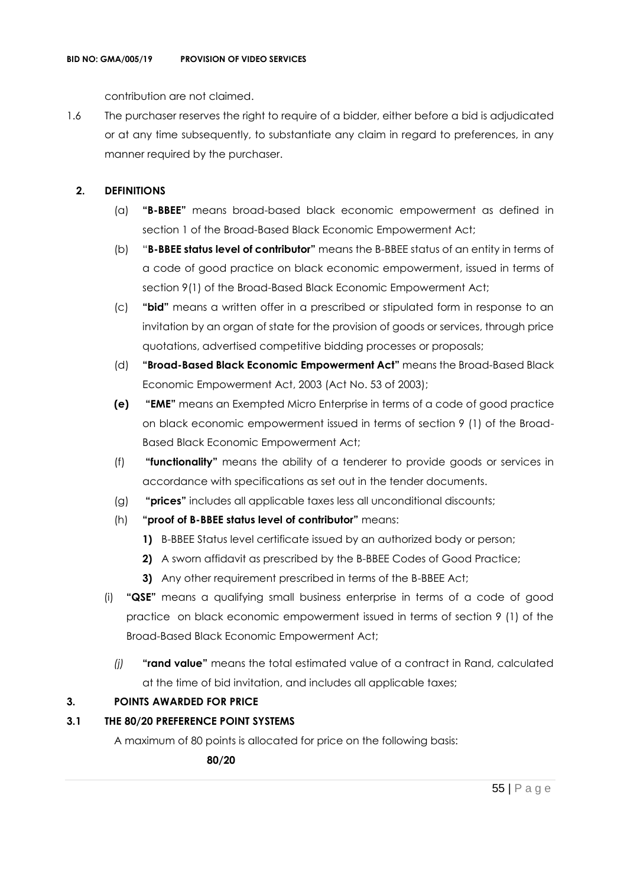contribution are not claimed.

1.6 The purchaser reserves the right to require of a bidder, either before a bid is adjudicated or at any time subsequently, to substantiate any claim in regard to preferences, in any manner required by the purchaser.

## 2. DEFINITIONS

(a) **"B-BBEE"** means broad-based black economic empowerment as defined in section 1 of the Broad-Based Black Economic Empowerment Act;

(b) "**B-BBEE status level of contributor"** means the B-BBEE status of an entity in terms of a code of good practice on black economic empowerment, issued in terms of section 9(1) of the Broad-Based Black Economic Empowerment Act;

(c) **"bid"** means a written offer in a prescribed or stipulated form in response to an invitation by an organ of state for the provision of goods or services, through price quotations, advertised competitive bidding processes or proposals;

(d) **"Broad-Based Black Economic Empowerment Act"** means the Broad-Based Black Economic Empowerment Act, 2003 (Act No. 53 of 2003);

**(e)** **"EME"** means an Exempted Micro Enterprise in terms of a code of good practice on black economic empowerment issued in terms of section 9 (1) of the Broad-Based Black Economic Empowerment Act;

(f) **"functionality"** means the ability of a tenderer to provide goods or services in accordance with specifications as set out in the tender documents.

(g) **"prices"** includes all applicable taxes less all unconditional discounts;

(h) **"proof of B-BBEE status level of contributor"** means:

  **1)** B-BBEE Status level certificate issued by an authorized body or person;
  
  **2)** A sworn affidavit as prescribed by the B-BBEE Codes of Good Practice;
  
  **3)** Any other requirement prescribed in terms of the B-BBEE Act;

(i) **"QSE"** means a qualifying small business enterprise in terms of a code of good practice on black economic empowerment issued in terms of section 9 (1) of the Broad-Based Black Economic Empowerment Act;

*(j)* **"rand value"** means the total estimated value of a contract in Rand, calculated at the time of bid invitation, and includes all applicable taxes;

## 3. POINTS AWARDED FOR PRICE

### 3.1 THE 80/20 PREFERENCE POINT SYSTEMS

A maximum of 80 points is allocated for price on the following basis:

**80/20**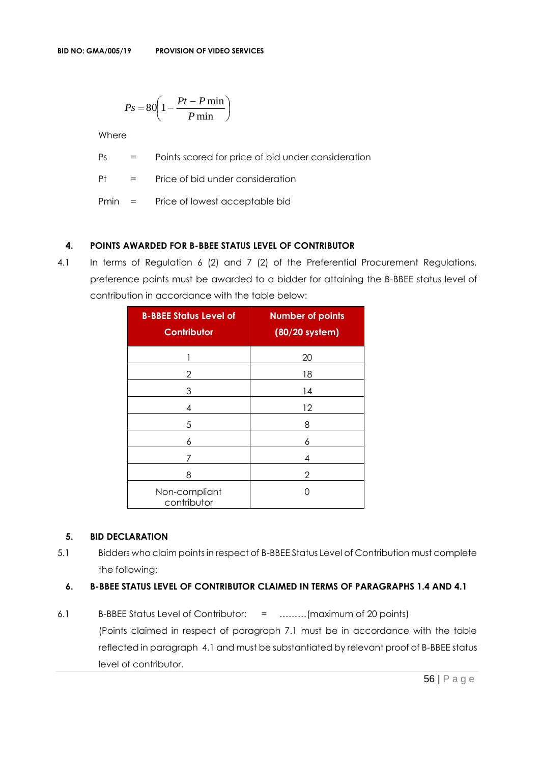$$Ps = 80\left(1 - \frac{Pt - P\min}{P\min}\right)$$

Where

Ps = Points scored for price of bid under consideration

Pt = Price of bid under consideration

Pmin = Price of lowest acceptable bid

## 4. POINTS AWARDED FOR B-BBEE STATUS LEVEL OF CONTRIBUTOR

4.1 In terms of Regulation 6 (2) and 7 (2) of the Preferential Procurement Regulations, preference points must be awarded to a bidder for attaining the B-BBEE status level of contribution in accordance with the table below:

| B-BBEE Status Level of Contributor | Number of points (80/20 system) |
|---|---|
| 1 | 20 |
| 2 | 18 |
| 3 | 14 |
| 4 | 12 |
| 5 | 8 |
| 6 | 6 |
| 7 | 4 |
| 8 | 2 |
| Non-compliant contributor | 0 |

## 5. BID DECLARATION

5.1 Bidders who claim points in respect of B-BBEE Status Level of Contribution must complete the following:

## 6. B-BBEE STATUS LEVEL OF CONTRIBUTOR CLAIMED IN TERMS OF PARAGRAPHS 1.4 AND 4.1

6.1 B-BBEE Status Level of Contributor: = ………(maximum of 20 points)

(Points claimed in respect of paragraph 7.1 must be in accordance with the table reflected in paragraph 4.1 and must be substantiated by relevant proof of B-BBEE status level of contributor.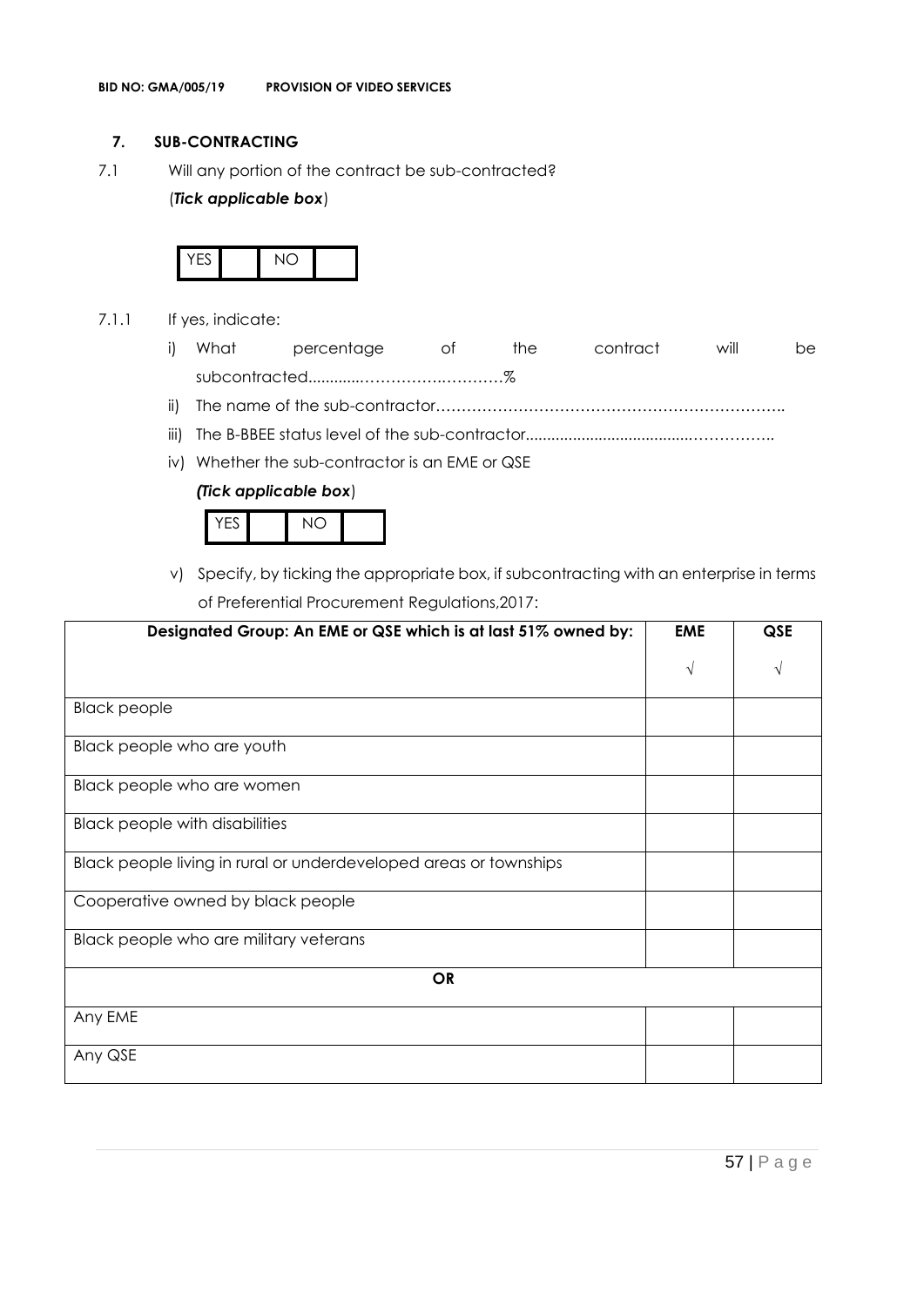## 7. SUB-CONTRACTING

7.1 Will any portion of the contract be sub-contracted?

(***Tick applicable box***)

| YES | | NO | |
|---|---|---|---|

7.1.1 If yes, indicate:

i) What percentage of the contract will be subcontracted............…………….…………%

ii) The name of the sub-contractor…………………………………………………………..

iii) The B-BBEE status level of the sub-contractor......................................……………..

iv) Whether the sub-contractor is an EME or QSE

***(Tick applicable box***)

| YES | | NO | |
|---|---|---|---|

v) Specify, by ticking the appropriate box, if subcontracting with an enterprise in terms of Preferential Procurement Regulations,2017:

| Designated Group: An EME or QSE which is at last 51% owned by: | EME | QSE |
|---|---|---|
| | √ | √ |
| Black people | | |
| Black people who are youth | | |
| Black people who are women | | |
| Black people with disabilities | | |
| Black people living in rural or underdeveloped areas or townships | | |
| Cooperative owned by black people | | |
| Black people who are military veterans | | |
| **OR** | | |
| Any EME | | |
| Any QSE | | |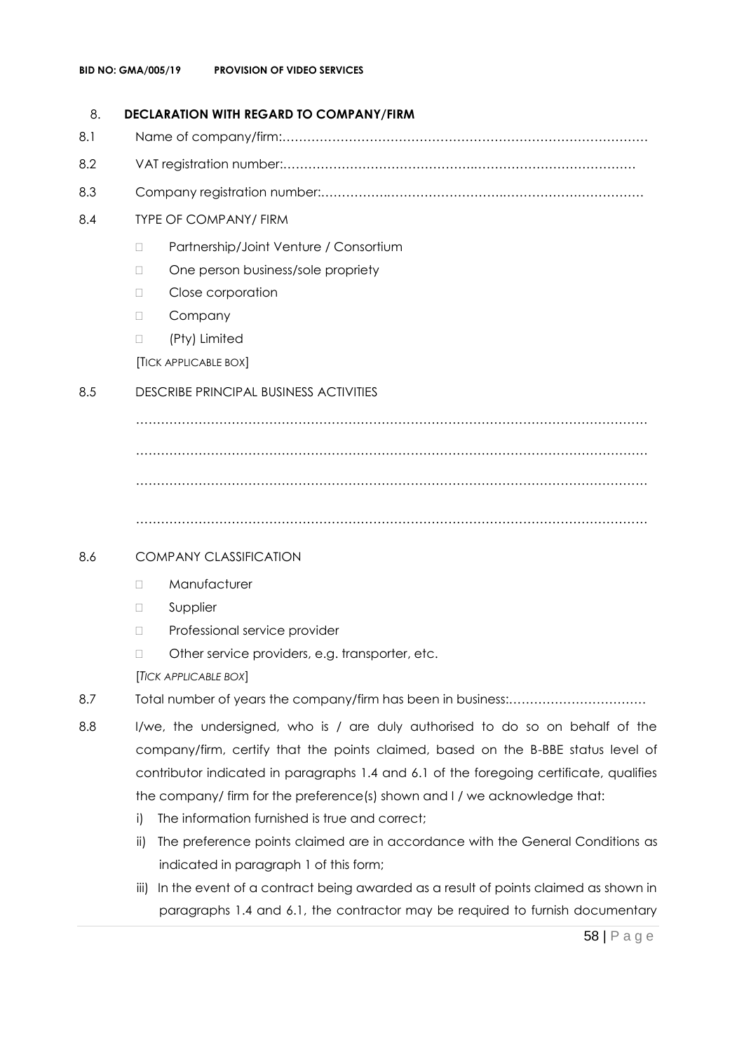## 8. DECLARATION WITH REGARD TO COMPANY/FIRM

8.1 Name of company/firm:……………………………………………………………………………

8.2 VAT registration number:……………………………………….………………………………

8.3 Company registration number:…………….……………………….…………………………

8.4 TYPE OF COMPANY/ FIRM

- ☐ Partnership/Joint Venture / Consortium
- ☐ One person business/sole propriety
- ☐ Close corporation
- ☐ Company
- ☐ (Pty) Limited

[TICK APPLICABLE BOX]

8.5 DESCRIBE PRINCIPAL BUSINESS ACTIVITIES

………………………………………………………………………………………………………………

………………………………………………………………………………………………………………

………………………………………………………………………………………………………………

………………………………………………………………………………………………………………

8.6 COMPANY CLASSIFICATION

- ☐ Manufacturer
- ☐ Supplier
- ☐ Professional service provider
- ☐ Other service providers, e.g. transporter, etc.

[*TICK APPLICABLE BOX*]

8.7 Total number of years the company/firm has been in business:……………………………

8.8 I/we, the undersigned, who is / are duly authorised to do so on behalf of the company/firm, certify that the points claimed, based on the B-BBE status level of contributor indicated in paragraphs 1.4 and 6.1 of the foregoing certificate, qualifies the company/ firm for the preference(s) shown and I / we acknowledge that:

i) The information furnished is true and correct;

ii) The preference points claimed are in accordance with the General Conditions as indicated in paragraph 1 of this form;

iii) In the event of a contract being awarded as a result of points claimed as shown in paragraphs 1.4 and 6.1, the contractor may be required to furnish documentary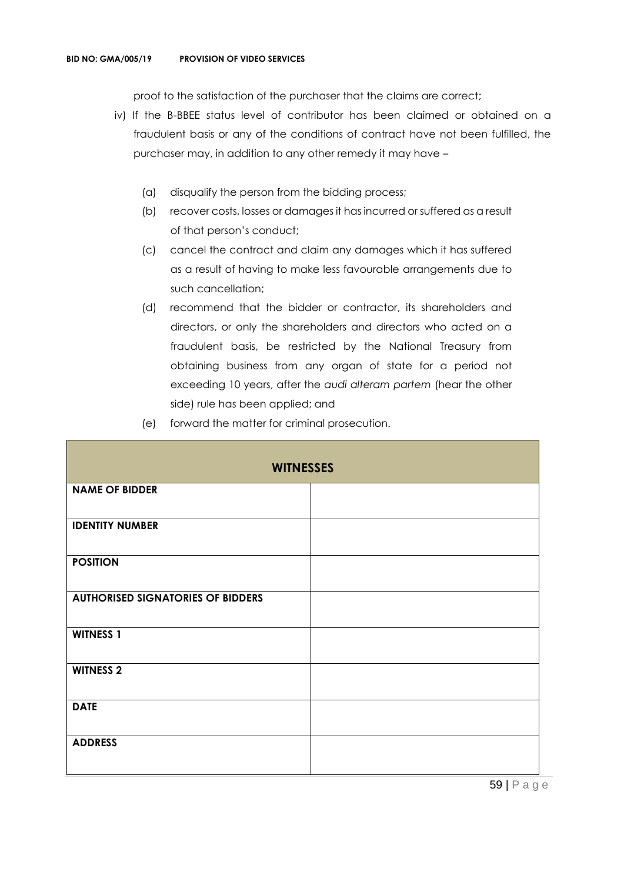proof to the satisfaction of the purchaser that the claims are correct;

iv) If the B-BBEE status level of contributor has been claimed or obtained on a fraudulent basis or any of the conditions of contract have not been fulfilled, the purchaser may, in addition to any other remedy it may have –

(a) disqualify the person from the bidding process;

(b) recover costs, losses or damages it has incurred or suffered as a result of that person's conduct;

(c) cancel the contract and claim any damages which it has suffered as a result of having to make less favourable arrangements due to such cancellation;

(d) recommend that the bidder or contractor, its shareholders and directors, or only the shareholders and directors who acted on a fraudulent basis, be restricted by the National Treasury from obtaining business from any organ of state for a period not exceeding 10 years, after the *audi alteram partem* (hear the other side) rule has been applied; and

(e) forward the matter for criminal prosecution.

| **WITNESSES** | |
|---|---|
| **NAME OF BIDDER** | |
| **IDENTITY NUMBER** | |
| **POSITION** | |
| **AUTHORISED SIGNATORIES OF BIDDERS** | |
| **WITNESS 1** | |
| **WITNESS 2** | |
| **DATE** | |
| **ADDRESS** | |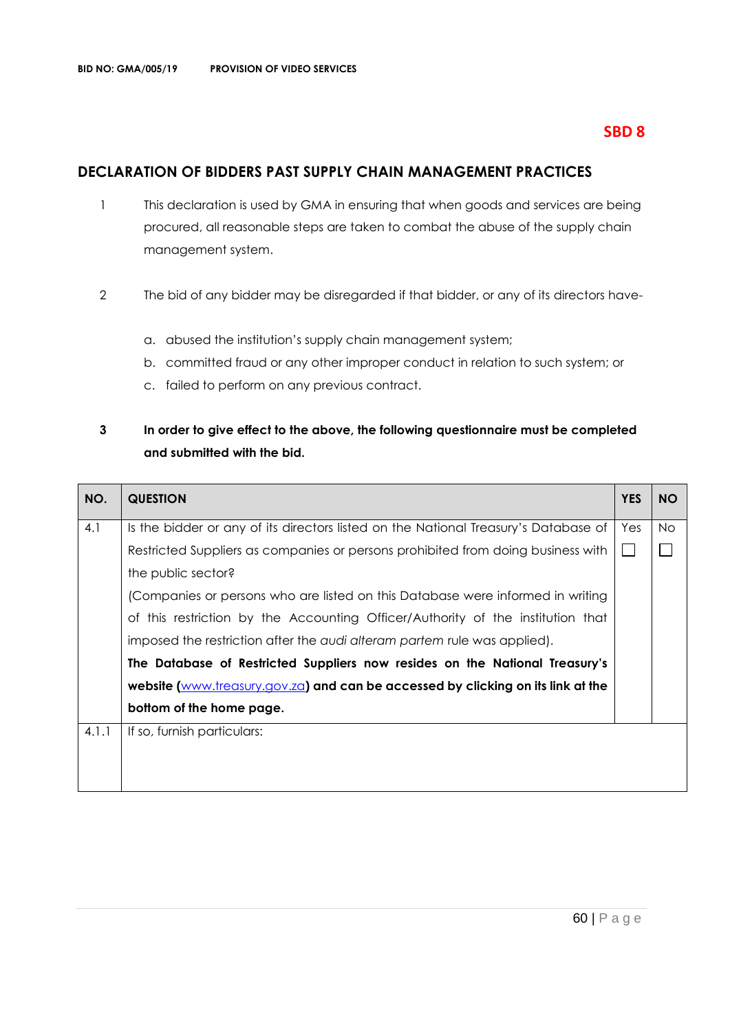**SBD 8**

## DECLARATION OF BIDDERS PAST SUPPLY CHAIN MANAGEMENT PRACTICES

1. This declaration is used by GMA in ensuring that when goods and services are being procured, all reasonable steps are taken to combat the abuse of the supply chain management system.

2. The bid of any bidder may be disregarded if that bidder, or any of its directors have-

   a. abused the institution's supply chain management system;
   b. committed fraud or any other improper conduct in relation to such system; or
   c. failed to perform on any previous contract.

3. **In order to give effect to the above, the following questionnaire must be completed and submitted with the bid.**

| NO. | QUESTION | YES | NO |
|---|---|---|---|
| 4.1 | Is the bidder or any of its directors listed on the National Treasury's Database of Restricted Suppliers as companies or persons prohibited from doing business with the public sector?<br>(Companies or persons who are listed on this Database were informed in writing of this restriction by the Accounting Officer/Authority of the institution that imposed the restriction after the *audi alteram partem* rule was applied).<br>**The Database of Restricted Suppliers now resides on the National Treasury's website (www.treasury.gov.za) and can be accessed by clicking on its link at the bottom of the home page.** | Yes ☐ | No ☐ |
| 4.1.1 | If so, furnish particulars: | | |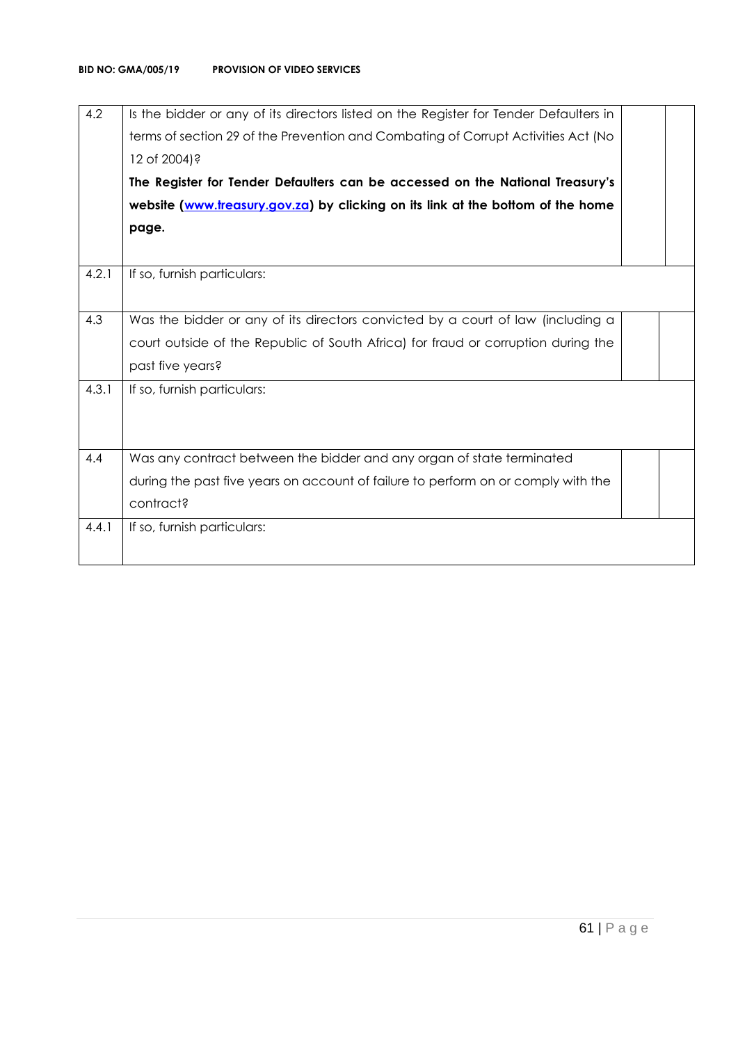| | | | |
|---|---|---|---|
| 4.2 | Is the bidder or any of its directors listed on the Register for Tender Defaulters in terms of section 29 of the Prevention and Combating of Corrupt Activities Act (No 12 of 2004)?<br>**The Register for Tender Defaulters can be accessed on the National Treasury's website ([www.treasury.gov.za](http://www.treasury.gov.za)) by clicking on its link at the bottom of the home page.** | | |
| 4.2.1 | If so, furnish particulars: | | |
| 4.3 | Was the bidder or any of its directors convicted by a court of law (including a court outside of the Republic of South Africa) for fraud or corruption during the past five years? | | |
| 4.3.1 | If so, furnish particulars: | | |
| 4.4 | Was any contract between the bidder and any organ of state terminated during the past five years on account of failure to perform on or comply with the contract? | | |
| 4.4.1 | If so, furnish particulars: | | |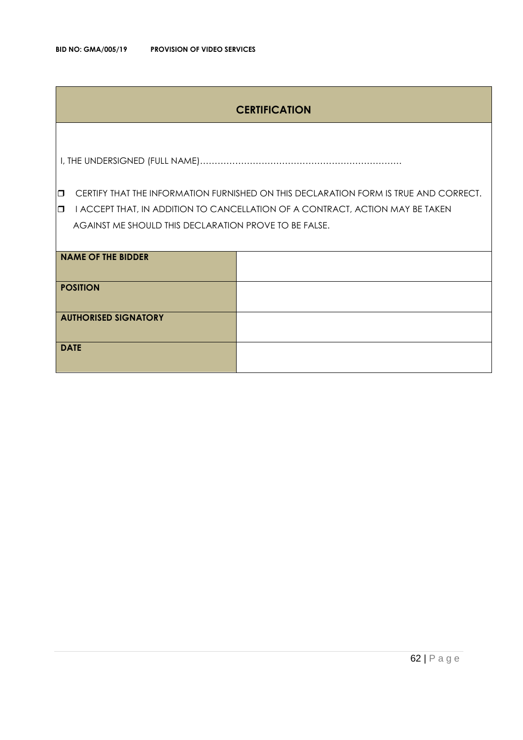## CERTIFICATION

I, THE UNDERSIGNED (FULL NAME)…………………………………………………………………

- ❒ CERTIFY THAT THE INFORMATION FURNISHED ON THIS DECLARATION FORM IS TRUE AND CORRECT.
- ❒ I ACCEPT THAT, IN ADDITION TO CANCELLATION OF A CONTRACT, ACTION MAY BE TAKEN AGAINST ME SHOULD THIS DECLARATION PROVE TO BE FALSE.

| **NAME OF THE BIDDER** | |
|---|---|
| **POSITION** | |
| **AUTHORISED SIGNATORY** | |
| **DATE** | |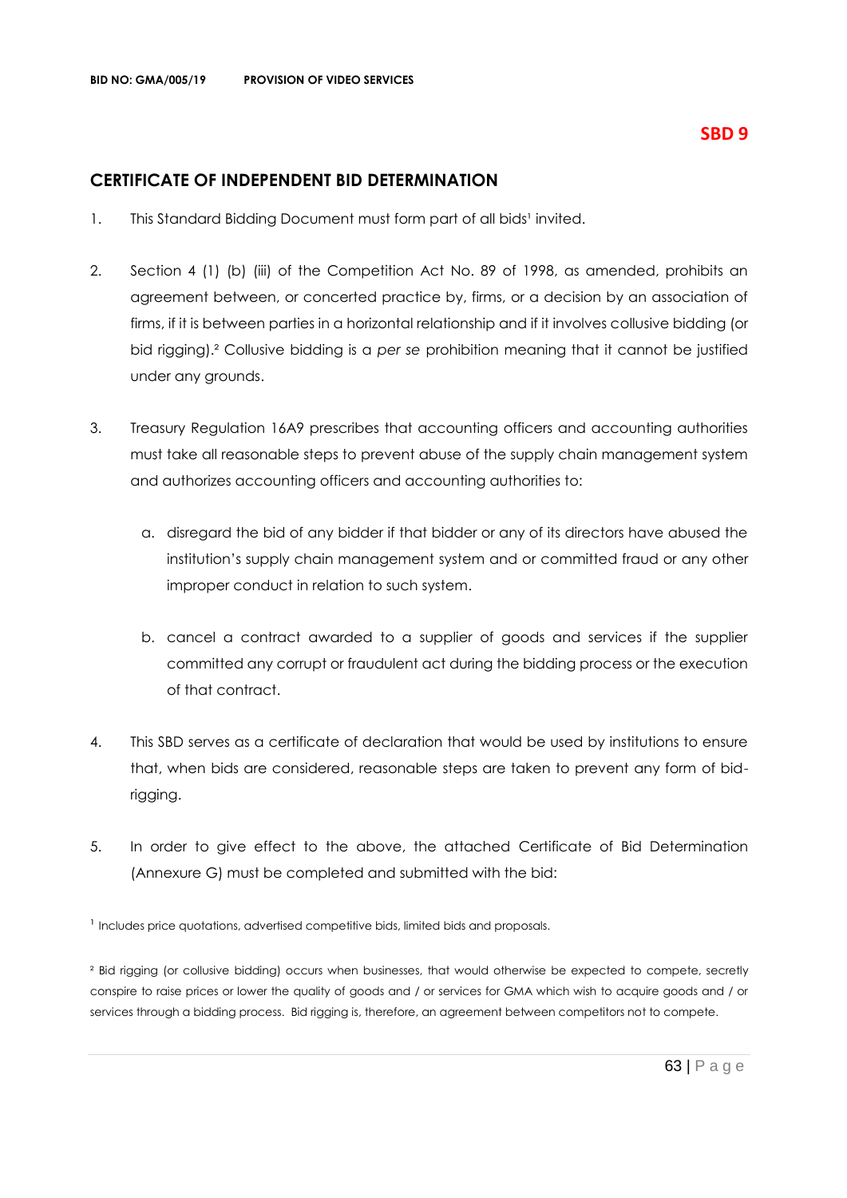# SBD 9

## CERTIFICATE OF INDEPENDENT BID DETERMINATION

1. This Standard Bidding Document must form part of all bids[1] invited.

2. Section 4 (1) (b) (iii) of the Competition Act No. 89 of 1998, as amended, prohibits an agreement between, or concerted practice by, firms, or a decision by an association of firms, if it is between parties in a horizontal relationship and if it involves collusive bidding (or bid rigging).[2] Collusive bidding is a *per se* prohibition meaning that it cannot be justified under any grounds.

3. Treasury Regulation 16A9 prescribes that accounting officers and accounting authorities must take all reasonable steps to prevent abuse of the supply chain management system and authorizes accounting officers and accounting authorities to:

   a. disregard the bid of any bidder if that bidder or any of its directors have abused the institution's supply chain management system and or committed fraud or any other improper conduct in relation to such system.

   b. cancel a contract awarded to a supplier of goods and services if the supplier committed any corrupt or fraudulent act during the bidding process or the execution of that contract.

4. This SBD serves as a certificate of declaration that would be used by institutions to ensure that, when bids are considered, reasonable steps are taken to prevent any form of bid-rigging.

5. In order to give effect to the above, the attached Certificate of Bid Determination (Annexure G) must be completed and submitted with the bid:

[1] Includes price quotations, advertised competitive bids, limited bids and proposals.

[2] Bid rigging (or collusive bidding) occurs when businesses, that would otherwise be expected to compete, secretly conspire to raise prices or lower the quality of goods and / or services for GMA which wish to acquire goods and / or services through a bidding process. Bid rigging is, therefore, an agreement between competitors not to compete.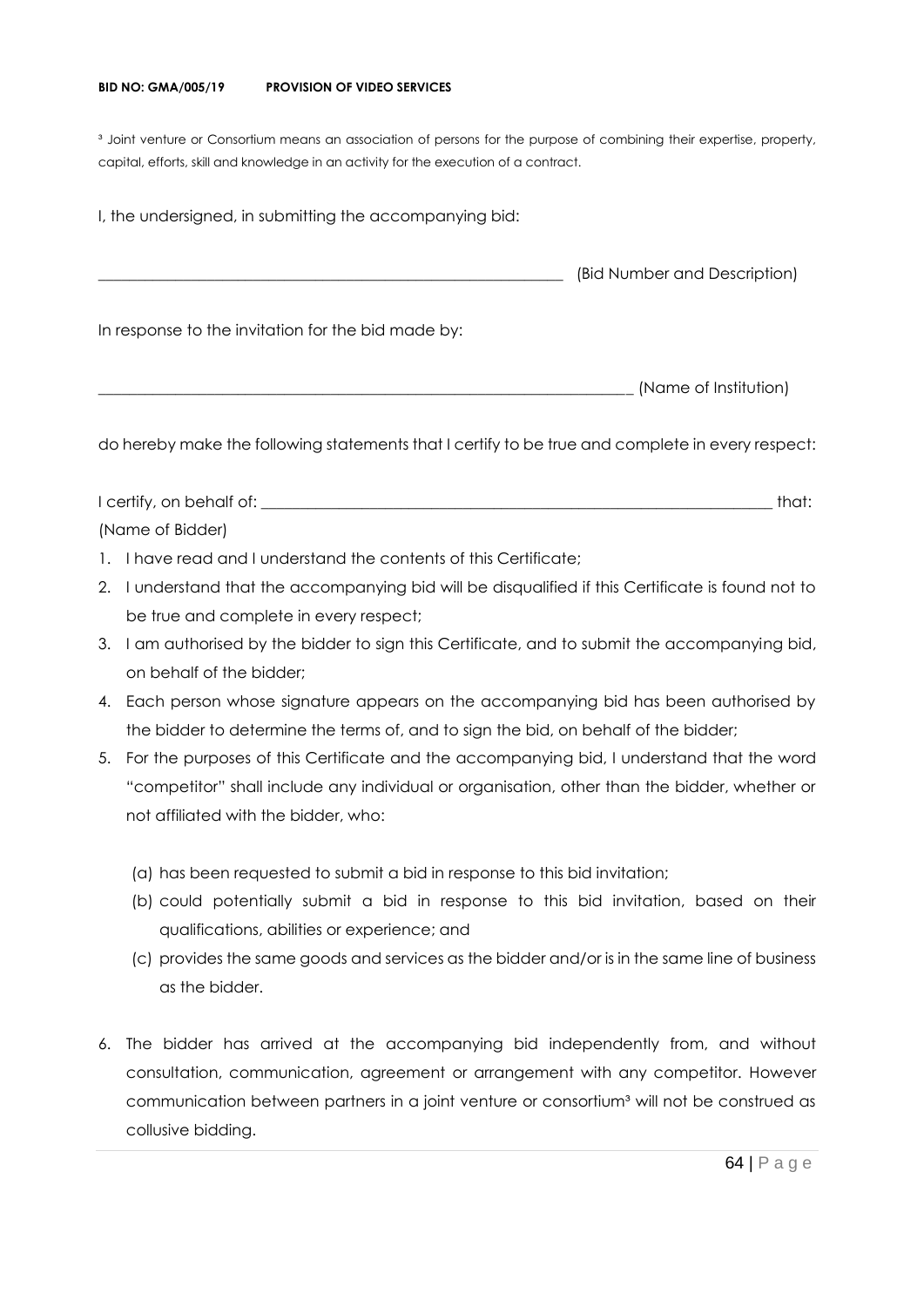[3] Joint venture or Consortium means an association of persons for the purpose of combining their expertise, property, capital, efforts, skill and knowledge in an activity for the execution of a contract.

I, the undersigned, in submitting the accompanying bid:

_____________________________________________________________ (Bid Number and Description)

In response to the invitation for the bid made by:

_____________________________________________________________________ (Name of Institution)

do hereby make the following statements that I certify to be true and complete in every respect:

I certify, on behalf of: ________________________________________________________________ that:
(Name of Bidder)

1. I have read and I understand the contents of this Certificate;
2. I understand that the accompanying bid will be disqualified if this Certificate is found not to be true and complete in every respect;
3. I am authorised by the bidder to sign this Certificate, and to submit the accompanying bid, on behalf of the bidder;
4. Each person whose signature appears on the accompanying bid has been authorised by the bidder to determine the terms of, and to sign the bid, on behalf of the bidder;
5. For the purposes of this Certificate and the accompanying bid, I understand that the word "competitor" shall include any individual or organisation, other than the bidder, whether or not affiliated with the bidder, who:

   (a) has been requested to submit a bid in response to this bid invitation;
   (b) could potentially submit a bid in response to this bid invitation, based on their qualifications, abilities or experience; and
   (c) provides the same goods and services as the bidder and/or is in the same line of business as the bidder.

6. The bidder has arrived at the accompanying bid independently from, and without consultation, communication, agreement or arrangement with any competitor. However communication between partners in a joint venture or consortium[3] will not be construed as collusive bidding.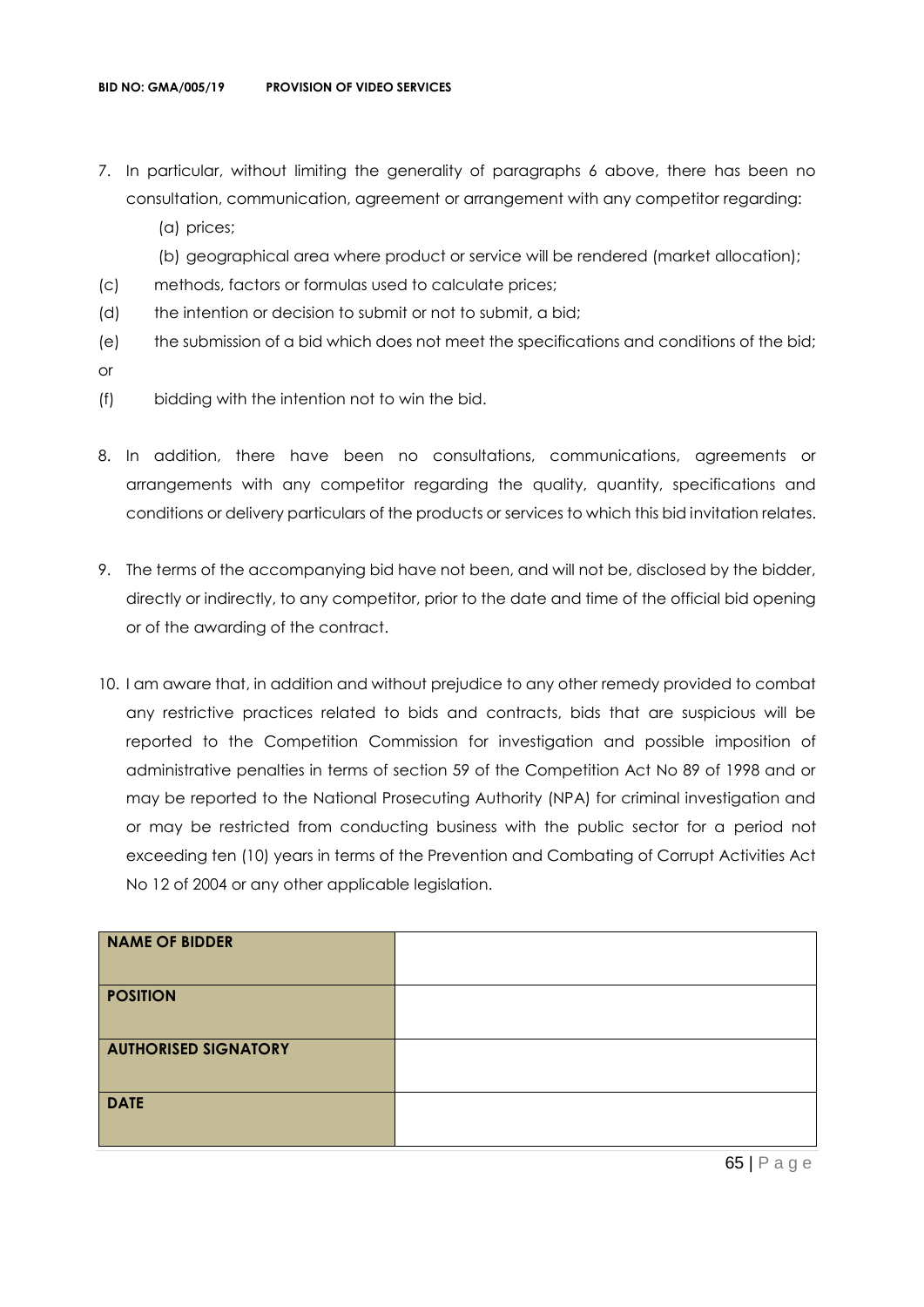7. In particular, without limiting the generality of paragraphs 6 above, there has been no consultation, communication, agreement or arrangement with any competitor regarding:
   - (a) prices;
   - (b) geographical area where product or service will be rendered (market allocation);
   - (c) methods, factors or formulas used to calculate prices;
   - (d) the intention or decision to submit or not to submit, a bid;
   - (e) the submission of a bid which does not meet the specifications and conditions of the bid; or
   - (f) bidding with the intention not to win the bid.

8. In addition, there have been no consultations, communications, agreements or arrangements with any competitor regarding the quality, quantity, specifications and conditions or delivery particulars of the products or services to which this bid invitation relates.

9. The terms of the accompanying bid have not been, and will not be, disclosed by the bidder, directly or indirectly, to any competitor, prior to the date and time of the official bid opening or of the awarding of the contract.

10. I am aware that, in addition and without prejudice to any other remedy provided to combat any restrictive practices related to bids and contracts, bids that are suspicious will be reported to the Competition Commission for investigation and possible imposition of administrative penalties in terms of section 59 of the Competition Act No 89 of 1998 and or may be reported to the National Prosecuting Authority (NPA) for criminal investigation and or may be restricted from conducting business with the public sector for a period not exceeding ten (10) years in terms of the Prevention and Combating of Corrupt Activities Act No 12 of 2004 or any other applicable legislation.

| | |
|---|---|
| **NAME OF BIDDER** | |
| **POSITION** | |
| **AUTHORISED SIGNATORY** | |
| **DATE** | |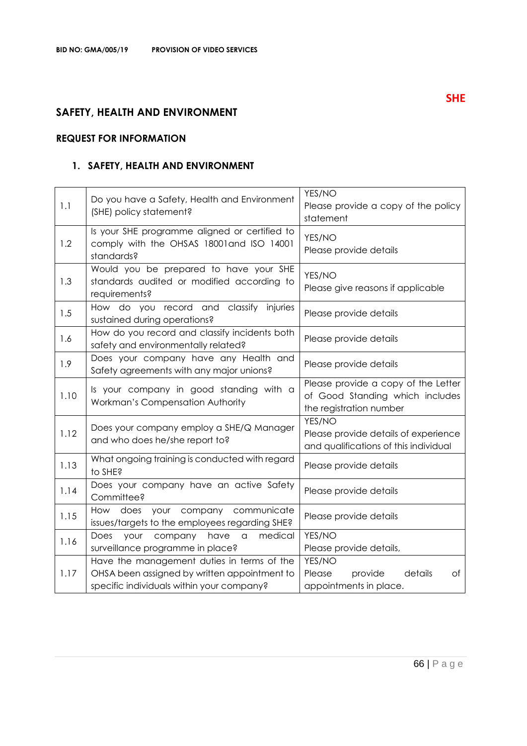**SHE**

## SAFETY, HEALTH AND ENVIRONMENT

### REQUEST FOR INFORMATION

### 1. SAFETY, HEALTH AND ENVIRONMENT

| | | |
|---|---|---|
| 1.1 | Do you have a Safety, Health and Environment (SHE) policy statement? | YES/NO<br>Please provide a copy of the policy statement |
| 1.2 | Is your SHE programme aligned or certified to comply with the OHSAS 18001and ISO 14001 standards? | YES/NO<br>Please provide details |
| 1.3 | Would you be prepared to have your SHE standards audited or modified according to requirements? | YES/NO<br>Please give reasons if applicable |
| 1.5 | How do you record and classify injuries sustained during operations? | Please provide details |
| 1.6 | How do you record and classify incidents both safety and environmentally related? | Please provide details |
| 1.9 | Does your company have any Health and Safety agreements with any major unions? | Please provide details |
| 1.10 | Is your company in good standing with a Workman's Compensation Authority | Please provide a copy of the Letter of Good Standing which includes the registration number |
| 1.12 | Does your company employ a SHE/Q Manager and who does he/she report to? | YES/NO<br>Please provide details of experience and qualifications of this individual |
| 1.13 | What ongoing training is conducted with regard to SHE? | Please provide details |
| 1.14 | Does your company have an active Safety Committee? | Please provide details |
| 1.15 | How does your company communicate issues/targets to the employees regarding SHE? | Please provide details |
| 1.16 | Does your company have a medical surveillance programme in place? | YES/NO<br>Please provide details, |
| 1.17 | Have the management duties in terms of the OHSA been assigned by written appointment to specific individuals within your company? | YES/NO<br>Please provide details of appointments in place. |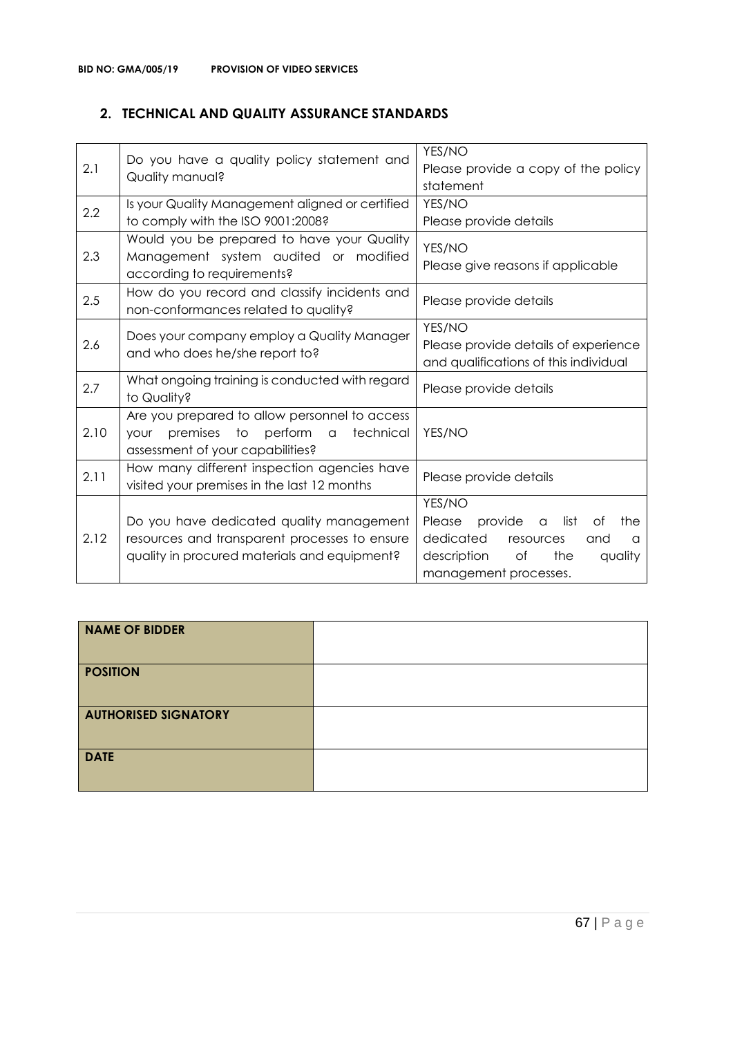## 2. TECHNICAL AND QUALITY ASSURANCE STANDARDS

| | | |
|---|---|---|
| 2.1 | Do you have a quality policy statement and Quality manual? | YES/NO<br>Please provide a copy of the policy statement |
| 2.2 | Is your Quality Management aligned or certified to comply with the ISO 9001:2008? | YES/NO<br>Please provide details |
| 2.3 | Would you be prepared to have your Quality Management system audited or modified according to requirements? | YES/NO<br>Please give reasons if applicable |
| 2.5 | How do you record and classify incidents and non-conformances related to quality? | Please provide details |
| 2.6 | Does your company employ a Quality Manager and who does he/she report to? | YES/NO<br>Please provide details of experience and qualifications of this individual |
| 2.7 | What ongoing training is conducted with regard to Quality? | Please provide details |
| 2.10 | Are you prepared to allow personnel to access your premises to perform a technical assessment of your capabilities? | YES/NO |
| 2.11 | How many different inspection agencies have visited your premises in the last 12 months | Please provide details |
| 2.12 | Do you have dedicated quality management resources and transparent processes to ensure quality in procured materials and equipment? | YES/NO<br>Please provide a list of the dedicated resources and a description of the quality management processes. |

| | |
|---|---|
| **NAME OF BIDDER** | |
| **POSITION** | |
| **AUTHORISED SIGNATORY** | |
| **DATE** | |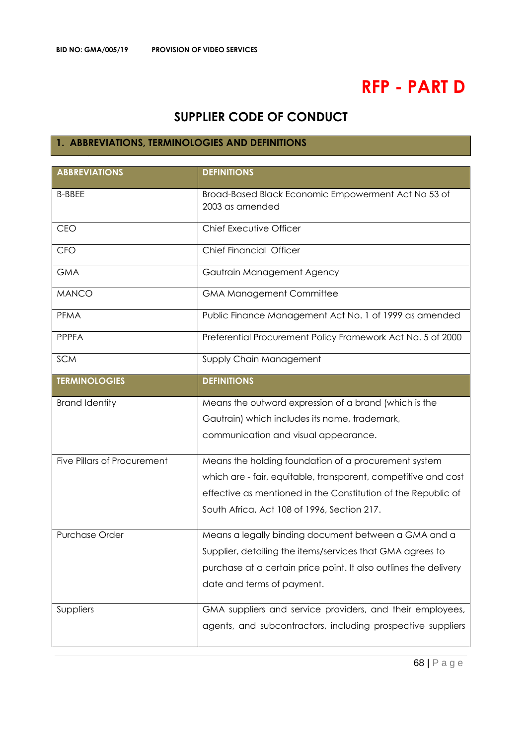# RFP - PART D

## SUPPLIER CODE OF CONDUCT

### 1. ABBREVIATIONS, TERMINOLOGIES AND DEFINITIONS

| ABBREVIATIONS | DEFINITIONS |
|---|---|
| B-BBEE | Broad-Based Black Economic Empowerment Act No 53 of 2003 as amended |
| CEO | Chief Executive Officer |
| CFO | Chief Financial Officer |
| GMA | Gautrain Management Agency |
| MANCO | GMA Management Committee |
| PFMA | Public Finance Management Act No. 1 of 1999 as amended |
| PPPFA | Preferential Procurement Policy Framework Act No. 5 of 2000 |
| SCM | Supply Chain Management |
| **TERMINOLOGIES** | **DEFINITIONS** |
| Brand Identity | Means the outward expression of a brand (which is the Gautrain) which includes its name, trademark, communication and visual appearance. |
| Five Pillars of Procurement | Means the holding foundation of a procurement system which are - fair, equitable, transparent, competitive and cost effective as mentioned in the Constitution of the Republic of South Africa, Act 108 of 1996, Section 217. |
| Purchase Order | Means a legally binding document between a GMA and a Supplier, detailing the items/services that GMA agrees to purchase at a certain price point. It also outlines the delivery date and terms of payment. |
| Suppliers | GMA suppliers and service providers, and their employees, agents, and subcontractors, including prospective suppliers |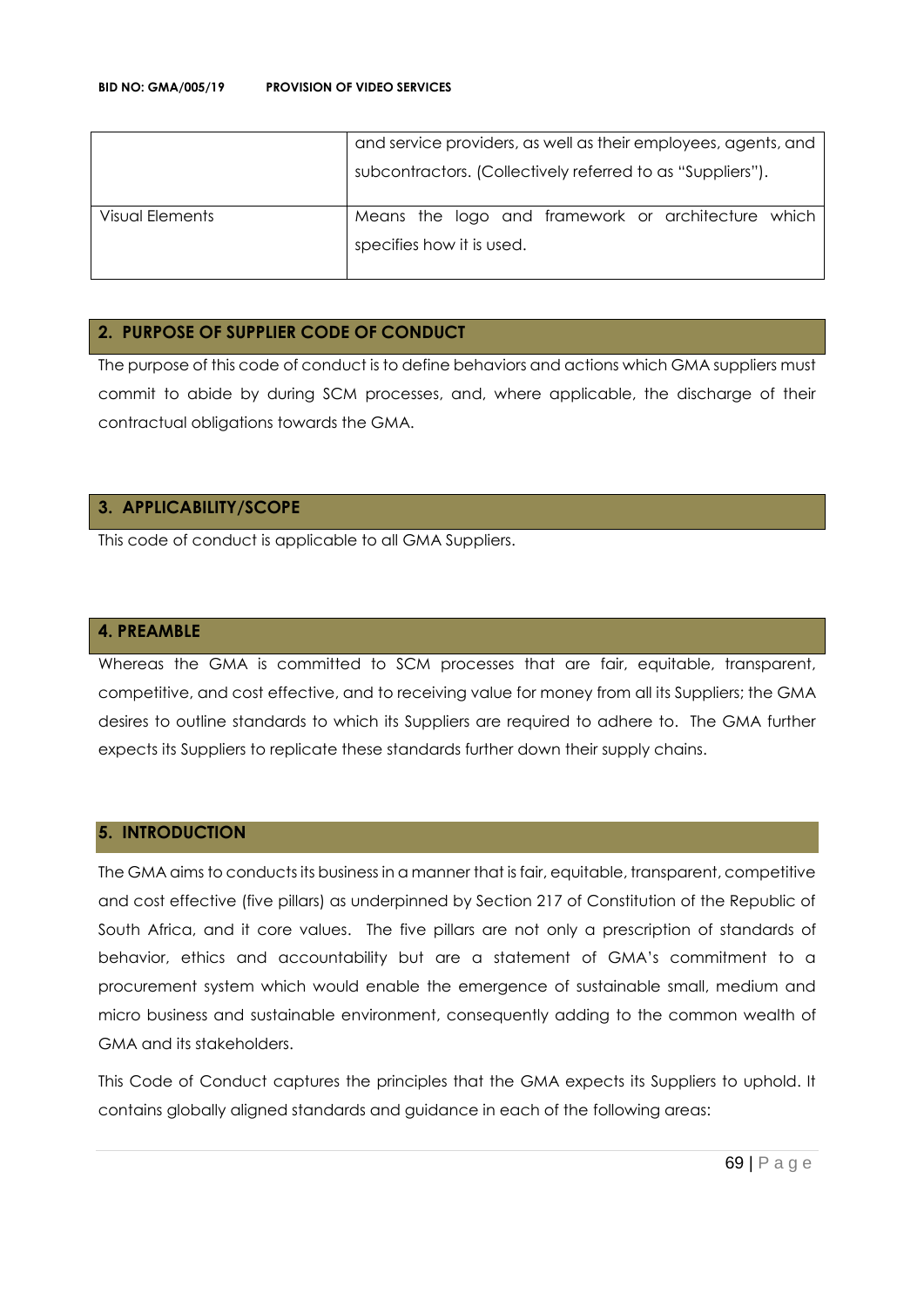|  |  |
|---|---|
|  | and service providers, as well as their employees, agents, and subcontractors. (Collectively referred to as "Suppliers"). |
| Visual Elements | Means the logo and framework or architecture which specifies how it is used. |

## 2. PURPOSE OF SUPPLIER CODE OF CONDUCT

The purpose of this code of conduct is to define behaviors and actions which GMA suppliers must commit to abide by during SCM processes, and, where applicable, the discharge of their contractual obligations towards the GMA.

## 3. APPLICABILITY/SCOPE

This code of conduct is applicable to all GMA Suppliers.

## 4. PREAMBLE

Whereas the GMA is committed to SCM processes that are fair, equitable, transparent, competitive, and cost effective, and to receiving value for money from all its Suppliers; the GMA desires to outline standards to which its Suppliers are required to adhere to. The GMA further expects its Suppliers to replicate these standards further down their supply chains.

## 5. INTRODUCTION

The GMA aims to conducts its business in a manner that is fair, equitable, transparent, competitive and cost effective (five pillars) as underpinned by Section 217 of Constitution of the Republic of South Africa, and it core values. The five pillars are not only a prescription of standards of behavior, ethics and accountability but are a statement of GMA's commitment to a procurement system which would enable the emergence of sustainable small, medium and micro business and sustainable environment, consequently adding to the common wealth of GMA and its stakeholders.

This Code of Conduct captures the principles that the GMA expects its Suppliers to uphold. It contains globally aligned standards and guidance in each of the following areas: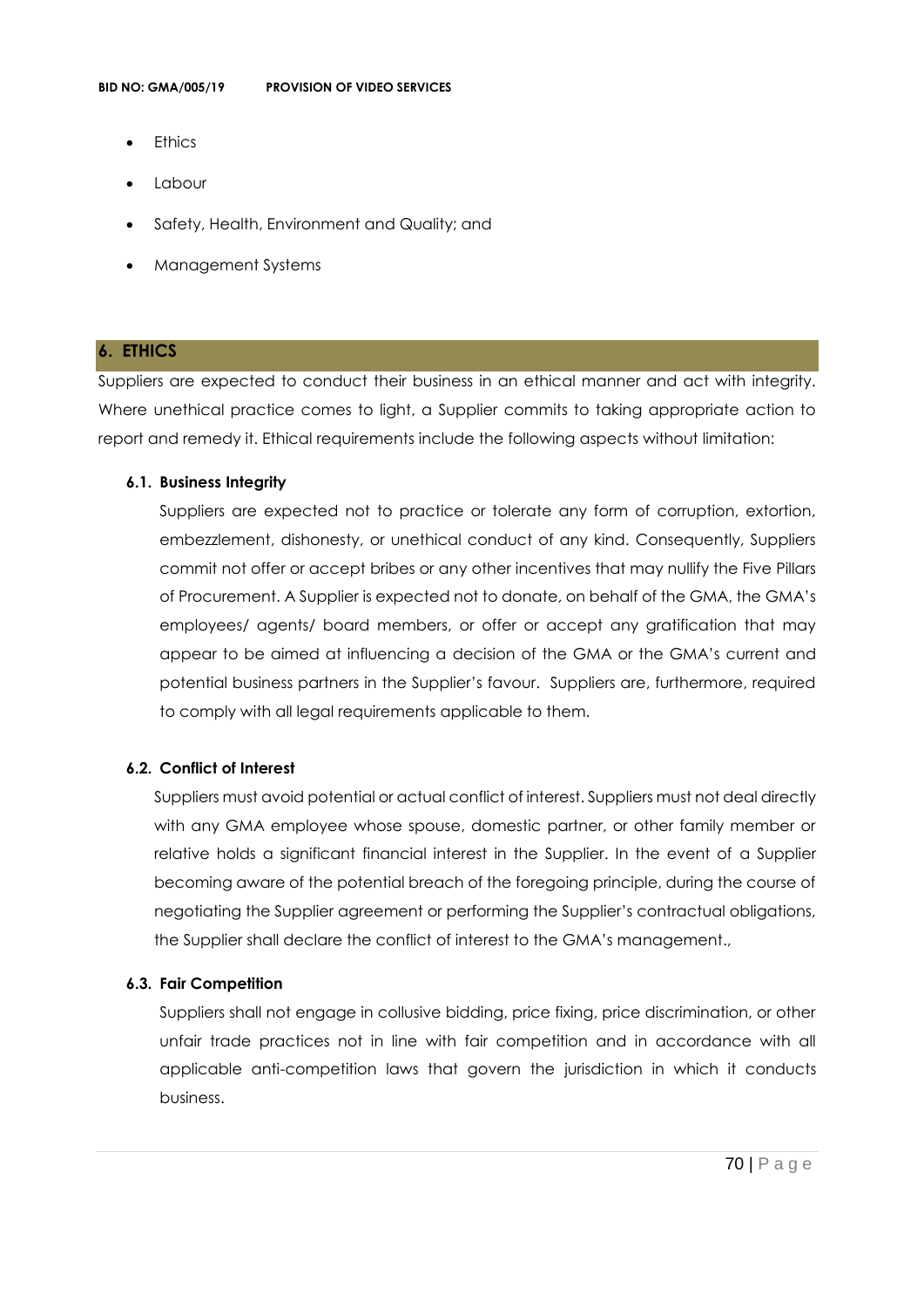- Ethics
- Labour
- Safety, Health, Environment and Quality; and
- Management Systems

## 6. ETHICS

Suppliers are expected to conduct their business in an ethical manner and act with integrity. Where unethical practice comes to light, a Supplier commits to taking appropriate action to report and remedy it. Ethical requirements include the following aspects without limitation:

### 6.1. Business Integrity

Suppliers are expected not to practice or tolerate any form of corruption, extortion, embezzlement, dishonesty, or unethical conduct of any kind. Consequently, Suppliers commit not offer or accept bribes or any other incentives that may nullify the Five Pillars of Procurement. A Supplier is expected not to donate, on behalf of the GMA, the GMA's employees/ agents/ board members, or offer or accept any gratification that may appear to be aimed at influencing a decision of the GMA or the GMA's current and potential business partners in the Supplier's favour. Suppliers are, furthermore, required to comply with all legal requirements applicable to them.

### 6.2. Conflict of Interest

Suppliers must avoid potential or actual conflict of interest. Suppliers must not deal directly with any GMA employee whose spouse, domestic partner, or other family member or relative holds a significant financial interest in the Supplier. In the event of a Supplier becoming aware of the potential breach of the foregoing principle, during the course of negotiating the Supplier agreement or performing the Supplier's contractual obligations, the Supplier shall declare the conflict of interest to the GMA's management.,

### 6.3. Fair Competition

Suppliers shall not engage in collusive bidding, price fixing, price discrimination, or other unfair trade practices not in line with fair competition and in accordance with all applicable anti-competition laws that govern the jurisdiction in which it conducts business.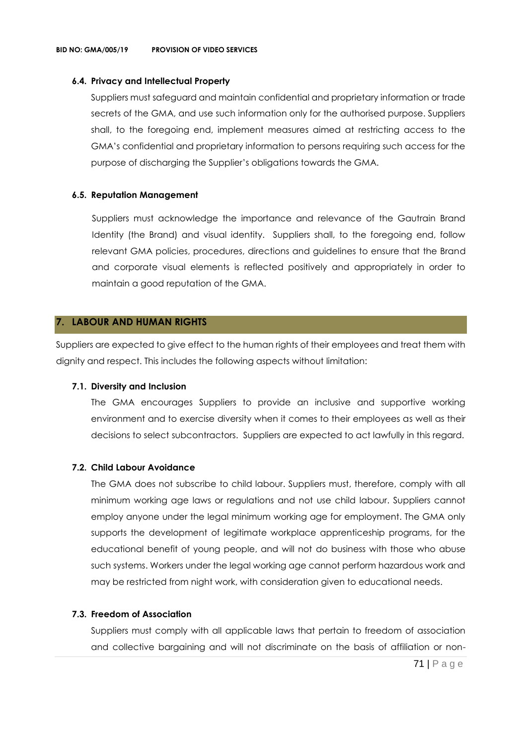#### 6.4. Privacy and Intellectual Property

Suppliers must safeguard and maintain confidential and proprietary information or trade secrets of the GMA, and use such information only for the authorised purpose. Suppliers shall, to the foregoing end, implement measures aimed at restricting access to the GMA's confidential and proprietary information to persons requiring such access for the purpose of discharging the Supplier's obligations towards the GMA.

#### 6.5. Reputation Management

Suppliers must acknowledge the importance and relevance of the Gautrain Brand Identity (the Brand) and visual identity. Suppliers shall, to the foregoing end, follow relevant GMA policies, procedures, directions and guidelines to ensure that the Brand and corporate visual elements is reflected positively and appropriately in order to maintain a good reputation of the GMA.

## 7. LABOUR AND HUMAN RIGHTS

Suppliers are expected to give effect to the human rights of their employees and treat them with dignity and respect. This includes the following aspects without limitation:

#### 7.1. Diversity and Inclusion

The GMA encourages Suppliers to provide an inclusive and supportive working environment and to exercise diversity when it comes to their employees as well as their decisions to select subcontractors. Suppliers are expected to act lawfully in this regard.

#### 7.2. Child Labour Avoidance

The GMA does not subscribe to child labour. Suppliers must, therefore, comply with all minimum working age laws or regulations and not use child labour. Suppliers cannot employ anyone under the legal minimum working age for employment. The GMA only supports the development of legitimate workplace apprenticeship programs, for the educational benefit of young people, and will not do business with those who abuse such systems. Workers under the legal working age cannot perform hazardous work and may be restricted from night work, with consideration given to educational needs.

#### 7.3. Freedom of Association

Suppliers must comply with all applicable laws that pertain to freedom of association and collective bargaining and will not discriminate on the basis of affiliation or non-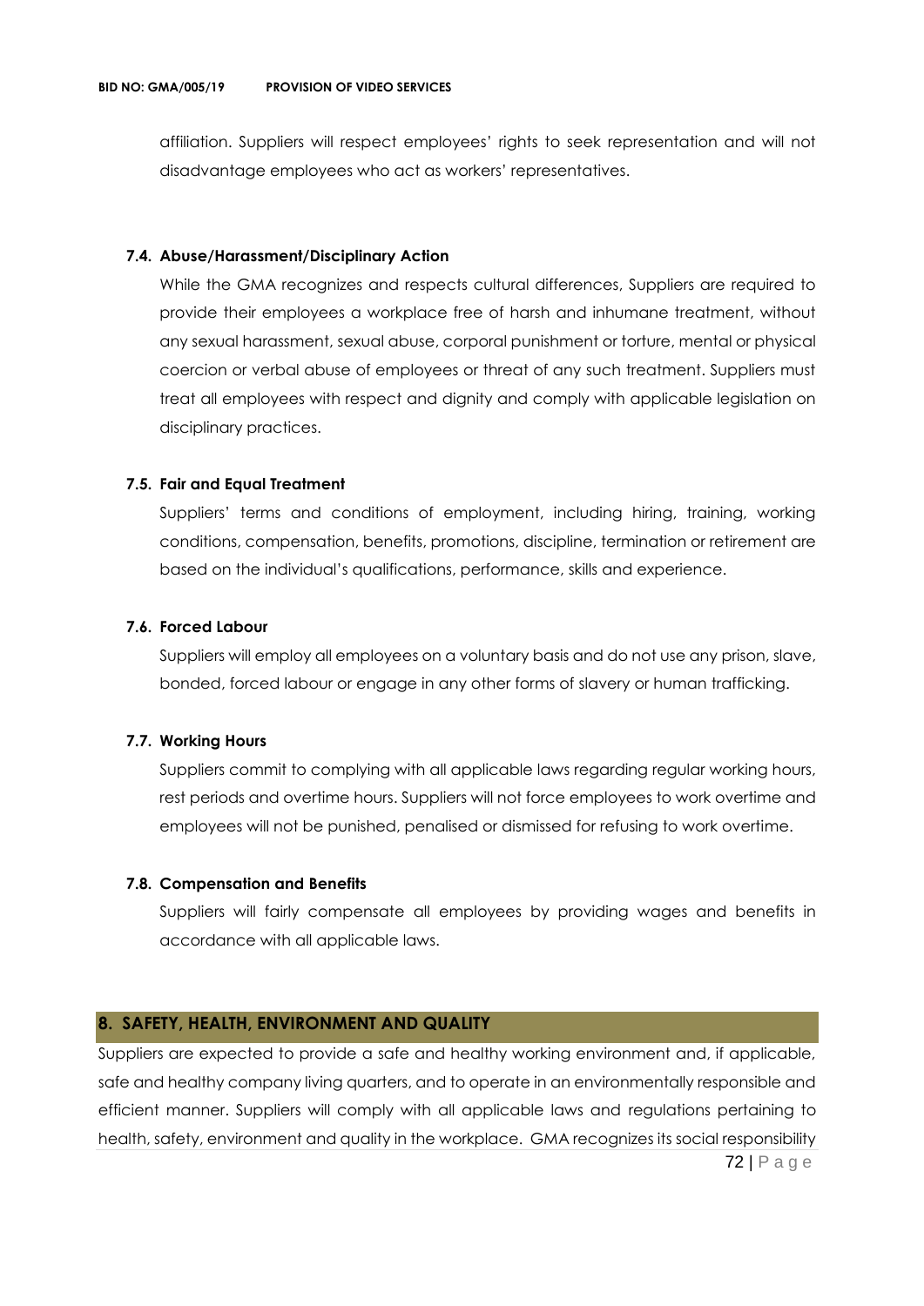affiliation. Suppliers will respect employees' rights to seek representation and will not disadvantage employees who act as workers' representatives.

### 7.4. Abuse/Harassment/Disciplinary Action

While the GMA recognizes and respects cultural differences, Suppliers are required to provide their employees a workplace free of harsh and inhumane treatment, without any sexual harassment, sexual abuse, corporal punishment or torture, mental or physical coercion or verbal abuse of employees or threat of any such treatment. Suppliers must treat all employees with respect and dignity and comply with applicable legislation on disciplinary practices.

### 7.5. Fair and Equal Treatment

Suppliers' terms and conditions of employment, including hiring, training, working conditions, compensation, benefits, promotions, discipline, termination or retirement are based on the individual's qualifications, performance, skills and experience.

### 7.6. Forced Labour

Suppliers will employ all employees on a voluntary basis and do not use any prison, slave, bonded, forced labour or engage in any other forms of slavery or human trafficking.

### 7.7. Working Hours

Suppliers commit to complying with all applicable laws regarding regular working hours, rest periods and overtime hours. Suppliers will not force employees to work overtime and employees will not be punished, penalised or dismissed for refusing to work overtime.

### 7.8. Compensation and Benefits

Suppliers will fairly compensate all employees by providing wages and benefits in accordance with all applicable laws.

## 8. SAFETY, HEALTH, ENVIRONMENT AND QUALITY

Suppliers are expected to provide a safe and healthy working environment and, if applicable, safe and healthy company living quarters, and to operate in an environmentally responsible and efficient manner. Suppliers will comply with all applicable laws and regulations pertaining to health, safety, environment and quality in the workplace. GMA recognizes its social responsibility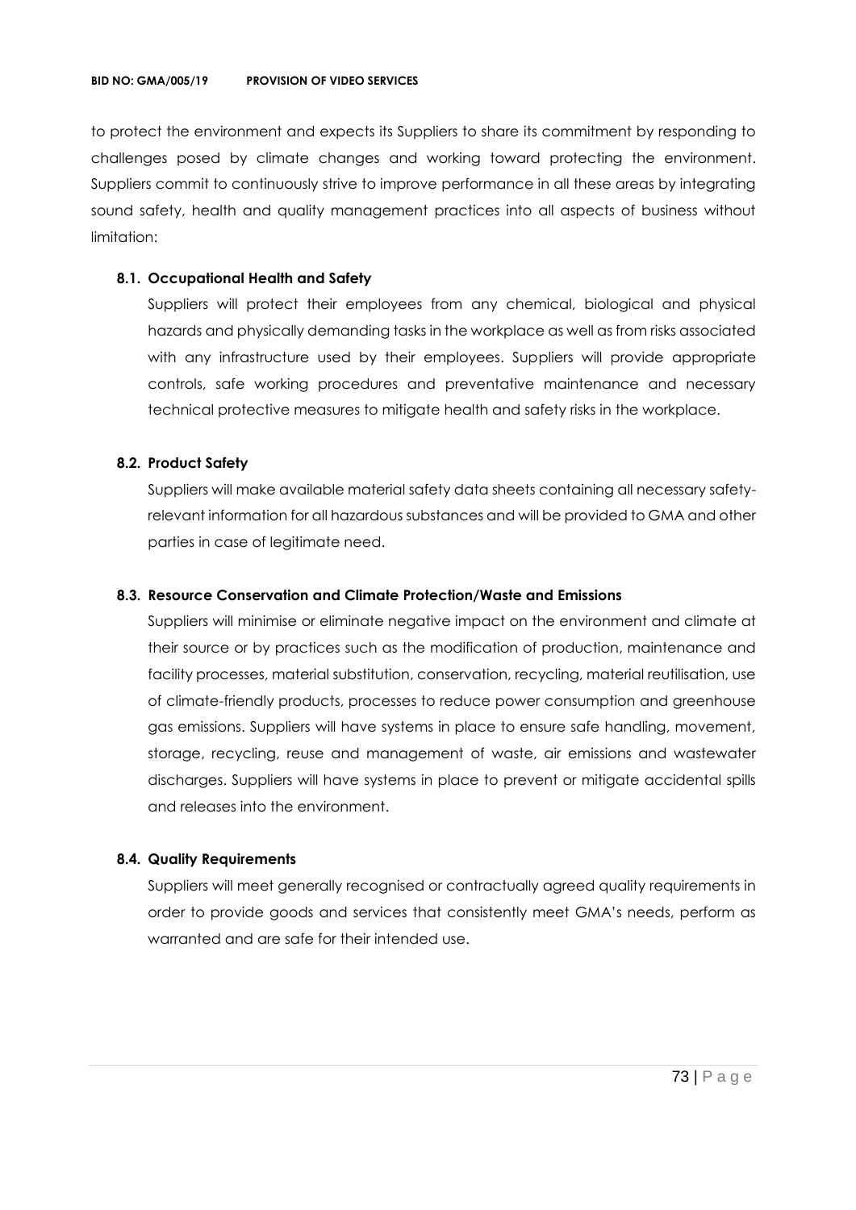to protect the environment and expects its Suppliers to share its commitment by responding to challenges posed by climate changes and working toward protecting the environment. Suppliers commit to continuously strive to improve performance in all these areas by integrating sound safety, health and quality management practices into all aspects of business without limitation:

**8.1. Occupational Health and Safety**

Suppliers will protect their employees from any chemical, biological and physical hazards and physically demanding tasks in the workplace as well as from risks associated with any infrastructure used by their employees. Suppliers will provide appropriate controls, safe working procedures and preventative maintenance and necessary technical protective measures to mitigate health and safety risks in the workplace.

**8.2. Product Safety**

Suppliers will make available material safety data sheets containing all necessary safety-relevant information for all hazardous substances and will be provided to GMA and other parties in case of legitimate need.

**8.3. Resource Conservation and Climate Protection/Waste and Emissions**

Suppliers will minimise or eliminate negative impact on the environment and climate at their source or by practices such as the modification of production, maintenance and facility processes, material substitution, conservation, recycling, material reutilisation, use of climate-friendly products, processes to reduce power consumption and greenhouse gas emissions. Suppliers will have systems in place to ensure safe handling, movement, storage, recycling, reuse and management of waste, air emissions and wastewater discharges. Suppliers will have systems in place to prevent or mitigate accidental spills and releases into the environment.

**8.4. Quality Requirements**

Suppliers will meet generally recognised or contractually agreed quality requirements in order to provide goods and services that consistently meet GMA's needs, perform as warranted and are safe for their intended use.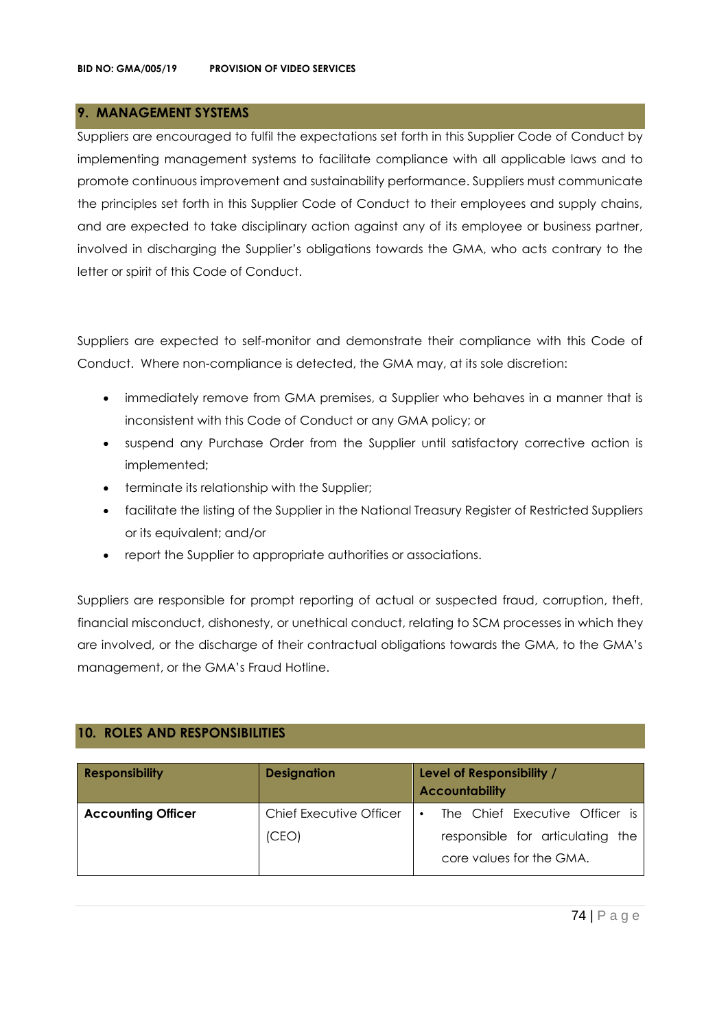## 9. MANAGEMENT SYSTEMS

Suppliers are encouraged to fulfil the expectations set forth in this Supplier Code of Conduct by implementing management systems to facilitate compliance with all applicable laws and to promote continuous improvement and sustainability performance. Suppliers must communicate the principles set forth in this Supplier Code of Conduct to their employees and supply chains, and are expected to take disciplinary action against any of its employee or business partner, involved in discharging the Supplier's obligations towards the GMA, who acts contrary to the letter or spirit of this Code of Conduct.

Suppliers are expected to self-monitor and demonstrate their compliance with this Code of Conduct. Where non-compliance is detected, the GMA may, at its sole discretion:

- immediately remove from GMA premises, a Supplier who behaves in a manner that is inconsistent with this Code of Conduct or any GMA policy; or
- suspend any Purchase Order from the Supplier until satisfactory corrective action is implemented;
- terminate its relationship with the Supplier;
- facilitate the listing of the Supplier in the National Treasury Register of Restricted Suppliers or its equivalent; and/or
- report the Supplier to appropriate authorities or associations.

Suppliers are responsible for prompt reporting of actual or suspected fraud, corruption, theft, financial misconduct, dishonesty, or unethical conduct, relating to SCM processes in which they are involved, or the discharge of their contractual obligations towards the GMA, to the GMA's management, or the GMA's Fraud Hotline.

## 10. ROLES AND RESPONSIBILITIES

| Responsibility | Designation | Level of Responsibility / Accountability |
|---|---|---|
| **Accounting Officer** | Chief Executive Officer (CEO) | • The Chief Executive Officer is responsible for articulating the core values for the GMA. |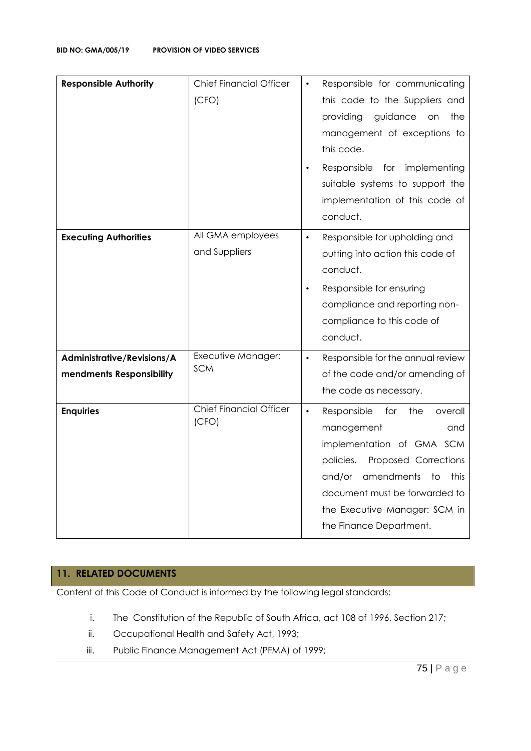| | | |
|---|---|---|
| **Responsible Authority** | Chief Financial Officer (CFO) | • Responsible for communicating this code to the Suppliers and providing guidance on the management of exceptions to this code.<br>• Responsible for implementing suitable systems to support the implementation of this code of conduct. |
| **Executing Authorities** | All GMA employees and Suppliers | • Responsible for upholding and putting into action this code of conduct.<br>• Responsible for ensuring compliance and reporting non-compliance to this code of conduct. |
| **Administrative/Revisions/Amendments Responsibility** | Executive Manager: SCM | • Responsible for the annual review of the code and/or amending of the code as necessary. |
| **Enquiries** | Chief Financial Officer (CFO) | • Responsible for the overall management and implementation of GMA SCM policies. Proposed Corrections and/or amendments to this document must be forwarded to the Executive Manager: SCM in the Finance Department. |

## 11. RELATED DOCUMENTS

Content of this Code of Conduct is informed by the following legal standards:

i. The Constitution of the Republic of South Africa, act 108 of 1996, Section 217;
ii. Occupational Health and Safety Act, 1993;
iii. Public Finance Management Act (PFMA) of 1999;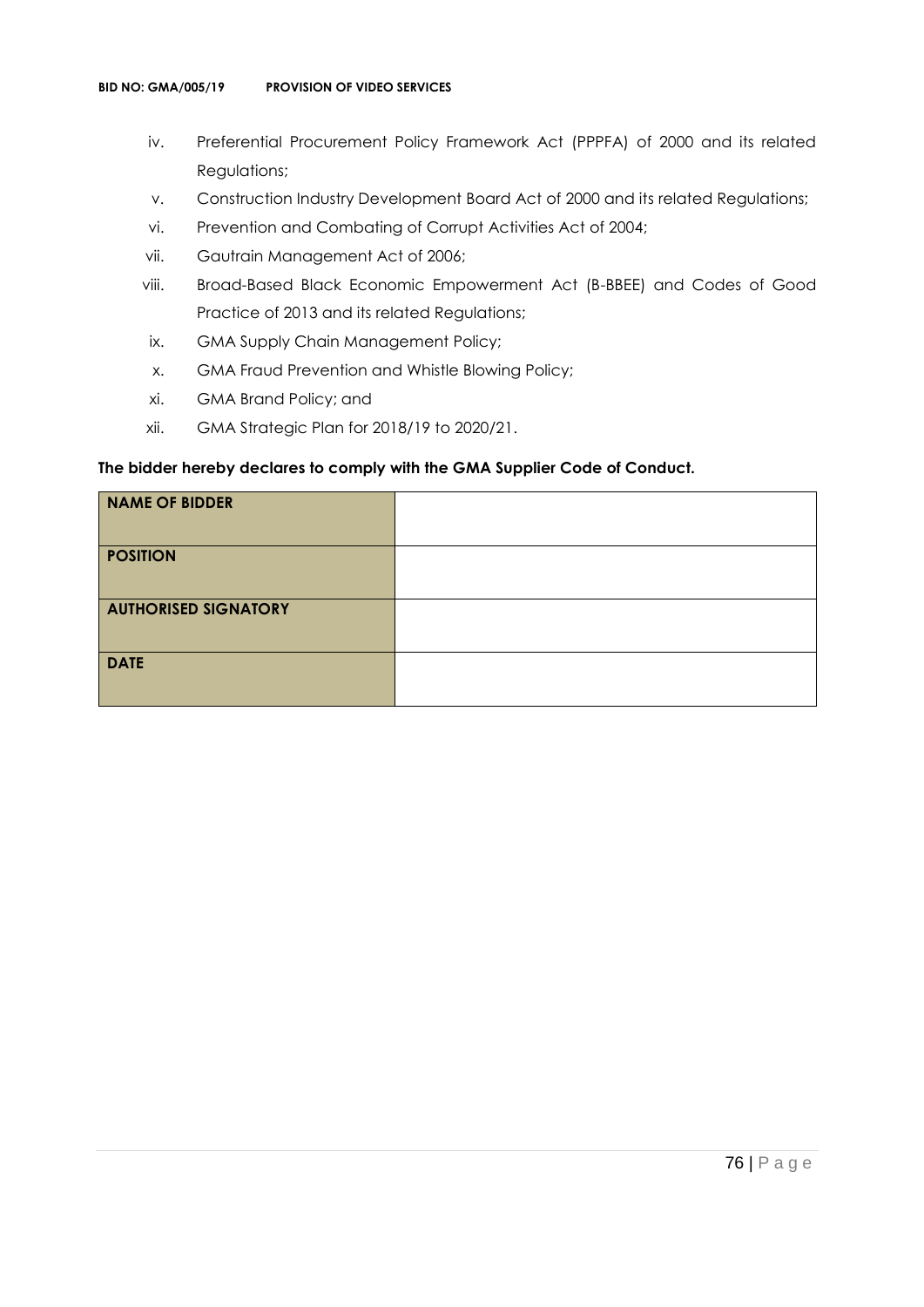iv. Preferential Procurement Policy Framework Act (PPPFA) of 2000 and its related Regulations;

v. Construction Industry Development Board Act of 2000 and its related Regulations;

vi. Prevention and Combating of Corrupt Activities Act of 2004;

vii. Gautrain Management Act of 2006;

viii. Broad-Based Black Economic Empowerment Act (B-BBEE) and Codes of Good Practice of 2013 and its related Regulations;

ix. GMA Supply Chain Management Policy;

x. GMA Fraud Prevention and Whistle Blowing Policy;

xi. GMA Brand Policy; and

xii. GMA Strategic Plan for 2018/19 to 2020/21.

**The bidder hereby declares to comply with the GMA Supplier Code of Conduct.**

| | |
|---|---|
| **NAME OF BIDDER** | |
| **POSITION** | |
| **AUTHORISED SIGNATORY** | |
| **DATE** | |